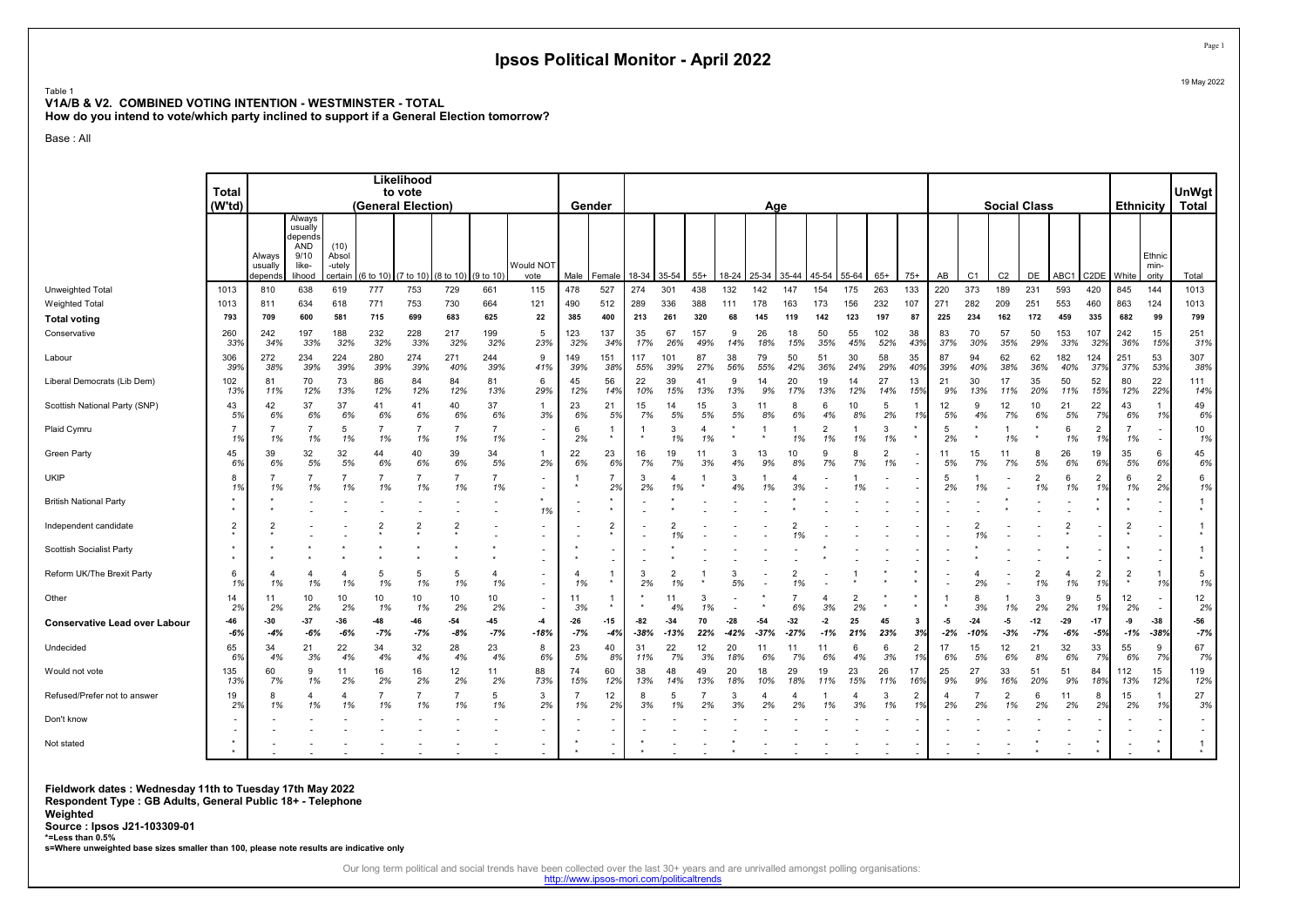# Ipsos Political Monitor - April 2022

Table 1
**V1A/B & V2. COMBINED VOTING INTENTION - WESTMINSTER - TOTAL**
**How do you intend to vote/which party inclined to support if a General Election tomorrow?**

Base : All

| | Total (W'td) | Likelihood to vote (General Election) | | | | | | | | Gender | | Age | | | | | | | | | | Social Class | | | | | | Ethnicity | | UnWgt Total |
|---|---|---|---|---|---|---|---|---|---|---|---|---|---|---|---|---|---|---|---|---|---|---|---|---|---|---|---|---|---|---|
| | | Always usually depends | Always usually depends AND 9/10 like-lihood | (10) Absol-utely certain | (6 to 10) | (7 to 10) | (8 to 10) | (9 to 10) | Would NOT vote | Male | Female | 18-34 | 35-54 | 55+ | 18-24 | 25-34 | 35-44 | 45-54 | 55-64 | 65+ | 75+ | AB | C1 | C2 | DE | ABC1 | C2DE | White | Ethnic min-ority | Total |
| Unweighted Total | 1013 | 810 | 638 | 619 | 777 | 753 | 729 | 661 | 115 | 478 | 527 | 274 | 301 | 438 | 132 | 142 | 147 | 154 | 175 | 263 | 133 | 220 | 373 | 189 | 231 | 593 | 420 | 845 | 144 | 1013 |
| Weighted Total | 1013 | 811 | 634 | 618 | 771 | 753 | 730 | 664 | 121 | 490 | 512 | 289 | 336 | 388 | 111 | 178 | 163 | 173 | 156 | 232 | 107 | 271 | 282 | 209 | 251 | 553 | 460 | 863 | 124 | 1013 |
| **Total voting** | **793** | **709** | **600** | **581** | **715** | **699** | **683** | **625** | **22** | **385** | **400** | **213** | **261** | **320** | **68** | **145** | **119** | **142** | **123** | **197** | **87** | **225** | **234** | **162** | **172** | **459** | **335** | **682** | **99** | **799** |
| Conservative | 260 | 242 | 197 | 188 | 232 | 228 | 217 | 199 | 5 | 123 | 137 | 35 | 67 | 157 | 9 | 26 | 18 | 50 | 55 | 102 | 38 | 83 | 70 | 57 | 50 | 153 | 107 | 242 | 15 | 251 |
| | 33% | 34% | 33% | 32% | 32% | 33% | 32% | 32% | 23% | 32% | 34% | 17% | 26% | 49% | 14% | 18% | 15% | 35% | 45% | 52% | 43% | 37% | 30% | 35% | 29% | 33% | 32% | 36% | 15% | 31% |
| Labour | 306 | 272 | 234 | 224 | 280 | 274 | 271 | 244 | 9 | 149 | 151 | 117 | 101 | 87 | 38 | 79 | 50 | 51 | 30 | 58 | 35 | 87 | 94 | 62 | 62 | 182 | 124 | 251 | 53 | 307 |
| | 39% | 38% | 39% | 39% | 39% | 39% | 40% | 39% | 41% | 39% | 38% | 55% | 39% | 27% | 56% | 55% | 42% | 36% | 24% | 29% | 40% | 39% | 40% | 38% | 36% | 40% | 37% | 37% | 53% | 38% |
| Liberal Democrats (Lib Dem) | 102 | 81 | 70 | 73 | 86 | 84 | 84 | 81 | 6 | 45 | 56 | 22 | 39 | 41 | 9 | 14 | 20 | 19 | 14 | 27 | 13 | 21 | 30 | 17 | 35 | 50 | 52 | 80 | 22 | 111 |
| | 13% | 11% | 12% | 13% | 12% | 12% | 12% | 13% | 29% | 12% | 14% | 10% | 15% | 13% | 13% | 9% | 17% | 13% | 12% | 14% | 15% | 9% | 13% | 11% | 20% | 11% | 15% | 12% | 22% | 14% |
| Scottish National Party (SNP) | 43 | 42 | 37 | 37 | 41 | 41 | 40 | 37 | 1 | 23 | 21 | 15 | 14 | 15 | 3 | 11 | 8 | 6 | 10 | 5 | 1 | 12 | 9 | 12 | 10 | 21 | 22 | 43 | 1 | 49 |
| | 5% | 6% | 6% | 6% | 6% | 6% | 6% | 6% | 3% | 6% | 5% | 7% | 5% | 5% | 5% | 8% | 6% | 4% | 8% | 2% | 1% | 5% | 4% | 7% | 6% | 5% | 7% | 6% | 1% | 6% |
| Plaid Cymru | 7 | 7 | 7 | 5 | 7 | 7 | 7 | 7 | - | 6 | 1 | 1 | 3 | 4 | * | 1 | 1 | 2 | 1 | 3 | * | 5 | * | 1 | * | 6 | 2 | 7 | - | 10 |
| | 1% | 1% | 1% | 1% | 1% | 1% | 1% | 1% | - | 2% | * | * | 1% | 1% | * | * | 1% | 1% | 1% | 1% | * | 2% | * | 1% | * | 1% | 1% | 1% | - | 1% |
| Green Party | 45 | 39 | 32 | 32 | 44 | 40 | 39 | 34 | 1 | 22 | 23 | 16 | 19 | 11 | 3 | 13 | 10 | 9 | 8 | 2 | - | 11 | 15 | 11 | 8 | 26 | 19 | 35 | 6 | 45 |
| | 6% | 6% | 5% | 5% | 6% | 6% | 6% | 5% | 2% | 6% | 6% | 7% | 7% | 3% | 4% | 9% | 8% | 7% | 7% | 1% | - | 5% | 7% | 7% | 5% | 6% | 6% | 5% | 6% | 6% |
| UKIP | 8 | 7 | 7 | 7 | 7 | 7 | 7 | 7 | - | 1 | 7 | 3 | 4 | 1 | 3 | 1 | 4 | - | 1 | - | - | 5 | 1 | - | 2 | 6 | 2 | 6 | 2 | 6 |
| | 1% | 1% | 1% | 1% | 1% | 1% | 1% | 1% | - | * | 2% | 2% | 1% | * | 4% | 1% | 3% | - | 1% | - | - | 2% | 1% | - | 1% | 1% | 1% | 1% | 2% | 1% |
| British National Party | * | * | - | - | - | - | - | - | * | - | * | - | * | - | - | - | * | - | - | - | - | - | - | * | - | - | * | * | - | 1 |
| | * | * | - | - | - | - | - | - | 1% | - | * | - | * | - | - | - | * | - | - | - | - | - | - | * | - | - | * | * | - | * |
| Independent candidate | 2 | 2 | - | - | 2 | 2 | 2 | - | - | - | 2 | - | 2 | - | - | - | 2 | - | - | - | - | - | 2 | - | - | 2 | - | 2 | - | 1 |
| | * | * | - | - | * | * | * | - | - | - | * | - | 1% | - | - | - | 1% | - | - | - | - | - | 1% | - | - | * | - | * | - | * |
| Scottish Socialist Party | * | * | * | * | * | * | * | * | - | * | - | - | * | - | - | - | - | * | - | - | - | - | * | - | - | * | - | * | - | 1 |
| | * | * | * | * | * | * | * | * | - | * | - | - | * | - | - | - | - | * | - | - | - | - | * | - | - | * | - | * | - | * |
| Reform UK/The Brexit Party | 6 | 4 | 4 | 4 | 5 | 5 | 5 | 4 | - | 4 | 1 | 3 | 2 | 1 | 3 | - | 2 | - | 1 | * | * | - | 4 | - | 2 | 4 | 2 | 2 | 1 | 5 |
| | 1% | 1% | 1% | 1% | 1% | 1% | 1% | 1% | - | 1% | * | 2% | 1% | * | 5% | - | 1% | - | * | * | * | - | 2% | - | 1% | 1% | 1% | * | 1% | 1% |
| Other | 14 | 11 | 10 | 10 | 10 | 10 | 10 | 10 | - | 11 | 1 | * | 11 | 3 | - | * | 7 | 4 | 2 | * | * | 1 | 8 | 1 | 3 | 9 | 5 | 12 | - | 12 |
| | 2% | 2% | 2% | 2% | 1% | 1% | 2% | 2% | - | 2% | * | * | 4% | 1% | - | * | 6% | 3% | 2% | * | * | * | 3% | 1% | 2% | 2% | 1% | 2% | - | 2% |
| **Conservative Lead over Labour** | -46 | -30 | -37 | -36 | -48 | -46 | -54 | -45 | -4 | -26 | -15 | -82 | -34 | 70 | -28 | -54 | -32 | -2 | 25 | 45 | 3 | -5 | -24 | -5 | -12 | -29 | -17 | -9 | -38 | -56 |
| | -6% | -4% | -6% | -6% | -7% | -7% | -8% | -7% | -18% | -7% | -4% | -38% | -13% | 22% | -42% | -37% | -27% | -1% | 21% | 23% | 3% | -2% | -10% | -3% | -7% | -6% | -5% | -1% | -38% | -7% |
| Undecided | 65 | 34 | 21 | 22 | 34 | 32 | 28 | 23 | 8 | 23 | 40 | 31 | 22 | 12 | 20 | 11 | 11 | 11 | 6 | 6 | 2 | 17 | 15 | 12 | 21 | 32 | 33 | 55 | 9 | 67 |
| | 6% | 4% | 3% | 4% | 4% | 4% | 4% | 4% | 6% | 5% | 8% | 11% | 7% | 3% | 18% | 6% | 7% | 6% | 4% | 3% | 1% | 6% | 5% | 6% | 8% | 6% | 7% | 6% | 7% | 7% |
| Would not vote | 135 | 60 | 9 | 11 | 16 | 16 | 12 | 11 | 88 | 74 | 60 | 38 | 48 | 49 | 20 | 18 | 29 | 19 | 23 | 26 | 17 | 25 | 27 | 33 | 51 | 51 | 84 | 112 | 15 | 119 |
| | 13% | 7% | 1% | 2% | 2% | 2% | 2% | 2% | 73% | 15% | 12% | 13% | 14% | 13% | 18% | 10% | 18% | 11% | 15% | 11% | 16% | 9% | 9% | 16% | 20% | 9% | 18% | 13% | 12% | 12% |
| Refused/Prefer not to answer | 19 | 8 | 4 | 4 | 7 | 7 | 7 | 5 | 3 | 7 | 12 | 8 | 5 | 7 | 3 | 4 | 4 | 1 | 4 | 3 | 2 | 4 | 7 | 2 | 6 | 11 | 8 | 15 | 1 | 27 |
| | 2% | 1% | 1% | 1% | 1% | 1% | 1% | 1% | 2% | 1% | 2% | 3% | 1% | 2% | 3% | 2% | 2% | 1% | 3% | 1% | 1% | 2% | 2% | 1% | 2% | 2% | 2% | 2% | 1% | 3% |
| Don't know | - | - | - | - | - | - | - | - | - | - | - | - | - | - | - | - | - | - | - | - | - | - | - | - | - | - | - | - | - | - |
| | - | - | - | - | - | - | - | - | - | - | - | - | - | - | - | - | - | - | - | - | - | - | - | - | - | - | - | - | - | - |
| Not stated | * | - | - | - | - | - | - | - | - | * | - | * | - | - | * | - | - | - | - | - | - | - | - | - | * | - | * | - | * | 1 |
| | * | - | - | - | - | - | - | - | - | * | - | * | - | - | * | - | - | - | - | - | - | - | - | - | * | - | * | - | * | * |

**Fieldwork dates : Wednesday 11th to Tuesday 17th May 2022**
**Respondent Type : GB Adults, General Public 18+ - Telephone**
**Weighted**
**Source : Ipsos J21-103309-01**
***=Less than 0.5%**
**s=Where unweighted base sizes smaller than 100, please note results are indicative only**

Our long term political and social trends have been collected over the last 30+ years and are unrivalled amongst polling organisations:
http://www.ipsos-mori.com/politicaltrends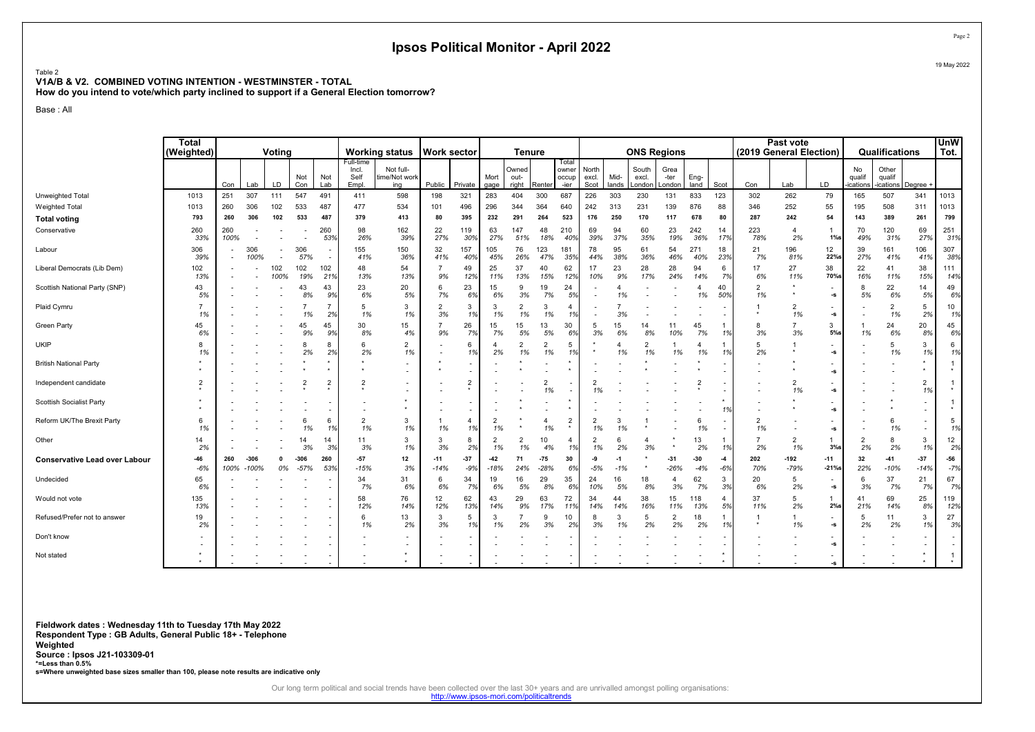# Ipsos Political Monitor - April 2022

Table 2
**V1A/B & V2. COMBINED VOTING INTENTION - WESTMINSTER - TOTAL**
**How do you intend to vote/which party inclined to support if a General Election tomorrow?**

Base : All

| | Total (Weighted) | Voting | | | | | Working status | | Work sector | | Tenure | | | | ONS Regions | | | | | | Past vote (2019 General Election) | | | Qualifications | | | UnW Tot. |
|---|---|---|---|---|---|---|---|---|---|---|---|---|---|---|---|---|---|---|---|---|---|---|---|---|---|---|---|
| | | Con | Lab | LD | Not Con | Not Lab | Full-time Incl. Self Empl. | Not full-time/Not working | Public | Private | Mortgage | Owned outright | Renter | Total owner-ier | North excl. Scot | Midlands | South excl. London | Greater London | England | Scot | Con | Lab | LD | No qualifications | Other qualifications | Degree + | |
| Unweighted Total | 1013 | 251 | 307 | 111 | 547 | 491 | 411 | 598 | 198 | 321 | 283 | 404 | 300 | 687 | 226 | 303 | 230 | 131 | 833 | 123 | 302 | 262 | 79 | 165 | 507 | 341 | 1013 |
| Weighted Total | 1013 | 260 | 306 | 102 | 533 | 487 | 477 | 534 | 101 | 496 | 296 | 344 | 364 | 640 | 242 | 313 | 231 | 139 | 876 | 88 | 346 | 252 | 55 | 195 | 508 | 311 | 1013 |
| **Total voting** | **793** | **260** | **306** | **102** | **533** | **487** | **379** | **413** | **80** | **395** | **232** | **291** | **264** | **523** | **176** | **250** | **170** | **117** | **678** | **80** | **287** | **242** | **54** | **143** | **389** | **261** | **799** |
| Conservative | 260 | 260 | - | - | - | 260 | 98 | 162 | 22 | 119 | 63 | 147 | 48 | 210 | 69 | 94 | 60 | 23 | 242 | 14 | 223 | 4 | 1 | 70 | 120 | 69 | 251 |
| | 33% | 100% | - | - | - | 53% | 26% | 39% | 27% | 30% | 27% | 51% | 18% | 40% | 39% | 37% | 35% | 19% | 36% | 17% | 78% | 2% | 1%s | 49% | 31% | 27% | 31% |
| Labour | 306 | - | 306 | - | 306 | - | 155 | 150 | 32 | 157 | 105 | 76 | 123 | 181 | 78 | 95 | 61 | 54 | 271 | 18 | 21 | 196 | 12 | 39 | 161 | 106 | 307 |
| | 39% | - | 100% | - | 57% | - | 41% | 36% | 41% | 40% | 45% | 26% | 47% | 35% | 44% | 38% | 36% | 46% | 40% | 23% | 7% | 81% | 22%s | 27% | 41% | 41% | 38% |
| Liberal Democrats (Lib Dem) | 102 | - | - | 102 | 102 | 102 | 48 | 54 | 7 | 49 | 25 | 37 | 40 | 62 | 17 | 23 | 28 | 28 | 94 | 6 | 17 | 27 | 38 | 22 | 41 | 38 | 111 |
| | 13% | - | - | 100% | 19% | 21% | 13% | 13% | 9% | 12% | 11% | 13% | 15% | 12% | 10% | 9% | 17% | 24% | 14% | 7% | 6% | 11% | 70%s | 16% | 11% | 15% | 14% |
| Scottish National Party (SNP) | 43 | - | - | - | 43 | 43 | 23 | 20 | 6 | 23 | 15 | 9 | 19 | 24 | - | 4 | - | - | 4 | 40 | 2 | * | - | 8 | 22 | 14 | 49 |
| | 5% | - | - | - | 8% | 9% | 6% | 5% | 7% | 6% | 6% | 3% | 7% | 5% | - | 1% | - | - | 1% | 50% | 1% | * | -s | 5% | 6% | 5% | 6% |
| Plaid Cymru | 7 | - | - | - | 7 | 7 | 5 | 3 | 2 | 3 | 3 | 2 | 3 | 4 | - | 7 | - | - | - | - | 1 | 2 | - | - | 2 | 5 | 10 |
| | 1% | - | - | - | 1% | 2% | 1% | 1% | 3% | 1% | 1% | 1% | 1% | 1% | - | 3% | - | - | - | - | * | 1% | -s | - | 1% | 2% | 1% |
| Green Party | 45 | - | - | - | 45 | 45 | 30 | 15 | 7 | 26 | 15 | 15 | 13 | 30 | 5 | 15 | 14 | 11 | 45 | 1 | 8 | 7 | 3 | 1 | 24 | 20 | 45 |
| | 6% | - | - | - | 9% | 9% | 8% | 4% | 9% | 7% | 7% | 5% | 5% | 6% | 3% | 6% | 8% | 10% | 7% | 1% | 3% | 3% | 5%s | 1% | 6% | 8% | 6% |
| UKIP | 8 | - | - | - | 8 | 8 | 6 | 2 | - | 6 | 4 | 2 | 2 | 5 | * | 4 | 2 | 1 | 4 | 1 | 5 | 1 | - | - | 5 | 3 | 6 |
| | 1% | - | - | - | 2% | 2% | 2% | 1% | - | 1% | 2% | 1% | 1% | 1% | * | 1% | 1% | 1% | 1% | 1% | 2% | * | -s | - | 1% | 1% | 1% |
| British National Party | * | - | - | - | * | * | * | - | * | - | - | * | - | * | - | - | * | - | * | - | - | * | - | - | - | * | 1 |
| | * | - | - | - | * | * | * | - | * | - | - | * | - | * | - | - | * | - | * | - | - | * | -s | - | - | * | * |
| Independent candidate | 2 | - | - | - | 2 | 2 | 2 | - | - | 2 | - | - | 2 | - | 2 | - | - | - | 2 | - | - | 2 | - | - | - | 2 | 1 |
| | * | - | - | - | * | * | * | - | - | * | - | - | 1% | - | 1% | - | - | - | * | - | - | 1% | -s | - | - | 1% | * |
| Scottish Socialist Party | * | - | - | - | - | - | - | * | - | - | - | * | - | * | - | - | - | - | - | * | - | * | - | - | * | - | 1 |
| | * | - | - | - | - | - | - | * | - | - | - | * | - | * | - | - | - | - | - | 1% | - | * | -s | - | * | - | * |
| Reform UK/The Brexit Party | 6 | - | - | - | 6 | 6 | 2 | 3 | 1 | 4 | 2 | * | 4 | 2 | 2 | 3 | 1 | - | 6 | - | 2 | - | - | - | 6 | - | 5 |
| | 1% | - | - | - | 1% | 1% | 1% | 1% | 1% | 1% | 1% | * | 1% | * | 1% | 1% | * | - | 1% | - | 1% | - | -s | - | 1% | - | 1% |
| Other | 14 | - | - | - | 14 | 14 | 11 | 3 | 3 | 8 | 2 | 2 | 10 | 4 | 2 | 6 | 4 | * | 13 | 1 | 7 | 2 | 1 | 2 | 8 | 3 | 12 |
| | 2% | - | - | - | 3% | 3% | 3% | 1% | 3% | 2% | 1% | 1% | 4% | 1% | 1% | 2% | 3% | * | 2% | 1% | 2% | 1% | 3%s | 2% | 2% | 1% | 2% |
| **Conservative Lead over Labour** | **-46** | **260** | **-306** | **0** | **-306** | **260** | **-57** | **12** | **-11** | **-37** | **-42** | **71** | **-75** | **30** | **-9** | **-1** | ***** | **-31** | **-30** | **-4** | **202** | **-192** | **-11** | **32** | **-41** | **-37** | **-56** |
| | -6% | 100% | -100% | 0% | -57% | 53% | -15% | 3% | -14% | -9% | -18% | 24% | -28% | 6% | -5% | -1% | * | -26% | -4% | -6% | 70% | -79% | -21%s | 22% | -10% | -14% | -7% |
| Undecided | 65 | - | - | - | - | - | 34 | 31 | 6 | 34 | 19 | 16 | 29 | 35 | 24 | 16 | 18 | 4 | 62 | 3 | 20 | 5 | - | 6 | 37 | 21 | 67 |
| | 6% | - | - | - | - | - | 7% | 6% | 6% | 7% | 6% | 5% | 8% | 6% | 10% | 5% | 8% | 3% | 7% | 3% | 6% | 2% | -s | 3% | 7% | 7% | 7% |
| Would not vote | 135 | - | - | - | - | - | 58 | 76 | 12 | 62 | 43 | 29 | 63 | 72 | 34 | 44 | 38 | 15 | 118 | 4 | 37 | 5 | 1 | 41 | 69 | 25 | 119 |
| | 13% | - | - | - | - | - | 12% | 14% | 12% | 13% | 14% | 9% | 17% | 11% | 14% | 14% | 16% | 11% | 13% | 5% | 11% | 2% | 2%s | 21% | 14% | 8% | 12% |
| Refused/Prefer not to answer | 19 | - | - | - | - | - | 6 | 13 | 3 | 5 | 3 | 7 | 9 | 10 | 8 | 3 | 5 | 2 | 18 | 1 | 1 | 1 | - | 5 | 11 | 3 | 27 |
| | 2% | - | - | - | - | - | 1% | 2% | 3% | 1% | 1% | 2% | 3% | 2% | 3% | 1% | 2% | 2% | 2% | 1% | * | 1% | -s | 2% | 2% | 1% | 3% |
| Don't know | - | - | - | - | - | - | - | - | - | - | - | - | - | - | - | - | - | - | - | - | - | - | - | - | - | - | - |
| | - | - | - | - | - | - | - | - | - | - | - | - | - | - | - | - | - | - | - | - | - | - | -s | - | - | - | - |
| Not stated | * | - | - | - | - | - | - | * | - | - | - | - | - | - | - | - | - | - | - | * | - | - | - | - | - | * | 1 |
| | * | - | - | - | - | - | - | * | - | - | - | - | - | - | - | - | - | - | - | * | - | - | -s | - | - | * | * |

**Fieldwork dates : Wednesday 11th to Tuesday 17th May 2022**
**Respondent Type : GB Adults, General Public 18+ - Telephone**
**Weighted**
**Source : Ipsos J21-103309-01**
***=Less than 0.5%**
**s=Where unweighted base sizes smaller than 100, please note results are indicative only**

Our long term political and social trends have been collected over the last 30+ years and are unrivalled amongst polling organisations:
http://www.ipsos-mori.com/politicaltrends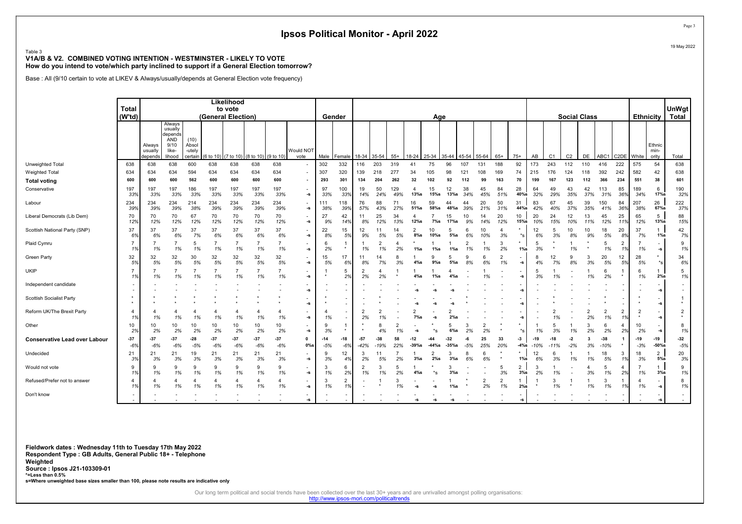Table 3
**V1A/B & V2. COMBINED VOTING INTENTION - WESTMINSTER - LIKELY TO VOTE**
**How do you intend to vote/which party inclined to support if a General Election tomorrow?**

Base : All (9/10 certain to vote at LIKEV & Always/usually/depends at General Election vote frequency)

| | Total (W'td) | Likelihood to vote (General Election) | | | | | | | | Gender | | Age | | | | | | | | | | Social Class | | | | | | Ethnicity | | UnWgt Total |
|---|---|---|---|---|---|---|---|---|---|---|---|---|---|---|---|---|---|---|---|---|---|---|---|---|---|---|---|---|---|---|
| | | Always usually depends | Always usually depends AND 9/10 like-lihood | (10) Absol-utely certain | (6 to 10) | (7 to 10) | (8 to 10) | (9 to 10) | Would NOT vote | Male | Female | 18-34 | 35-54 | 55+ | 18-24 | 25-34 | 35-44 | 45-54 | 55-64 | 65+ | 75+ | AB | C1 | C2 | DE | ABC1 | C2DE | White | Ethnic min-ority | Total |
| Unweighted Total | 638 | 638 | 638 | 600 | 638 | 638 | 638 | 638 | - | 302 | 332 | 116 | 203 | 319 | 41 | 75 | 96 | 107 | 131 | 188 | 92 | 173 | 243 | 112 | 110 | 416 | 222 | 575 | 54 | 638 |
| Weighted Total | 634 | 634 | 634 | 594 | 634 | 634 | 634 | 634 | - | 307 | 320 | 139 | 218 | 277 | 34 | 105 | 98 | 121 | 108 | 169 | 74 | 215 | 176 | 124 | 118 | 392 | 242 | 582 | 42 | 638 |
| **Total voting** | **600** | **600** | **600** | **562** | **600** | **600** | **600** | **600** | **-** | **293** | **301** | **134** | **204** | **262** | **32** | **102** | **92** | **112** | **99** | **163** | **70** | **199** | **167** | **123** | **112** | **366** | **234** | **551** | **38** | **601** |
| Conservative | 197<br>33% | 197<br>33% | 197<br>33% | 186<br>33% | 197<br>33% | 197<br>33% | 197<br>33% | 197<br>33% | -<br>-s | 97<br>33% | 100<br>33% | 19<br>14% | 50<br>24% | 129<br>49% | 4<br>13%s | 15<br>15%s | 12<br>13%s | 38<br>34% | 45<br>45% | 84<br>51% | 28<br>40%s | 64<br>32% | 49<br>29% | 43<br>35% | 42<br>37% | 113<br>31% | 85<br>36% | 189<br>34% | 6<br>17%s | 190<br>32% |
| Labour | 234<br>39% | 234<br>39% | 234<br>39% | 214<br>38% | 234<br>39% | 234<br>39% | 234<br>39% | 234<br>39% | -<br>-s | 111<br>38% | 118<br>39% | 76<br>57% | 88<br>43% | 71<br>27% | 16<br>51%s | 59<br>58%s | 44<br>48%s | 44<br>39% | 20<br>21% | 50<br>31% | 31<br>44%s | 83<br>42% | 67<br>40% | 45<br>37% | 39<br>35% | 150<br>41% | 84<br>36% | 207<br>38% | 26<br>67%s | 222<br>37% |
| Liberal Democrats (Lib Dem) | 70<br>12% | 70<br>12% | 70<br>12% | 67<br>12% | 70<br>12% | 70<br>12% | 70<br>12% | 70<br>12% | -<br>-s | 27<br>9% | 42<br>14% | 11<br>8% | 25<br>12% | 34<br>13% | 4<br>12%s | 7<br>7%s | 15<br>17%s | 10<br>9% | 14<br>14% | 20<br>12% | 10<br>15%s | 20<br>10% | 24<br>15% | 12<br>10% | 13<br>11% | 45<br>12% | 25<br>11% | 65<br>12% | 5<br>13%s | 88<br>15% |
| Scottish National Party (SNP) | 37<br>6% | 37<br>6% | 37<br>6% | 37<br>7% | 37<br>6% | 37<br>6% | 37<br>6% | 37<br>6% | -<br>-s | 22<br>8% | 15<br>5% | 12<br>9% | 11<br>5% | 14<br>5% | 2<br>8%s | 10<br>10%s | 5<br>5%s | 6<br>6% | 10<br>10% | 4<br>3% | *<br>*s | 12<br>6% | 5<br>3% | 10<br>8% | 10<br>9% | 18<br>5% | 20<br>8% | 37<br>7% | 1<br>1%s | 42<br>7% |
| Plaid Cymru | 7<br>1% | 7<br>1% | 7<br>1% | 5<br>1% | 7<br>1% | 7<br>1% | 7<br>1% | 7<br>1% | -<br>-s | 6<br>2% | 1<br>* | 1<br>1% | 2<br>1% | 4<br>2% | *<br>1%s | 1<br>1%s | 1<br>1%s | 2<br>1% | 1<br>1% | 3<br>2% | *<br>1%s | 5<br>3% | *<br>* | 1<br>1% | *<br>* | 5<br>1% | 2<br>1% | 7<br>1% | -<br>-s | 9<br>1% |
| Green Party | 32<br>5% | 32<br>5% | 32<br>5% | 30<br>5% | 32<br>5% | 32<br>5% | 32<br>5% | 32<br>5% | -<br>-s | 15<br>5% | 17<br>6% | 11<br>8% | 14<br>7% | 8<br>3% | 1<br>4%s | 9<br>9%s | 5<br>5%s | 9<br>8% | 6<br>6% | 2<br>1% | -<br>-s | 8<br>4% | 12<br>7% | 9<br>8% | 3<br>3% | 20<br>5% | 12<br>5% | 28<br>5% | *<br>*s | 34<br>6% |
| UKIP | 7<br>1% | 7<br>1% | 7<br>1% | 7<br>1% | 7<br>1% | 7<br>1% | 7<br>1% | 7<br>1% | -<br>-s | 1<br>* | 5<br>2% | 2<br>2% | 4<br>2% | 1<br>* | 1<br>4%s | 1<br>1%s | 4<br>4%s | - | 1<br>1% | - | -<br>-s | 5<br>3% | 1<br>1% | - | 1<br>1% | 6<br>2% | 1<br>* | 6<br>1% | 1<br>2%s | 5<br>1% |
| Independent candidate | - | - | - | - | - | - | - | - | -<br>-s | - | - | - | - | - | -<br>-s | -<br>-s | -<br>-s | - | - | - | -<br>-s | - | - | - | - | - | - | - | -<br>-s | - |
| Scottish Socialist Party | *<br>* | *<br>* | *<br>* | *<br>* | *<br>* | *<br>* | *<br>* | *<br>* | -<br>-s | *<br>* | - | - | *<br>* | - | -<br>-s | -<br>-s | *<br>-s | * | - | - | -<br>-s | - | *<br>* | - | - | *<br>* | - | *<br>* | -<br>-s | 1<br>* |
| Reform UK/The Brexit Party | 4<br>1% | 4<br>1% | 4<br>1% | 4<br>1% | 4<br>1% | 4<br>1% | 4<br>1% | 4<br>1% | -<br>-s | 4<br>1% | - | 2<br>2% | 2<br>1% | - | 2<br>7%s | -<br>-s | 2<br>2%s | - | - | - | -<br>-s | - | 2<br>1% | - | 2<br>2% | 2<br>1% | 2<br>1% | 2<br>* | -<br>-s | 2<br>* |
| Other | 10<br>2% | 10<br>2% | 10<br>2% | 10<br>2% | 10<br>2% | 10<br>2% | 10<br>2% | 10<br>2% | -<br>-s | 9<br>3% | 1<br>* | *<br>* | 8<br>4% | 2<br>1% | -<br>-s | *<br>*s | 5<br>6%s | 3<br>2% | 2<br>2% | *<br>* | *<br>*s | 1<br>1% | 5<br>3% | 1<br>1% | 3<br>2% | 6<br>2% | 4<br>2% | 10<br>2% | -<br>-s | 8<br>1% |
| **Conservative Lead over Labour** | **-37**<br>-6% | **-37**<br>-6% | **-37**<br>-6% | **-28**<br>-5% | **-37**<br>-6% | **-37**<br>-6% | **-37**<br>-6% | **-37**<br>-6% | **0**<br>0%s | **-14**<br>-5% | **-18**<br>-6% | **-57**<br>-42% | **-38**<br>-19% | **58**<br>22% | **-12**<br>-39%s | **-44**<br>-44%s | **-32**<br>-35%s | **-6**<br>-5% | **25**<br>25% | **33**<br>20% | **-3**<br>-4%s | **-19**<br>-10% | **-18**<br>-11% | **-2**<br>-2% | **3**<br>3% | **-38**<br>-10% | **1**<br>* | **-19**<br>-3% | **-19**<br>-50%s | **-32**<br>-5% |
| Undecided | 21<br>3% | 21<br>3% | 21<br>3% | 19<br>3% | 21<br>3% | 21<br>3% | 21<br>3% | 21<br>3% | -<br>-s | 9<br>3% | 12<br>4% | 3<br>2% | 11<br>5% | 7<br>2% | 1<br>3%s | 2<br>2%s | 3<br>3%s | 8<br>6% | 6<br>6% | *<br>* | *<br>1%s | 12<br>6% | 6<br>3% | 1<br>1% | 1<br>1% | 18<br>5% | 3<br>1% | 18<br>3% | 2<br>5%s | 20<br>3% |
| Would not vote | 9<br>1% | 9<br>1% | 9<br>1% | 9<br>1% | 9<br>1% | 9<br>1% | 9<br>1% | 9<br>1% | -<br>-s | 3<br>1% | 6<br>2% | 2<br>1% | 3<br>1% | 5<br>2% | 1<br>4%s | *<br>*s | 3<br>3%s | - | - | 5<br>3% | 2<br>3%s | 3<br>2% | 1<br>1% | - | 4<br>3% | 5<br>1% | 4<br>2% | 7<br>1% | 1<br>3%s | 9<br>1% |
| Refused/Prefer not to answer | 4<br>1% | 4<br>1% | 4<br>1% | 4<br>1% | 4<br>1% | 4<br>1% | 4<br>1% | 4<br>1% | -<br>-s | 3<br>1% | 2<br>1% | - | 1<br>* | 3<br>1% | -<br>-s | -<br>-s | 1<br>1%s | *<br>* | 2<br>2% | 2<br>1% | 1<br>2%s | 1<br>* | 3<br>1% | 1<br>* | 1<br>1% | 3<br>1% | 1<br>1% | 4<br>1% | -<br>-s | 8<br>1% |
| Don't know | - | - | - | - | - | - | - | - | -<br>-s | - | - | - | - | - | -<br>-s | -<br>-s | -<br>-s | - | - | - | -<br>-s | - | - | - | - | - | - | - | -<br>-s | - |

**Fieldwork dates : Wednesday 11th to Tuesday 17th May 2022**
**Respondent Type : GB Adults, General Public 18+ - Telephone**
**Weighted**
**Source : Ipsos J21-103309-01**
***=Less than 0.5%**
**s=Where unweighted base sizes smaller than 100, please note results are indicative only**

Our long term political and social trends have been collected over the last 30+ years and are unrivalled amongst polling organisations:
http://www.ipsos-mori.com/politicaltrends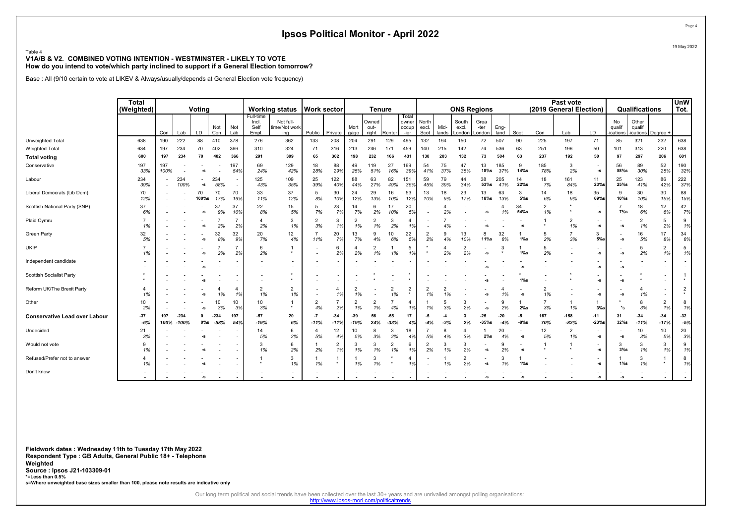# Ipsos Political Monitor - April 2022

19 May 2022

Table 4
**V1A/B & V2. COMBINED VOTING INTENTION - WESTMINSTER - LIKELY TO VOTE**
**How do you intend to vote/which party inclined to support if a General Election tomorrow?**

Base : All (9/10 certain to vote at LIKEV & Always/usually/depends at General Election vote frequency)

| | Total (Weighted) | Voting | | | | | Working status | | Work sector | | Tenure | | | | | ONS Regions | | | | | | Past vote (2019 General Election) | | | Qualifications | | | UnW Tot. |
|---|---|---|---|---|---|---|---|---|---|---|---|---|---|---|---|---|---|---|---|---|---|---|---|---|---|---|---|---|
| | | Con | Lab | LD | Not Con | Not Lab | Full-time Incl. Self Empl. | Not full-time/Not working | Public | Private | Mortgage | Owned outright | Renter | Total owner occupier | North excl. Scot | Midlands | South excl. London | Greater London | England | Scot | Con | Lab | LD | No qualifications | Other qualifications | Degree + | |
| Unweighted Total | 638 | 190 | 222 | 88 | 410 | 378 | 276 | 362 | 133 | 208 | 204 | 291 | 129 | 495 | 132 | 194 | 150 | 72 | 507 | 90 | 225 | 197 | 71 | 85 | 321 | 232 | 638 |
| Weighted Total | 634 | 197 | 234 | 70 | 402 | 366 | 310 | 324 | 71 | 316 | 213 | 246 | 171 | 459 | 140 | 215 | 142 | 74 | 536 | 63 | 251 | 196 | 50 | 101 | 313 | 220 | 638 |
| **Total voting** | **600** | **197** | **234** | **70** | **402** | **366** | **291** | **309** | **65** | **302** | **198** | **232** | **166** | **431** | **130** | **203** | **132** | **73** | **504** | **63** | **237** | **192** | **50** | **97** | **297** | **206** | **601** |
| Conservative | 197 | 197 | - | - | - | 197 | 69 | 129 | 18 | 88 | 49 | 119 | 27 | 169 | 54 | 75 | 47 | 13 | 185 | 9 | 185 | 3 | - | 56 | 89 | 52 | 190 |
| | 33% | 100% | - | -s | - | 54% | 24% | 42% | 28% | 29% | 25% | 51% | 16% | 39% | 41% | 37% | 35% | 18%s | 37% | 14%s | 78% | 2% | -s | 58%s | 30% | 25% | 32% |
| Labour | 234 | - | 234 | - | 234 | - | 125 | 109 | 25 | 122 | 88 | 63 | 82 | 151 | 59 | 79 | 44 | 38 | 205 | 14 | 18 | 161 | 11 | 25 | 123 | 86 | 222 |
| | 39% | - | 100% | -s | 58% | - | 43% | 35% | 39% | 40% | 44% | 27% | 49% | 35% | 45% | 39% | 34% | 53%s | 41% | 22%s | 7% | 84% | 23%s | 25%s | 41% | 42% | 37% |
| Liberal Democrats (Lib Dem) | 70 | - | - | 70 | 70 | 70 | 33 | 37 | 5 | 30 | 24 | 29 | 16 | 53 | 13 | 18 | 23 | 13 | 63 | 3 | 14 | 18 | 35 | 9 | 30 | 30 | 88 |
| | 12% | - | - | 100%s | 17% | 19% | 11% | 12% | 8% | 10% | 12% | 13% | 10% | 12% | 10% | 9% | 17% | 18%s | 13% | 5%s | 6% | 9% | 69%s | 10%s | 10% | 15% | 15% |
| Scottish National Party (SNP) | 37 | - | - | - | 37 | 37 | 22 | 15 | 5 | 23 | 14 | 6 | 17 | 20 | - | - | - | - | 4 | 34 | 2 | * | - | 7 | 18 | 12 | 42 |
| | 6% | - | - | -s | 9% | 10% | 8% | 5% | 7% | 7% | 7% | 2% | 10% | 5% | - | 2% | - | -s | 1% | 54%s | 1% | * | -s | 7%s | 6% | 6% | 7% |
| Plaid Cymru | 7 | - | - | - | 7 | 7 | 4 | 3 | 2 | 3 | 2 | 2 | 3 | 4 | - | 7 | - | - | - | - | 1 | 2 | - | - | 2 | 5 | 9 |
| | 1% | - | - | -s | 2% | 2% | 2% | 1% | 3% | 1% | 1% | 1% | 2% | 1% | - | 4% | - | -s | - | -s | * | 1% | -s | -s | 1% | 2% | 1% |
| Green Party | 32 | - | - | - | 32 | 32 | 20 | 12 | 7 | 20 | 13 | 9 | 10 | 22 | 2 | 9 | 13 | 8 | 32 | 1 | 5 | 7 | 3 | - | 16 | 17 | 34 |
| | 5% | - | - | -s | 8% | 9% | 7% | 4% | 11% | 7% | 7% | 4% | 6% | 5% | 2% | 4% | 10% | 11%s | 6% | 1%s | 2% | 3% | 5%s | -s | 5% | 8% | 6% |
| UKIP | 7 | - | - | - | 7 | 7 | 6 | 1 | - | 6 | 4 | 2 | 1 | 5 | * | 4 | 2 | - | 3 | 1 | 5 | - | - | - | 5 | 2 | 5 |
| | 1% | - | - | -s | 2% | 2% | 2% | * | - | 2% | 2% | 1% | 1% | 1% | * | 2% | 2% | -s | * | 1%s | 2% | - | -s | -s | 2% | 1% | 1% |
| Independent candidate | - | - | - | - | - | - | - | - | - | - | - | - | - | - | - | - | - | - | - | - | - | - | - | - | - | - | - |
| | - | - | - | -s | - | - | - | - | - | - | - | - | - | - | - | - | - | -s | - | -s | - | - | -s | -s | - | - | - |
| Scottish Socialist Party | * | - | - | - | - | - | - | * | - | - | - | * | - | * | - | - | - | - | - | * | - | * | - | - | * | - | 1 |
| | * | - | - | -s | - | - | - | * | - | - | - | * | - | * | - | - | - | -s | - | 1%s | - | * | -s | -s | * | - | * |
| Reform UK/The Brexit Party | 4 | - | - | - | 4 | 4 | 2 | 2 | - | 4 | 2 | - | 2 | 2 | 2 | 2 | - | - | 4 | - | 2 | - | - | - | 4 | - | 2 |
| | 1% | - | - | -s | 1% | 1% | 1% | 1% | - | 1% | 1% | - | 1% | * | 1% | 1% | - | -s | 1% | -s | 1% | - | -s | -s | 1% | - | * |
| Other | 10 | - | - | - | 10 | 10 | 10 | 1 | 2 | 7 | 2 | 2 | 7 | 4 | 1 | 5 | 3 | - | 9 | 1 | 7 | 1 | 1 | * | 8 | 2 | 8 |
| | 2% | - | - | -s | 3% | 3% | 3% | * | 4% | 2% | 1% | 1% | 4% | 1% | 1% | 3% | 2% | -s | 2% | 2%s | 3% | 1% | 3%s | *s | 3% | 1% | 1% |
| **Conservative Lead over Labour** | **-37** | **197** | **-234** | **0** | **-234** | **197** | **-57** | **20** | **-7** | **-34** | **-39** | **56** | **-55** | **17** | **-5** | **-4** | **3** | **-25** | **-20** | **-5** | **167** | **-158** | **-11** | **31** | **-34** | **-34** | **-32** |
| | **-6%** | **100%** | **-100%** | **0%s** | **-58%** | **54%** | **-19%** | **6%** | **-11%** | **-11%** | **-19%** | **24%** | **-33%** | **4%** | **-4%** | **-2%** | **2%** | **-35%s** | **-4%** | **-8%s** | **70%** | **-82%** | **-23%s** | **32%s** | **-11%** | **-17%** | **-5%** |
| Undecided | 21 | - | - | - | - | - | 14 | 6 | 4 | 12 | 10 | 8 | 3 | 18 | 7 | 8 | 4 | 1 | 20 | - | 12 | 2 | - | - | 10 | 10 | 20 |
| | 3% | - | - | -s | - | - | 5% | 2% | 5% | 4% | 5% | 3% | 2% | 4% | 5% | 4% | 3% | 2%s | 4% | -s | 5% | 1% | -s | -s | 3% | 5% | 3% |
| Would not vote | 9 | - | - | - | - | - | 3 | 6 | 1 | 2 | 3 | 3 | 2 | 6 | 2 | 3 | 3 | - | 9 | - | 1 | 1 | - | 3 | 3 | 3 | 9 |
| | 1% | - | - | -s | - | - | 1% | 2% | 2% | 1% | 1% | 1% | 1% | 1% | 2% | 1% | 2% | -s | 2% | -s | * | * | -s | 3%s | 1% | 1% | 1% |
| Refused/Prefer not to answer | 4 | - | - | - | - | - | 1 | 3 | 1 | 1 | 1 | 3 | * | 4 | - | 1 | 2 | - | 3 | 1 | - | - | - | 1 | 3 | 1 | 8 |
| | 1% | - | - | -s | - | - | * | 1% | 1% | * | 1% | 1% | * | 1% | - | 1% | 2% | -s | 1% | 1%s | - | - | -s | 1%s | 1% | * | 1% |
| Don't know | - | - | - | - | - | - | - | - | - | - | - | - | - | - | - | - | - | - | - | - | - | - | - | - | - | - | - |
| | - | - | - | -s | - | - | - | - | - | - | - | - | - | - | - | - | - | -s | - | -s | - | - | -s | -s | - | - | - |

**Fieldwork dates : Wednesday 11th to Tuesday 17th May 2022**
**Respondent Type : GB Adults, General Public 18+ - Telephone**
**Weighted**
**Source : Ipsos J21-103309-01**
***=Less than 0.5%**
**s=Where unweighted base sizes smaller than 100, please note results are indicative only**

Our long term political and social trends have been collected over the last 30+ years and are unrivalled amongst polling organisations:
http://www.ipsos-mori.com/politicaltrends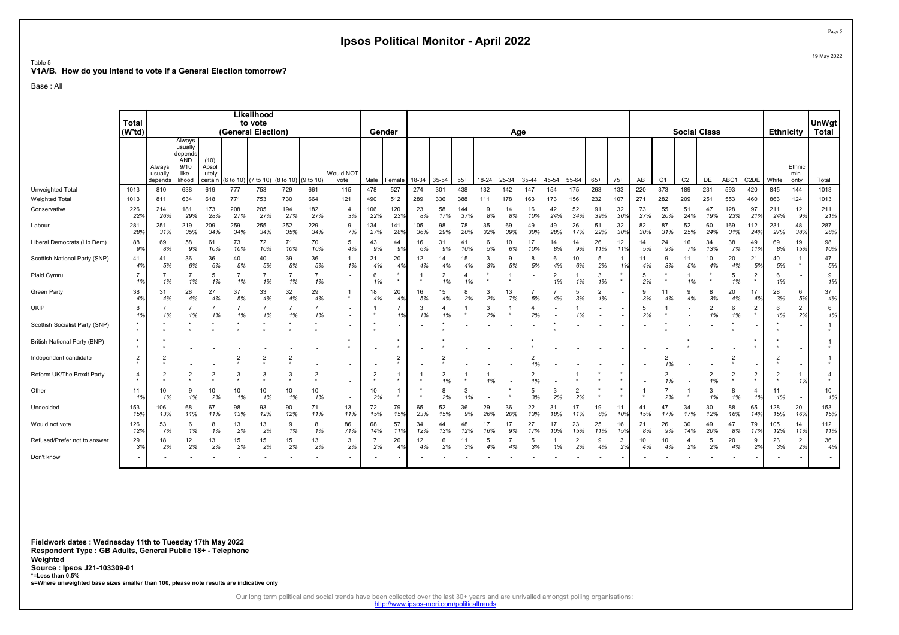# Ipsos Political Monitor - April 2022

19 May 2022

Table 5
**V1A/B. How do you intend to vote if a General Election tomorrow?**

Base : All

| | Total (W'td) | Likelihood to vote (General Election) | | | | | | | | | Gender | | Age | | | | | | | | | | | Social Class | | | | | | | Ethnicity | | UnWgt Total |
|---|---|---|---|---|---|---|---|---|---|---|---|---|---|---|---|---|---|---|---|---|---|---|---|---|---|---|---|---|---|---|---|---|---|
| | | Always usually depends | Always usually depends AND 9/10 like-lihood | (10) Absol-utely certain | (6 to 10) | (7 to 10) | (8 to 10) | (9 to 10) | Would NOT vote | | Male | Female | 18-34 | 35-54 | 55+ | 18-24 | 25-34 | 35-44 | 45-54 | 55-64 | 65+ | 75+ | AB | C1 | C2 | DE | ABC1 | C2DE | | White | Ethnic min-ority | Total |
| Unweighted Total | 1013 | 810 | 638 | 619 | 777 | 753 | 729 | 661 | 115 | | 478 | 527 | 274 | 301 | 438 | 132 | 142 | 147 | 154 | 175 | 263 | 133 | 220 | 373 | 189 | 231 | 593 | 420 | | 845 | 144 | 1013 |
| Weighted Total | 1013 | 811 | 634 | 618 | 771 | 753 | 730 | 664 | 121 | | 490 | 512 | 289 | 336 | 388 | 111 | 178 | 163 | 173 | 156 | 232 | 107 | 271 | 282 | 209 | 251 | 553 | 460 | | 863 | 124 | 1013 |
| Conservative | 226<br>22% | 214<br>26% | 181<br>29% | 173<br>28% | 208<br>27% | 205<br>27% | 194<br>27% | 182<br>27% | 4<br>3% | | 106<br>22% | 120<br>23% | 23<br>8% | 58<br>17% | 144<br>37% | 9<br>8% | 14<br>8% | 16<br>10% | 42<br>24% | 52<br>34% | 91<br>39% | 32<br>30% | 73<br>27% | 55<br>20% | 51<br>24% | 47<br>19% | 128<br>23% | 97<br>21% | | 211<br>24% | 12<br>9% | 211<br>21% |
| Labour | 281<br>28% | 251<br>31% | 219<br>35% | 209<br>34% | 259<br>34% | 255<br>34% | 252<br>35% | 229<br>34% | 9<br>7% | | 134<br>27% | 141<br>28% | 105<br>36% | 98<br>29% | 78<br>20% | 35<br>32% | 69<br>39% | 49<br>30% | 49<br>28% | 26<br>17% | 51<br>22% | 32<br>30% | 82<br>30% | 87<br>31% | 52<br>25% | 60<br>24% | 169<br>31% | 112<br>24% | | 231<br>27% | 48<br>38% | 287<br>28% |
| Liberal Democrats (Lib Dem) | 88<br>9% | 69<br>8% | 58<br>9% | 61<br>10% | 73<br>10% | 72<br>10% | 71<br>10% | 70<br>10% | 5<br>4% | | 43<br>9% | 44<br>9% | 16<br>6% | 31<br>9% | 41<br>10% | 6<br>5% | 10<br>6% | 17<br>10% | 14<br>8% | 14<br>9% | 26<br>11% | 12<br>11% | 14<br>5% | 24<br>9% | 16<br>7% | 34<br>13% | 38<br>7% | 49<br>11% | | 69<br>8% | 19<br>15% | 98<br>10% |
| Scottish National Party (SNP) | 41<br>4% | 41<br>5% | 36<br>6% | 36<br>6% | 40<br>5% | 40<br>5% | 39<br>5% | 36<br>5% | 1<br>1% | | 21<br>4% | 20<br>4% | 12<br>4% | 14<br>4% | 15<br>4% | 3<br>3% | 9<br>5% | 8<br>5% | 6<br>4% | 10<br>6% | 5<br>2% | 1<br>1% | 11<br>4% | 9<br>3% | 11<br>5% | 10<br>4% | 20<br>4% | 21<br>5% | | 40<br>5% | 1<br>* | 47<br>5% |
| Plaid Cymru | 7<br>1% | 7<br>1% | 7<br>1% | 5<br>1% | 7<br>1% | 7<br>1% | 7<br>1% | 7<br>1% | -<br>- | | 6<br>1% | *<br>* | 1<br>* | 2<br>1% | 4<br>1% | *<br>* | 1<br>* | -<br>- | 2<br>1% | 1<br>1% | 3<br>1% | *<br>* | 5<br>2% | *<br>* | 1<br>1% | *<br>* | 5<br>1% | 2<br>* | | 6<br>1% | -<br>- | 9<br>1% |
| Green Party | 38<br>4% | 31<br>4% | 28<br>4% | 27<br>4% | 37<br>5% | 33<br>4% | 32<br>4% | 29<br>4% | 1<br>* | | 18<br>4% | 20<br>4% | 16<br>5% | 15<br>4% | 8<br>2% | 3<br>2% | 13<br>7% | 7<br>5% | 7<br>4% | 5<br>3% | 2<br>1% | -<br>- | 9<br>3% | 11<br>4% | 9<br>4% | 8<br>3% | 20<br>4% | 17<br>4% | | 28<br>3% | 6<br>5% | 37<br>4% |
| UKIP | 8<br>1% | 7<br>1% | 7<br>1% | 7<br>1% | 7<br>1% | 7<br>1% | 7<br>1% | 7<br>1% | -<br>- | | 1<br>* | 7<br>1% | 3<br>1% | 4<br>1% | 1<br>* | 3<br>2% | 1<br>* | 4<br>2% | -<br>- | 1<br>1% | -<br>- | -<br>- | 5<br>2% | 1<br>* | -<br>- | 2<br>1% | 6<br>1% | 2<br>* | | 6<br>1% | 2<br>2% | 6<br>1% |
| Scottish Socialist Party (SNP) | *<br>* | *<br>* | *<br>* | *<br>* | *<br>* | *<br>* | *<br>* | *<br>* | -<br>- | | *<br>* | -<br>- | -<br>- | *<br>* | -<br>- | -<br>- | -<br>- | -<br>- | *<br>* | -<br>- | -<br>- | -<br>- | -<br>- | *<br>* | -<br>- | -<br>- | *<br>* | -<br>- | | *<br>* | -<br>- | 1<br>* |
| British National Party (BNP) | *<br>* | *<br>* | -<br>- | -<br>- | -<br>- | -<br>- | -<br>- | -<br>- | *<br>* | | -<br>- | *<br>* | -<br>- | *<br>* | -<br>- | -<br>- | -<br>- | *<br>* | -<br>- | -<br>- | -<br>- | -<br>- | -<br>- | -<br>- | *<br>* | -<br>- | -<br>- | *<br>* | | *<br>* | -<br>- | 1<br>* |
| Independent candidate | 2<br>* | 2<br>* | -<br>- | -<br>- | 2<br>* | 2<br>* | 2<br>* | -<br>- | -<br>- | | -<br>- | 2<br>* | -<br>- | 2<br>* | -<br>- | -<br>- | -<br>- | 2<br>1% | -<br>- | -<br>- | -<br>- | -<br>- | -<br>- | 2<br>1% | -<br>- | -<br>- | 2<br>* | -<br>- | | 2<br>* | -<br>- | 1<br>* |
| Reform UK/The Brexit Party | 4<br>* | 2<br>* | 2<br>* | 2<br>* | 3<br>* | 3<br>* | 3<br>* | 2<br>* | -<br>- | | 2<br>* | 1<br>* | 1<br>* | 2<br>1% | 1<br>* | 1<br>1% | -<br>- | 2<br>1% | -<br>- | 1<br>* | *<br>* | *<br>* | -<br>- | 2<br>1% | -<br>- | 2<br>1% | 2<br>* | 2<br>* | | 2<br>* | 1<br>1% | 4<br>* |
| Other | 11<br>1% | 10<br>1% | 9<br>1% | 10<br>2% | 10<br>1% | 10<br>1% | 10<br>1% | 10<br>1% | -<br>- | | 10<br>2% | 1<br>* | *<br>* | 8<br>2% | 3<br>1% | -<br>- | *<br>* | 5<br>3% | 3<br>2% | 2<br>2% | *<br>* | *<br>* | 1<br>* | 7<br>2% | 1<br>* | 3<br>1% | 8<br>1% | 4<br>1% | | 11<br>1% | -<br>- | 10<br>1% |
| Undecided | 153<br>15% | 106<br>13% | 68<br>11% | 67<br>11% | 98<br>13% | 93<br>12% | 90<br>12% | 71<br>11% | 13<br>11% | | 72<br>15% | 79<br>15% | 65<br>23% | 52<br>15% | 36<br>9% | 29<br>26% | 36<br>20% | 22<br>13% | 31<br>18% | 17<br>11% | 19<br>8% | 11<br>10% | 41<br>15% | 47<br>17% | 34<br>17% | 30<br>12% | 88<br>16% | 65<br>14% | | 128<br>15% | 20<br>16% | 153<br>15% |
| Would not vote | 126<br>12% | 53<br>7% | 6<br>1% | 8<br>1% | 13<br>2% | 13<br>2% | 9<br>1% | 8<br>1% | 86<br>71% | | 68<br>14% | 57<br>11% | 34<br>12% | 44<br>13% | 48<br>12% | 17<br>16% | 17<br>9% | 27<br>17% | 17<br>10% | 23<br>15% | 25<br>11% | 16<br>15% | 21<br>8% | 26<br>9% | 30<br>14% | 49<br>20% | 47<br>8% | 79<br>17% | | 105<br>12% | 14<br>11% | 112<br>11% |
| Refused/Prefer not to answer | 29<br>3% | 18<br>2% | 12<br>2% | 13<br>2% | 15<br>2% | 15<br>2% | 15<br>2% | 13<br>2% | 3<br>2% | | 7<br>2% | 20<br>4% | 12<br>4% | 6<br>2% | 11<br>3% | 5<br>4% | 7<br>4% | 5<br>3% | 1<br>1% | 2<br>2% | 9<br>4% | 3<br>2% | 10<br>4% | 10<br>4% | 4<br>2% | 5<br>2% | 20<br>4% | 9<br>2% | | 23<br>3% | 2<br>2% | 36<br>4% |
| Don't know | -<br>- | -<br>- | -<br>- | -<br>- | -<br>- | -<br>- | -<br>- | -<br>- | -<br>- | | -<br>- | -<br>- | -<br>- | -<br>- | -<br>- | -<br>- | -<br>- | -<br>- | -<br>- | -<br>- | -<br>- | -<br>- | -<br>- | -<br>- | -<br>- | -<br>- | -<br>- | -<br>- | | -<br>- | -<br>- | -<br>- |

**Fieldwork dates : Wednesday 11th to Tuesday 17th May 2022**
**Respondent Type : GB Adults, General Public 18+ - Telephone**
**Weighted**
**Source : Ipsos J21-103309-01**
***=Less than 0.5%**
**s=Where unweighted base sizes smaller than 100, please note results are indicative only**

Our long term political and social trends have been collected over the last 30+ years and are unrivalled amongst polling organisations:
http://www.ipsos-mori.com/politicaltrends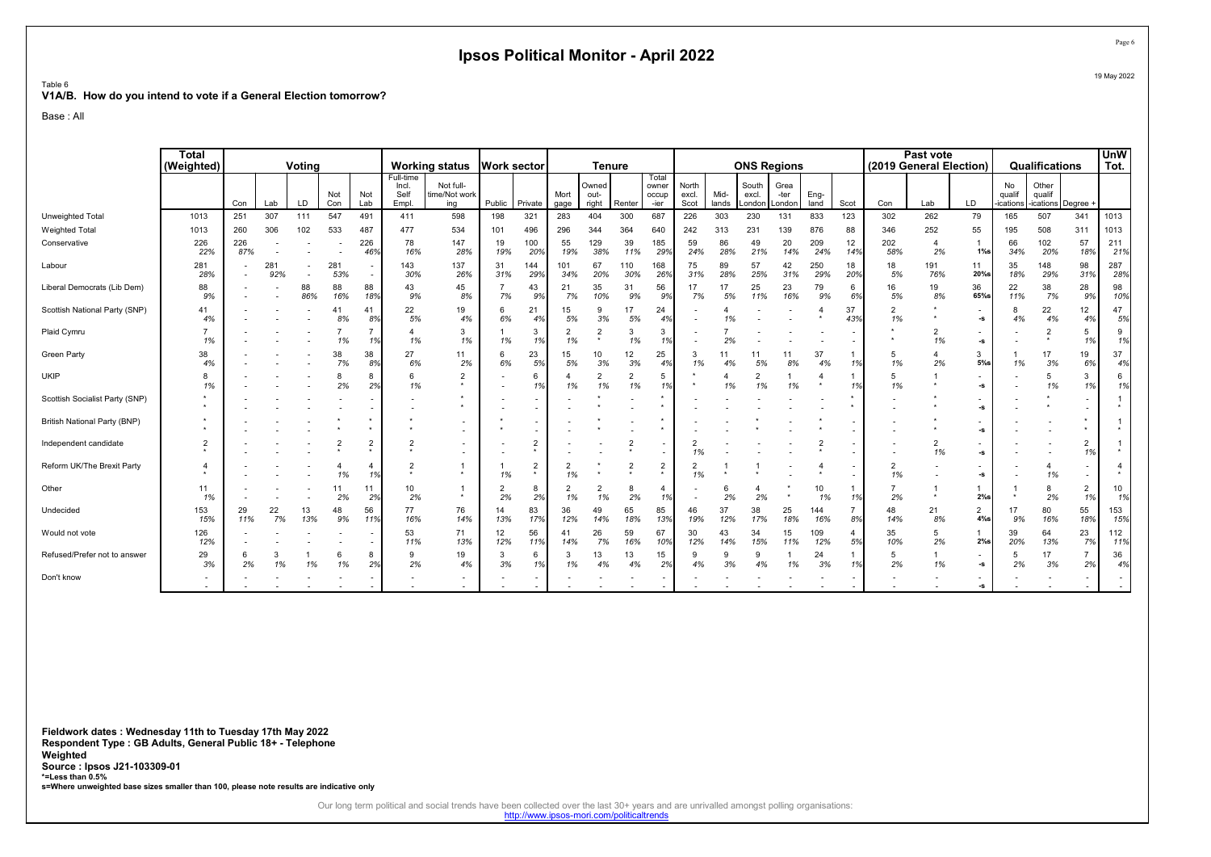# Ipsos Political Monitor - April 2022

19 May 2022

Table 6
**V1A/B. How do you intend to vote if a General Election tomorrow?**

Base : All

| | Total (Weighted) | Voting | | | | | Working status | | Work sector | | Tenure | | | | ONS Regions | | | | | | Past vote (2019 General Election) | | | Qualifications | | | UnW Tot. |
|---|---|---|---|---|---|---|---|---|---|---|---|---|---|---|---|---|---|---|---|---|---|---|---|---|---|---|---|
| | | Con | Lab | LD | Not Con | Not Lab | Full-time Incl. Self Empl. | Not full-time/Not working | Public | Private | Mortgage | Owned outright | Renter | Total owner occupier | North excl. Scot | Midlands | South excl. London | Greater London | England | Scot | Con | Lab | LD | No qualifications | Other qualifications | Degree + | |
| Unweighted Total | 1013 | 251 | 307 | 111 | 547 | 491 | 411 | 598 | 198 | 321 | 283 | 404 | 300 | 687 | 226 | 303 | 230 | 131 | 833 | 123 | 302 | 262 | 79 | 165 | 507 | 341 | 1013 |
| Weighted Total | 1013 | 260 | 306 | 102 | 533 | 487 | 477 | 534 | 101 | 496 | 296 | 344 | 364 | 640 | 242 | 313 | 231 | 139 | 876 | 88 | 346 | 252 | 55 | 195 | 508 | 311 | 1013 |
| Conservative | 226 | 226 | - | - | - | 226 | 78 | 147 | 19 | 100 | 55 | 129 | 39 | 185 | 59 | 86 | 49 | 20 | 209 | 12 | 202 | 4 | 1 | 66 | 102 | 57 | 211 |
| | 22% | 87% | - | - | - | 46% | 16% | 28% | 19% | 20% | 19% | 38% | 11% | 29% | 24% | 28% | 21% | 14% | 24% | 14% | 58% | 2% | 1%s | 34% | 20% | 18% | 21% |
| Labour | 281 | - | 281 | - | 281 | - | 143 | 137 | 31 | 144 | 101 | 67 | 110 | 168 | 75 | 89 | 57 | 42 | 250 | 18 | 18 | 191 | 11 | 35 | 148 | 98 | 287 |
| | 28% | - | 92% | - | 53% | - | 30% | 26% | 31% | 29% | 34% | 20% | 30% | 26% | 31% | 28% | 25% | 31% | 29% | 20% | 5% | 76% | 20%s | 18% | 29% | 31% | 28% |
| Liberal Democrats (Lib Dem) | 88 | - | - | 88 | 88 | 88 | 43 | 45 | 7 | 43 | 21 | 35 | 31 | 56 | 17 | 17 | 25 | 23 | 79 | 6 | 16 | 19 | 36 | 22 | 38 | 28 | 98 |
| | 9% | - | - | 86% | 16% | 18% | 9% | 8% | 7% | 9% | 7% | 10% | 9% | 9% | 7% | 5% | 11% | 16% | 9% | 6% | 5% | 8% | 65%s | 11% | 7% | 9% | 10% |
| Scottish National Party (SNP) | 41 | - | - | - | 41 | 41 | 22 | 19 | 6 | 21 | 15 | 9 | 17 | 24 | - | 4 | - | - | 4 | 37 | 2 | * | - | 8 | 22 | 12 | 47 |
| | 4% | - | - | - | 8% | 8% | 5% | 4% | 6% | 4% | 5% | 3% | 5% | 4% | - | 1% | - | - | * | 43% | 1% | * | -s | 4% | 4% | 4% | 5% |
| Plaid Cymru | 7 | - | - | - | 7 | 7 | 4 | 3 | 1 | 3 | 2 | 2 | 3 | 3 | - | 7 | - | - | - | - | * | 2 | - | - | 2 | 5 | 9 |
| | 1% | - | - | - | 1% | 1% | 1% | 1% | 1% | 1% | 1% | * | 1% | 1% | - | 2% | - | - | - | - | * | 1% | -s | - | * | 1% | 1% |
| Green Party | 38 | - | - | - | 38 | 38 | 27 | 11 | 6 | 23 | 15 | 10 | 12 | 25 | 3 | 11 | 11 | 11 | 37 | 1 | 5 | 4 | 3 | 1 | 17 | 19 | 37 |
| | 4% | - | - | - | 7% | 8% | 6% | 2% | 6% | 5% | 5% | 3% | 3% | 4% | 1% | 4% | 5% | 8% | 4% | 1% | 1% | 2% | 5%s | 1% | 3% | 6% | 4% |
| UKIP | 8 | - | - | - | 8 | 8 | 6 | 2 | - | 6 | 4 | 2 | 2 | 5 | * | 4 | 2 | 1 | 4 | 1 | 5 | 1 | - | - | 5 | 3 | 6 |
| | 1% | - | - | - | 2% | 2% | 1% | * | - | 1% | 1% | 1% | 1% | 1% | * | 1% | 1% | 1% | * | 1% | 1% | * | -s | - | 1% | 1% | 1% |
| Scottish Socialist Party (SNP) | * | - | - | - | - | - | - | * | - | - | - | * | - | * | - | - | - | - | - | * | - | * | - | - | * | - | 1 |
| | * | - | - | - | - | - | - | * | - | - | - | * | - | * | - | - | - | - | - | * | - | * | -s | - | * | - | * |
| British National Party (BNP) | * | - | - | - | * | * | * | - | * | - | - | * | - | * | - | - | * | - | * | - | - | * | - | - | - | * | 1 |
| | * | - | - | - | * | * | * | - | * | - | - | * | - | * | - | - | * | - | * | - | - | * | -s | - | - | * | * |
| Independent candidate | 2 | - | - | - | 2 | 2 | 2 | - | - | 2 | - | - | 2 | - | 2 | - | - | - | 2 | - | - | 2 | - | - | - | 2 | 1 |
| | * | - | - | - | * | * | * | - | - | * | - | - | * | - | 1% | - | - | - | * | - | - | 1% | -s | - | - | 1% | * |
| Reform UK/The Brexit Party | 4 | - | - | - | 4 | 4 | 2 | 1 | 1 | 2 | 2 | * | 2 | 2 | 2 | 1 | 1 | - | 4 | - | 2 | - | - | - | 4 | - | 4 |
| | * | - | - | - | 1% | 1% | * | * | 1% | * | 1% | * | * | * | 1% | * | * | - | * | - | 1% | - | -s | - | 1% | - | * |
| Other | 11 | - | - | - | 11 | 11 | 10 | 1 | 2 | 8 | 2 | 2 | 8 | 4 | - | 6 | 4 | * | 10 | 1 | 7 | 1 | 1 | 1 | 8 | 2 | 10 |
| | 1% | - | - | - | 2% | 2% | 2% | * | 2% | 2% | 1% | 1% | 2% | 1% | - | 2% | 2% | * | 1% | 1% | 2% | * | 2%s | * | 2% | 1% | 1% |
| Undecided | 153 | 29 | 22 | 13 | 48 | 56 | 77 | 76 | 14 | 83 | 36 | 49 | 65 | 85 | 46 | 37 | 38 | 25 | 144 | 7 | 48 | 21 | 2 | 17 | 80 | 55 | 153 |
| | 15% | 11% | 7% | 13% | 9% | 11% | 16% | 14% | 13% | 17% | 12% | 14% | 18% | 13% | 19% | 12% | 17% | 18% | 16% | 8% | 14% | 8% | 4%s | 9% | 16% | 18% | 15% |
| Would not vote | 126 | - | - | - | - | - | 53 | 71 | 12 | 56 | 41 | 26 | 59 | 67 | 30 | 43 | 34 | 15 | 109 | 4 | 35 | 5 | 1 | 39 | 64 | 23 | 112 |
| | 12% | - | - | - | - | - | 11% | 13% | 12% | 11% | 14% | 7% | 16% | 10% | 12% | 14% | 15% | 11% | 12% | 5% | 10% | 2% | 2%s | 20% | 13% | 7% | 11% |
| Refused/Prefer not to answer | 29 | 6 | 3 | 1 | 6 | 8 | 9 | 19 | 3 | 6 | 3 | 13 | 13 | 15 | 9 | 9 | 9 | 1 | 24 | 1 | 5 | 1 | - | 5 | 17 | 7 | 36 |
| | 3% | 2% | 1% | 1% | 1% | 2% | 2% | 4% | 3% | 1% | 1% | 4% | 4% | 2% | 4% | 3% | 4% | 1% | 3% | 1% | 2% | 1% | -s | 2% | 3% | 2% | 4% |
| Don't know | - | - | - | - | - | - | - | - | - | - | - | - | - | - | - | - | - | - | - | - | - | - | - | - | - | - | - |
| | - | - | - | - | - | - | - | - | - | - | - | - | - | - | - | - | - | - | - | - | - | - | -s | - | - | - | - |

**Fieldwork dates : Wednesday 11th to Tuesday 17th May 2022**
**Respondent Type : GB Adults, General Public 18+ - Telephone**
**Weighted**
**Source : Ipsos J21-103309-01**
**\*=Less than 0.5%**
**s=Where unweighted base sizes smaller than 100, please note results are indicative only**

Our long term political and social trends have been collected over the last 30+ years and are unrivalled amongst polling organisations:
http://www.ipsos-mori.com/politicaltrends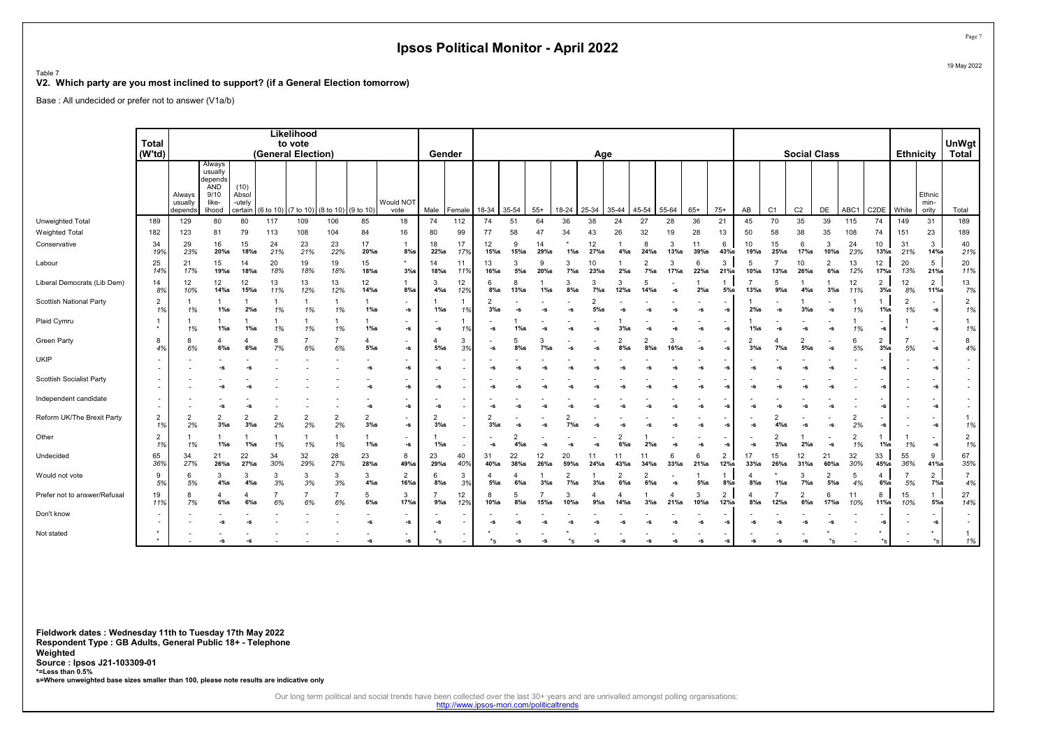# Ipsos Political Monitor - April 2022

Table 7
**V2. Which party are you most inclined to support? (if a General Election tomorrow)**

Base : All undecided or prefer not to answer (V1a/b)

| | Total (W'td) | Likelihood to vote (General Election) | | | | | | | | | Gender | | Age | | | | | | | | | | | Social Class | | | | | | Ethnicity | | UnWgt Total |
|---|---|---|---|---|---|---|---|---|---|---|---|---|---|---|---|---|---|---|---|---|---|---|---|---|---|---|---|---|---|---|---|---|
| | | Always usually depends | Always usually depends AND 9/10 like-lihood | (10) Absol -utely certain | (6 to 10) | (7 to 10) | (8 to 10) | (9 to 10) | Would NOT vote | Male | Female | 18-34 | 35-54 | 55+ | 18-24 | 25-34 | 35-44 | 45-54 | 55-64 | 65+ | 75+ | AB | C1 | C2 | DE | ABC1 | C2DE | White | Ethnic min-ority | Total |
| Unweighted Total | 189 | 129 | 80 | 80 | 117 | 109 | 106 | 85 | 18 | 74 | 112 | 74 | 51 | 64 | 36 | 38 | 24 | 27 | 28 | 36 | 21 | 45 | 70 | 35 | 39 | 115 | 74 | 149 | 31 | 189 |
| Weighted Total | 182 | 123 | 81 | 79 | 113 | 108 | 104 | 84 | 16 | 80 | 99 | 77 | 58 | 47 | 34 | 43 | 26 | 32 | 19 | 28 | 13 | 50 | 58 | 38 | 35 | 108 | 74 | 151 | 23 | 189 |
| Conservative | 34 | 29 | 16 | 15 | 24 | 23 | 23 | 17 | 1 | 18 | 17 | 12 | 9 | 14 | * | 12 | 1 | 8 | 3 | 11 | 6 | 10 | 15 | 6 | 3 | 24 | 10 | 31 | 3 | 40 |
| | 19% | 23% | 20%s | 18%s | 21% | 21% | 22% | 20%s | 8%s | 22%s | 17% | 15%s | 15%s | 29%s | 1%s | 27%s | 4%s | 24%s | 13%s | 39%s | 43%s | 19%s | 25%s | 17%s | 10%s | 23% | 13%s | 21% | 14%s | 21% |
| Labour | 25 | 21 | 15 | 14 | 20 | 19 | 19 | 15 | * | 14 | 11 | 13 | 3 | 9 | 3 | 10 | 1 | 2 | 3 | 6 | 3 | 5 | 7 | 10 | 2 | 13 | 12 | 20 | 5 | 20 |
| | 14% | 17% | 19%s | 18%s | 18% | 18% | 18% | 18%s | 3%s | 18%s | 11% | 16%s | 5%s | 20%s | 7%s | 23%s | 2%s | 7%s | 17%s | 22%s | 21%s | 10%s | 13%s | 26%s | 6%s | 12% | 17%s | 13% | 21%s | 11% |
| Liberal Democrats (Lib Dem) | 14 | 12 | 12 | 12 | 13 | 13 | 13 | 12 | 1 | 3 | 12 | 6 | 8 | 1 | 3 | 3 | 3 | 5 | - | 1 | 1 | 7 | 5 | 1 | 1 | 12 | 2 | 12 | 2 | 13 |
| | 8% | 10% | 14%s | 15%s | 11% | 12% | 12% | 14%s | 8%s | 4%s | 12% | 8%s | 13%s | 1%s | 8%s | 7%s | 12%s | 14%s | -s | 2%s | 5%s | 13%s | 9%s | 4%s | 3%s | 11% | 3%s | 8% | 11%s | 7% |
| Scottish National Party | 2 | 1 | 1 | 1 | 1 | 1 | 1 | 1 | - | 1 | 1 | 2 | - | - | - | 2 | - | - | - | - | - | 1 | - | 1 | - | 1 | 1 | 2 | - | 2 |
| | 1% | 1% | 1%s | 2%s | 1% | 1% | 1% | 1%s | -s | 1%s | 1% | 3%s | -s | -s | -s | 5%s | -s | -s | -s | -s | -s | 2%s | -s | 3%s | -s | 1% | 1%s | 1% | -s | 1% |
| Plaid Cymru | 1 | 1 | 1 | 1 | 1 | 1 | 1 | 1 | - | - | 1 | - | 1 | - | - | - | 1 | - | - | - | - | 1 | - | - | - | 1 | - | 1 | - | 1 |
| | * | 1% | 1%s | 1%s | 1% | 1% | 1% | 1%s | -s | -s | 1% | -s | 1%s | -s | -s | -s | 3%s | -s | -s | -s | -s | 1%s | -s | -s | -s | 1% | -s | * | -s | 1% |
| Green Party | 8 | 8 | 4 | 4 | 8 | 7 | 7 | 4 | - | 4 | 3 | - | 5 | 3 | - | - | 2 | 2 | 3 | - | - | 2 | 4 | 2 | - | 6 | 2 | 7 | - | 8 |
| | 4% | 6% | 6%s | 6%s | 7% | 6% | 6% | 5%s | -s | 5%s | 3% | -s | 8%s | 7%s | -s | -s | 8%s | 8%s | 16%s | -s | -s | 3%s | 7%s | 5%s | -s | 5% | 3%s | 5% | -s | 4% |
| UKIP | - | - | - | - | - | - | - | - | - | - | - | - | - | - | - | - | - | - | - | - | - | - | - | - | - | - | - | - | - | - |
| | - | - | -s | -s | - | - | - | -s | -s | -s | - | -s | -s | -s | -s | -s | -s | -s | -s | -s | -s | -s | -s | -s | -s | - | -s | - | -s | - |
| Scottish Socialist Party | - | - | - | - | - | - | - | - | - | - | - | - | - | - | - | - | - | - | - | - | - | - | - | - | - | - | - | - | - | - |
| | - | - | -s | -s | - | - | - | -s | -s | -s | - | -s | -s | -s | -s | -s | -s | -s | -s | -s | -s | -s | -s | -s | -s | - | -s | - | -s | - |
| Independent candidate | - | - | - | - | - | - | - | - | - | - | - | - | - | - | - | - | - | - | - | - | - | - | - | - | - | - | - | - | - | - |
| | - | - | -s | -s | - | - | - | -s | -s | -s | - | -s | -s | -s | -s | -s | -s | -s | -s | -s | -s | -s | -s | -s | -s | - | -s | - | -s | - |
| Reform UK/The Brexit Party | 2 | 2 | 2 | 2 | 2 | 2 | 2 | 2 | - | 2 | - | 2 | - | - | 2 | - | - | - | - | - | - | - | 2 | - | - | 2 | - | - | - | 1 |
| | 1% | 2% | 3%s | 3%s | 2% | 2% | 2% | 3%s | -s | 3%s | - | 3%s | -s | -s | 7%s | -s | -s | -s | -s | -s | -s | -s | 4%s | -s | -s | 2% | -s | - | -s | 1% |
| Other | 2 | 1 | 1 | 1 | 1 | 1 | 1 | 1 | - | 1 | - | - | 2 | - | - | - | 2 | 1 | - | - | - | - | 2 | 1 | - | 2 | 1 | 1 | - | 2 |
| | 1% | 1% | 1%s | 1%s | 1% | 1% | 1% | 1%s | -s | 1%s | - | -s | 4%s | -s | -s | -s | 6%s | 2%s | -s | -s | -s | -s | 3%s | 2%s | -s | 1% | 1%s | 1% | -s | 1% |
| Undecided | 65 | 34 | 21 | 22 | 34 | 32 | 28 | 23 | 8 | 23 | 40 | 31 | 22 | 12 | 20 | 11 | 11 | 11 | 6 | 6 | 2 | 17 | 15 | 12 | 21 | 32 | 33 | 55 | 9 | 67 |
| | 36% | 27% | 26%s | 27%s | 30% | 29% | 27% | 28%s | 49%s | 29%s | 40% | 40%s | 38%s | 26%s | 59%s | 24%s | 43%s | 34%s | 33%s | 21%s | 12%s | 33%s | 26%s | 31%s | 60%s | 30% | 45%s | 36% | 41%s | 35% |
| Would not vote | 9 | 6 | 3 | 3 | 3 | 3 | 3 | 3 | 2 | 6 | 3 | 4 | 4 | 1 | 2 | 1 | 2 | 2 | - | 1 | 1 | 4 | * | 3 | 2 | 5 | 4 | 7 | 2 | 7 |
| | 5% | 5% | 4%s | 4%s | 3% | 3% | 3% | 4%s | 16%s | 8%s | 3% | 5%s | 6%s | 3%s | 7%s | 3%s | 6%s | 6%s | -s | 5%s | 8%s | 8%s | 1%s | 7%s | 5%s | 4% | 6%s | 5% | 7%s | 4% |
| Prefer not to answer/Refusal | 19 | 8 | 4 | 4 | 7 | 7 | 7 | 5 | 3 | 7 | 12 | 8 | 5 | 7 | 3 | 4 | 4 | 1 | 4 | 3 | 2 | 4 | 7 | 2 | 6 | 11 | 8 | 15 | 1 | 27 |
| | 11% | 7% | 6%s | 6%s | 6% | 7% | 6% | 6%s | 17%s | 9%s | 12% | 10%s | 8%s | 15%s | 10%s | 9%s | 14%s | 3%s | 21%s | 10%s | 12%s | 8%s | 12%s | 6%s | 17%s | 10% | 11%s | 10% | 5%s | 14% |
| Don't know | - | - | - | - | - | - | - | - | - | - | - | - | - | - | - | - | - | - | - | - | - | - | - | - | - | - | - | - | - | - |
| | - | - | -s | -s | - | - | - | -s | -s | -s | - | -s | -s | -s | -s | -s | -s | -s | -s | -s | -s | -s | -s | -s | -s | - | -s | - | -s | - |
| Not stated | * | - | - | - | - | - | - | - | - | * | - | * | - | - | * | - | - | - | - | - | - | - | - | - | * | - | * | - | * | 1 |
| | * | - | -s | -s | - | - | - | -s | -s | *s | - | *s | -s | -s | *s | -s | -s | -s | -s | -s | -s | -s | -s | -s | *s | - | *s | - | *s | 1% |

**Fieldwork dates : Wednesday 11th to Tuesday 17th May 2022**
**Respondent Type : GB Adults, General Public 18+ - Telephone**
**Weighted**
**Source : Ipsos J21-103309-01**
***=Less than 0.5%**
**s=Where unweighted base sizes smaller than 100, please note results are indicative only**

Our long term political and social trends have been collected over the last 30+ years and are unrivalled amongst polling organisations:
http://www.ipsos-mori.com/politicaltrends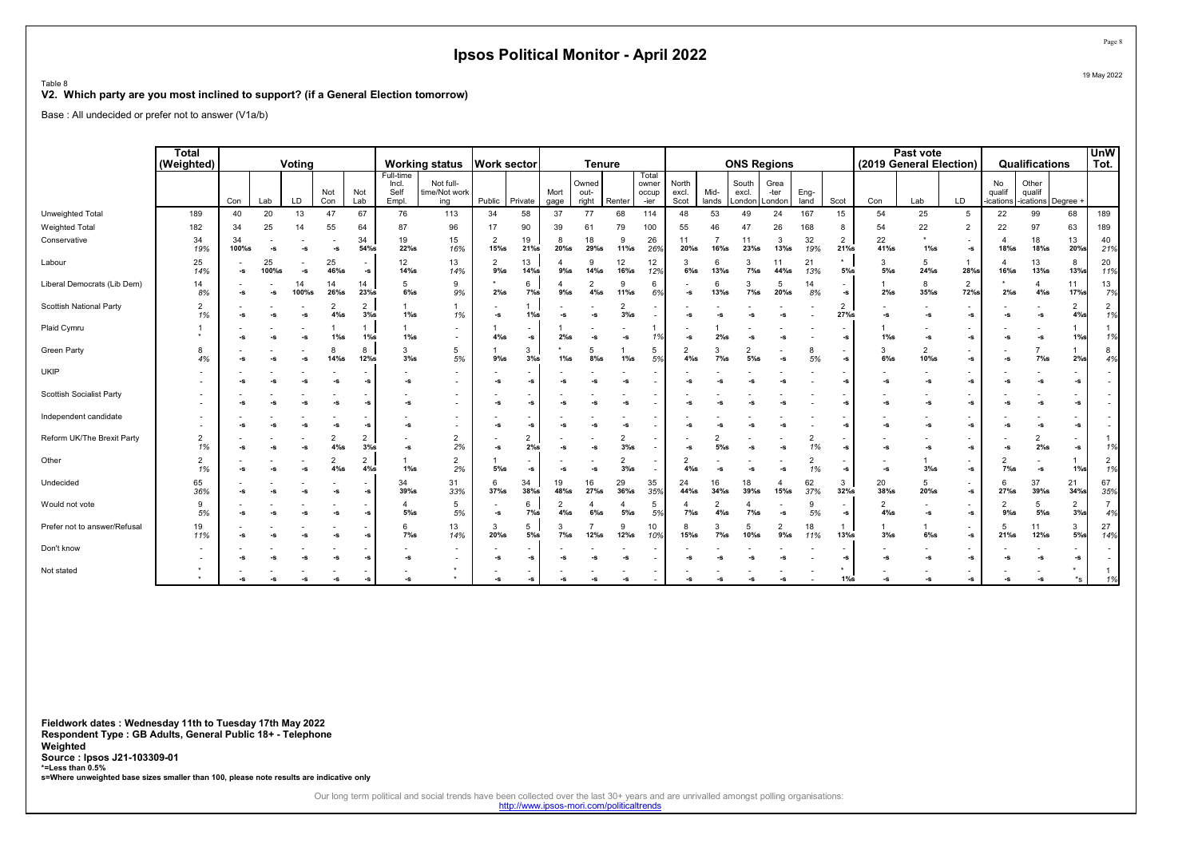# Ipsos Political Monitor - April 2022

19 May 2022

Table 8
**V2. Which party are you most inclined to support? (if a General Election tomorrow)**

Base : All undecided or prefer not to answer (V1a/b)

| | Total (Weighted) | Voting | | | | | Working status | | Work sector | | Tenure | | | | ONS Regions | | | | | | Past vote (2019 General Election) | | | Qualifications | | | UnW Tot. |
|---|---|---|---|---|---|---|---|---|---|---|---|---|---|---|---|---|---|---|---|---|---|---|---|---|---|---|---|
| | | Con | Lab | LD | Not Con | Not Lab | Full-time Incl. Self Empl. | Not full-time/Not working | Public | Private | Mortgage | Owned outright | Renter | Total owner occupier | North excl. Scot | Midlands | South excl. London | Greater London | England | Scot | Con | Lab | LD | No qualifications | Other qualifications | Degree + | |
| Unweighted Total | 189 | 40 | 20 | 13 | 47 | 67 | 76 | 113 | 34 | 58 | 37 | 77 | 68 | 114 | 48 | 53 | 49 | 24 | 167 | 15 | 54 | 25 | 5 | 22 | 99 | 68 | 189 |
| Weighted Total | 182 | 34 | 25 | 14 | 55 | 64 | 87 | 96 | 17 | 90 | 39 | 61 | 79 | 100 | 55 | 46 | 47 | 26 | 168 | 8 | 54 | 22 | 2 | 22 | 97 | 63 | 189 |
| Conservative | 34<br>19% | 34<br>100%s | -<br>-s | -<br>-s | -<br>-s | 34<br>54%s | 19<br>22%s | 15<br>16% | 2<br>15%s | 19<br>21%s | 8<br>20%s | 18<br>29%s | 9<br>11%s | 26<br>26% | 11<br>20%s | 7<br>16%s | 11<br>23%s | 3<br>13%s | 32<br>19% | 2<br>21%s | 22<br>41%s | *<br>1%s | -<br>-s | 4<br>18%s | 18<br>18%s | 13<br>20%s | 40<br>21% |
| Labour | 25<br>14% | -<br>-s | 25<br>100%s | -<br>-s | 25<br>46%s | -<br>-s | 12<br>14%s | 13<br>14% | 2<br>9%s | 13<br>14%s | 4<br>9%s | 9<br>14%s | 12<br>16%s | 12<br>12% | 3<br>6%s | 6<br>13%s | 3<br>7%s | 11<br>44%s | 21<br>13% | *<br>5%s | 3<br>5%s | 5<br>24%s | 1<br>28%s | 4<br>16%s | 13<br>13%s | 8<br>13%s | 20<br>11% |
| Liberal Democrats (Lib Dem) | 14<br>8% | -<br>-s | -<br>-s | 14<br>100%s | 14<br>26%s | 14<br>23%s | 5<br>6%s | 9<br>9% | *<br>2%s | 6<br>7%s | 4<br>9%s | 2<br>4%s | 9<br>11%s | 6<br>6% | -<br>-s | 6<br>13%s | 3<br>7%s | 5<br>20%s | 14<br>8% | -<br>-s | 1<br>2%s | 8<br>35%s | 2<br>72%s | *<br>2%s | 4<br>4%s | 11<br>17%s | 13<br>7% |
| Scottish National Party | 2<br>1% | -<br>-s | -<br>-s | -<br>-s | 2<br>4%s | 2<br>3%s | 1<br>1%s | 1<br>1% | -<br>-s | 1<br>1%s | -<br>-s | -<br>-s | 2<br>3%s | -<br>- | -<br>-s | -<br>-s | -<br>-s | -<br>-s | -<br>- | 2<br>27%s | -<br>-s | -<br>-s | -<br>-s | -<br>-s | -<br>-s | 2<br>4%s | 2<br>1% |
| Plaid Cymru | 1<br>* | -<br>-s | -<br>-s | -<br>-s | 1<br>1%s | 1<br>1%s | 1<br>1%s | -<br>- | 1<br>4%s | -<br>-s | 1<br>2%s | -<br>-s | -<br>-s | 1<br>1% | -<br>-s | 1<br>2%s | -<br>-s | -<br>-s | -<br>- | -<br>-s | 1<br>1%s | -<br>-s | -<br>-s | -<br>-s | -<br>-s | 1<br>1%s | 1<br>1% |
| Green Party | 8<br>4% | -<br>-s | -<br>-s | -<br>-s | 8<br>14%s | 8<br>12%s | 3<br>3%s | 5<br>5% | 1<br>9%s | 3<br>3%s | *<br>1%s | 5<br>8%s | 1<br>1%s | 5<br>5% | 2<br>4%s | 3<br>7%s | 2<br>5%s | -<br>-s | 8<br>5% | -<br>-s | 3<br>6%s | 2<br>10%s | -<br>-s | -<br>-s | 7<br>7%s | 1<br>2%s | 8<br>4% |
| UKIP | -<br>- | -<br>-s | -<br>-s | -<br>-s | -<br>-s | -<br>-s | -<br>-s | -<br>- | -<br>-s | -<br>-s | -<br>-s | -<br>-s | -<br>-s | -<br>- | -<br>-s | -<br>-s | -<br>-s | -<br>-s | -<br>- | -<br>-s | -<br>-s | -<br>-s | -<br>-s | -<br>-s | -<br>-s | -<br>-s | -<br>- |
| Scottish Socialist Party | -<br>- | -<br>-s | -<br>-s | -<br>-s | -<br>-s | -<br>-s | -<br>-s | -<br>- | -<br>-s | -<br>-s | -<br>-s | -<br>-s | -<br>-s | -<br>- | -<br>-s | -<br>-s | -<br>-s | -<br>-s | -<br>- | -<br>-s | -<br>-s | -<br>-s | -<br>-s | -<br>-s | -<br>-s | -<br>-s | -<br>- |
| Independent candidate | -<br>- | -<br>-s | -<br>-s | -<br>-s | -<br>-s | -<br>-s | -<br>-s | -<br>- | -<br>-s | -<br>-s | -<br>-s | -<br>-s | -<br>-s | -<br>- | -<br>-s | -<br>-s | -<br>-s | -<br>-s | -<br>- | -<br>-s | -<br>-s | -<br>-s | -<br>-s | -<br>-s | -<br>-s | -<br>-s | -<br>- |
| Reform UK/The Brexit Party | 2<br>1% | -<br>-s | -<br>-s | -<br>-s | 2<br>4%s | 2<br>3%s | -<br>-s | 2<br>2% | -<br>-s | 2<br>2%s | -<br>-s | -<br>-s | 2<br>3%s | -<br>- | -<br>-s | 2<br>5%s | -<br>-s | -<br>-s | 2<br>1% | -<br>-s | -<br>-s | -<br>-s | -<br>-s | -<br>-s | 2<br>2%s | -<br>-s | 1<br>1% |
| Other | 2<br>1% | -<br>-s | -<br>-s | -<br>-s | 2<br>4%s | 2<br>4%s | 1<br>1%s | 2<br>2% | 1<br>5%s | -<br>-s | -<br>-s | -<br>-s | 2<br>3%s | -<br>- | 2<br>4%s | -<br>-s | -<br>-s | -<br>-s | 2<br>1% | -<br>-s | -<br>-s | 1<br>3%s | -<br>-s | 2<br>7%s | -<br>-s | 1<br>1%s | 2<br>1% |
| Undecided | 65<br>36% | -<br>-s | -<br>-s | -<br>-s | -<br>-s | -<br>-s | 34<br>39%s | 31<br>33% | 6<br>37%s | 34<br>38%s | 19<br>48%s | 16<br>27%s | 29<br>36%s | 35<br>35% | 24<br>44%s | 16<br>34%s | 18<br>39%s | 4<br>15%s | 62<br>37% | 3<br>32%s | 20<br>38%s | 5<br>20%s | -<br>-s | 6<br>27%s | 37<br>39%s | 21<br>34%s | 67<br>35% |
| Would not vote | 9<br>5% | -<br>-s | -<br>-s | -<br>-s | -<br>-s | -<br>-s | 4<br>5%s | 5<br>5% | -<br>-s | 6<br>7%s | 2<br>4%s | 4<br>6%s | 4<br>5%s | 5<br>5% | 4<br>7%s | 2<br>4%s | 4<br>7%s | -<br>-s | 9<br>5% | -<br>-s | 2<br>4%s | -<br>-s | -<br>-s | 2<br>9%s | 5<br>5%s | 2<br>3%s | 7<br>4% |
| Prefer not to answer/Refusal | 19<br>11% | -<br>-s | -<br>-s | -<br>-s | -<br>-s | -<br>-s | 6<br>7%s | 13<br>14% | 3<br>20%s | 5<br>5%s | 3<br>7%s | 7<br>12%s | 9<br>12%s | 10<br>10% | 8<br>15%s | 3<br>7%s | 5<br>10%s | 2<br>9%s | 18<br>11% | 1<br>13%s | 1<br>3%s | 1<br>6%s | -<br>-s | 5<br>21%s | 11<br>12%s | 3<br>5%s | 27<br>14% |
| Don't know | -<br>- | -<br>-s | -<br>-s | -<br>-s | -<br>-s | -<br>-s | -<br>-s | -<br>- | -<br>-s | -<br>-s | -<br>-s | -<br>-s | -<br>-s | -<br>- | -<br>-s | -<br>-s | -<br>-s | -<br>-s | -<br>- | -<br>-s | -<br>-s | -<br>-s | -<br>-s | -<br>-s | -<br>-s | -<br>-s | -<br>- |
| Not stated | *<br>* | -<br>-s | -<br>-s | -<br>-s | -<br>-s | -<br>-s | -<br>-s | *<br>* | -<br>-s | -<br>-s | -<br>-s | -<br>-s | -<br>-s | -<br>- | -<br>-s | -<br>-s | -<br>-s | -<br>-s | -<br>- | *<br>1%s | -<br>-s | -<br>-s | -<br>-s | -<br>-s | -<br>-s | *<br>*s | 1<br>1% |

**Fieldwork dates : Wednesday 11th to Tuesday 17th May 2022**
**Respondent Type : GB Adults, General Public 18+ - Telephone**
**Weighted**
**Source : Ipsos J21-103309-01**
***=Less than 0.5%**
**s=Where unweighted base sizes smaller than 100, please note results are indicative only**

Our long term political and social trends have been collected over the last 30+ years and are unrivalled amongst polling organisations:
http://www.ipsos-mori.com/politicaltrends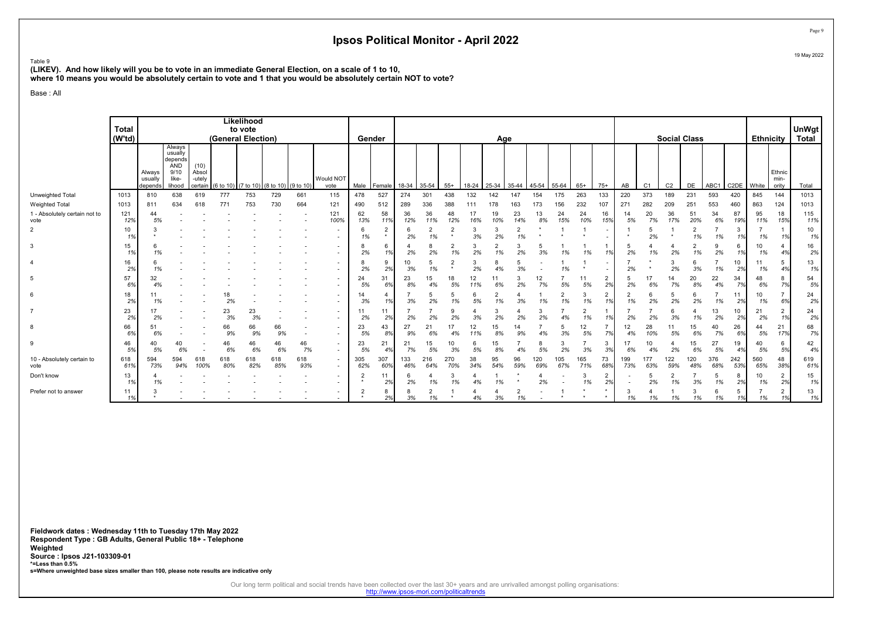# Ipsos Political Monitor - April 2022

19 May 2022

Table 9

**(LIKEV). And how likely will you be to vote in an immediate General Election, on a scale of 1 to 10, where 10 means you would be absolutely certain to vote and 1 that you would be absolutely certain NOT to vote?**

Base : All

| | Total (W'td) | Likelihood to vote (General Election) | | | | | | | | Gender | | Age | | | | | | | | | | | Social Class | | | | | | Ethnicity | | UnWgt Total |
|---|---|---|---|---|---|---|---|---|---|---|---|---|---|---|---|---|---|---|---|---|---|---|---|---|---|---|---|---|---|---|---|
| | | Always usually depends | Always usually depends AND 9/10 like-lihood | (10) Absol -utely certain | (6 to 10) | (7 to 10) | (8 to 10) | (9 to 10) | Would NOT vote | Male | Female | 18-34 | 35-54 | 55+ | 18-24 | 25-34 | 35-44 | 45-54 | 55-64 | 65+ | 75+ | AB | C1 | C2 | DE | ABC1 | C2DE | White | Ethnic min-ority | Total |
| Unweighted Total | 1013 | 810 | 638 | 619 | 777 | 753 | 729 | 661 | 115 | 478 | 527 | 274 | 301 | 438 | 132 | 142 | 147 | 154 | 175 | 263 | 133 | 220 | 373 | 189 | 231 | 593 | 420 | 845 | 144 | 1013 |
| Weighted Total | 1013 | 811 | 634 | 618 | 771 | 753 | 730 | 664 | 121 | 490 | 512 | 289 | 336 | 388 | 111 | 178 | 163 | 173 | 156 | 232 | 107 | 271 | 282 | 209 | 251 | 553 | 460 | 863 | 124 | 1013 |
| 1 - Absolutely certain not to vote | 121<br>12% | 44<br>5% | - | - | - | - | - | - | 121<br>100% | 62<br>13% | 58<br>11% | 36<br>12% | 36<br>11% | 48<br>12% | 17<br>16% | 19<br>10% | 23<br>14% | 13<br>8% | 24<br>15% | 24<br>10% | 16<br>15% | 14<br>5% | 20<br>7% | 36<br>17% | 51<br>20% | 34<br>6% | 87<br>19% | 95<br>11% | 18<br>15% | 115<br>11% |
| 2 | 10<br>1% | 3<br>* | - | - | - | - | - | - | - | 6<br>1% | 2<br>* | 6<br>2% | 2<br>1% | 2<br>* | 3<br>3% | 3<br>2% | 2<br>1% | *<br>* | 1<br>* | 1<br>* | - | 1<br>* | 5<br>2% | 1<br>* | 2<br>1% | 7<br>1% | 3<br>1% | 7<br>1% | 1<br>1% | 10<br>1% |
| 3 | 15<br>1% | 6<br>1% | - | - | - | - | - | - | - | 8<br>2% | 6<br>1% | 4<br>2% | 8<br>2% | 2<br>1% | 3<br>2% | 2<br>1% | 3<br>2% | 5<br>3% | 1<br>1% | 1<br>1% | 1<br>1% | 5<br>2% | 4<br>1% | 4<br>2% | 2<br>1% | 9<br>2% | 6<br>1% | 10<br>1% | 4<br>4% | 16<br>2% |
| 4 | 16<br>2% | 6<br>1% | - | - | - | - | - | - | - | 8<br>2% | 9<br>2% | 10<br>3% | 5<br>1% | 2<br>* | 3<br>2% | 8<br>4% | 5<br>3% | - | 1<br>1% | 1<br>* | - | 7<br>2% | *<br>* | 3<br>2% | 6<br>3% | 7<br>1% | 10<br>2% | 11<br>1% | 5<br>4% | 13<br>1% |
| 5 | 57<br>6% | 32<br>4% | - | - | - | - | - | - | - | 24<br>5% | 31<br>6% | 23<br>8% | 15<br>4% | 18<br>5% | 12<br>11% | 11<br>6% | 3<br>2% | 12<br>7% | 7<br>5% | 11<br>5% | 2<br>2% | 5<br>2% | 17<br>6% | 14<br>7% | 20<br>8% | 22<br>4% | 34<br>7% | 48<br>6% | 8<br>7% | 54<br>5% |
| 6 | 18<br>2% | 11<br>1% | - | - | 18<br>2% | - | - | - | - | 14<br>3% | 4<br>1% | 7<br>3% | 5<br>2% | 5<br>1% | 6<br>5% | 2<br>1% | 4<br>3% | 1<br>1% | 2<br>1% | 3<br>1% | 2<br>1% | 2<br>1% | 6<br>2% | 5<br>2% | 6<br>2% | 7<br>1% | 11<br>2% | 10<br>1% | 7<br>6% | 24<br>2% |
| 7 | 23<br>2% | 17<br>2% | - | - | 23<br>3% | 23<br>3% | - | - | - | 11<br>2% | 11<br>2% | 7<br>2% | 7<br>2% | 9<br>2% | 4<br>3% | 3<br>2% | 4<br>2% | 3<br>2% | 7<br>4% | 2<br>1% | 1<br>1% | 7<br>2% | 7<br>2% | 6<br>3% | 4<br>1% | 13<br>2% | 10<br>2% | 21<br>2% | 2<br>1% | 24<br>2% |
| 8 | 66<br>6% | 51<br>6% | - | - | 66<br>9% | 66<br>9% | 66<br>9% | - | - | 23<br>5% | 43<br>8% | 27<br>9% | 21<br>6% | 17<br>4% | 12<br>11% | 15<br>8% | 14<br>9% | 7<br>4% | 5<br>3% | 12<br>5% | 7<br>7% | 12<br>4% | 28<br>10% | 11<br>5% | 15<br>6% | 40<br>7% | 26<br>6% | 44<br>5% | 21<br>17% | 68<br>7% |
| 9 | 46<br>5% | 40<br>5% | 40<br>6% | - | 46<br>6% | 46<br>6% | 46<br>6% | 46<br>7% | - | 23<br>5% | 21<br>4% | 21<br>7% | 15<br>5% | 10<br>3% | 6<br>5% | 15<br>8% | 7<br>4% | 8<br>5% | 3<br>2% | 7<br>3% | 3<br>3% | 17<br>6% | 10<br>4% | 4<br>2% | 15<br>6% | 27<br>5% | 19<br>4% | 40<br>5% | 6<br>5% | 42<br>4% |
| 10 - Absolutely certain to vote | 618<br>61% | 594<br>73% | 594<br>94% | 618<br>100% | 618<br>80% | 618<br>82% | 618<br>85% | 618<br>93% | - | 305<br>62% | 307<br>60% | 133<br>46% | 216<br>64% | 270<br>70% | 38<br>34% | 95<br>54% | 96<br>59% | 120<br>69% | 105<br>67% | 165<br>71% | 73<br>68% | 199<br>73% | 177<br>63% | 122<br>59% | 120<br>48% | 376<br>68% | 242<br>53% | 560<br>65% | 48<br>38% | 619<br>61% |
| Don't know | 13<br>1% | 4<br>1% | - | - | - | - | - | - | - | 2<br>* | 11<br>2% | 6<br>2% | 4<br>1% | 3<br>1% | 4<br>4% | 1<br>1% | *<br>* | 4<br>2% | - | 3<br>1% | 2<br>2% | - | 5<br>2% | 2<br>1% | 7<br>3% | 5<br>1% | 8<br>2% | 10<br>1% | 2<br>2% | 15<br>1% |
| Prefer not to answer | 11<br>1% | 3<br>* | - | - | - | - | - | - | - | 2<br>* | 8<br>2% | 8<br>3% | 2<br>1% | 1<br>* | 4<br>4% | 4<br>3% | 2<br>1% | - | 1<br>* | *<br>* | *<br>* | 3<br>1% | 4<br>1% | 1<br>1% | 3<br>1% | 6<br>1% | 5<br>1% | 7<br>1% | 2<br>1% | 13<br>1% |

**Fieldwork dates : Wednesday 11th to Tuesday 17th May 2022**
**Respondent Type : GB Adults, General Public 18+ - Telephone**
**Weighted**
**Source : Ipsos J21-103309-01**
***=Less than 0.5%**
**s=Where unweighted base sizes smaller than 100, please note results are indicative only**

Our long term political and social trends have been collected over the last 30+ years and are unrivalled amongst polling organisations:
http://www.ipsos-mori.com/politicaltrends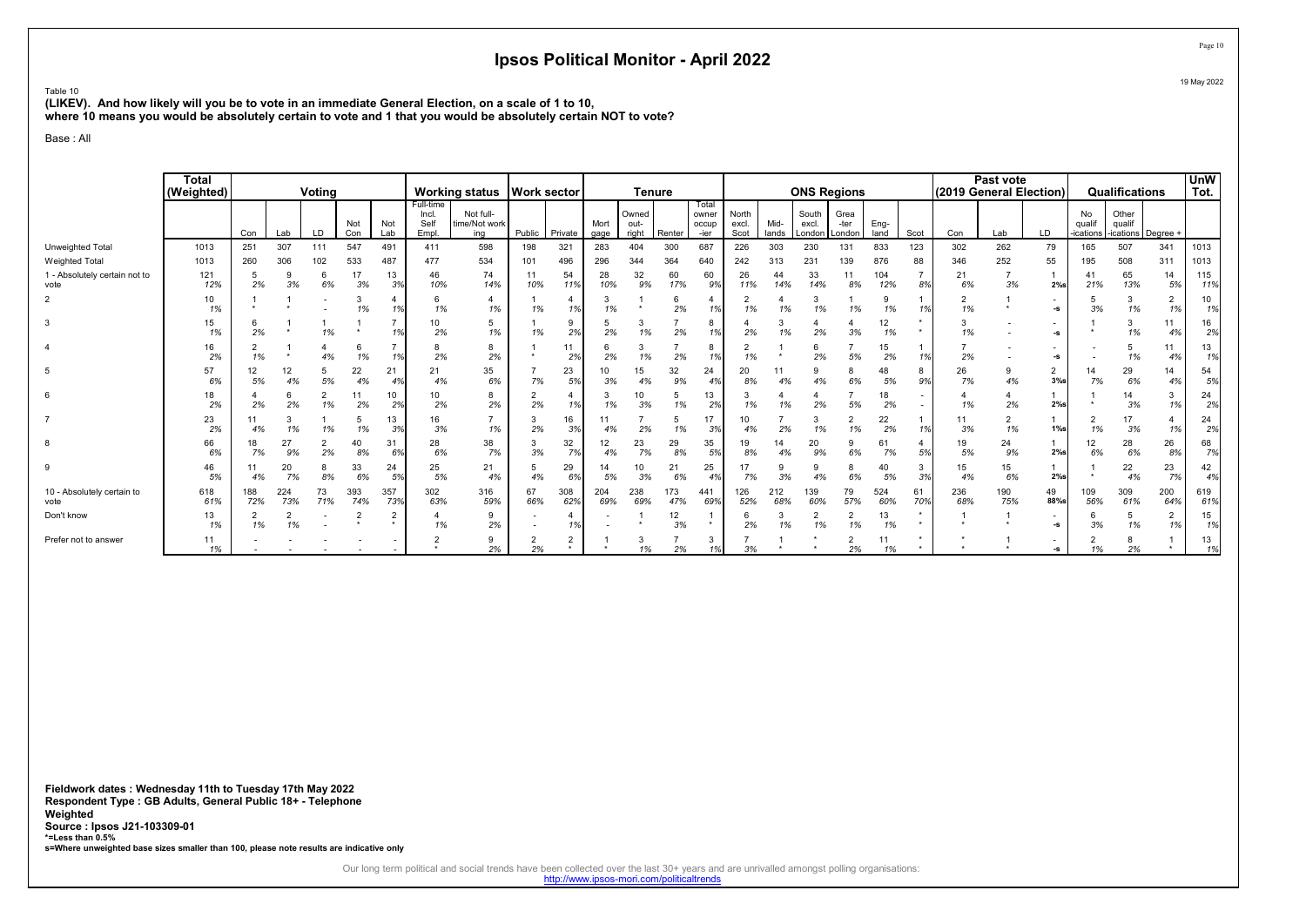# Ipsos Political Monitor - April 2022

19 May 2022

Table 10

**(LIKEV). And how likely will you be to vote in an immediate General Election, on a scale of 1 to 10, where 10 means you would be absolutely certain to vote and 1 that you would be absolutely certain NOT to vote?**

Base : All

| | Total (Weighted) | Voting | | | | | Working status | | Work sector | | Tenure | | | | ONS Regions | | | | | | Past vote (2019 General Election) | | | Qualifications | | | UnW Tot. |
|---|---|---|---|---|---|---|---|---|---|---|---|---|---|---|---|---|---|---|---|---|---|---|---|---|---|---|---|
| | | Con | Lab | LD | Not Con | Not Lab | Full-time Incl. Self Empl. | Not full-time/Not working | Public | Private | Mortgage | Owned outright | Renter | Total owner occupier | North excl. Scot | Midlands | South excl. London | Greater London | England | Scot | Con | Lab | LD | No qualifications | Other qualifications | Degree + | |
| Unweighted Total | 1013 | 251 | 307 | 111 | 547 | 491 | 411 | 598 | 198 | 321 | 283 | 404 | 300 | 687 | 226 | 303 | 230 | 131 | 833 | 123 | 302 | 262 | 79 | 165 | 507 | 341 | 1013 |
| Weighted Total | 1013 | 260 | 306 | 102 | 533 | 487 | 477 | 534 | 101 | 496 | 296 | 344 | 364 | 640 | 242 | 313 | 231 | 139 | 876 | 88 | 346 | 252 | 55 | 195 | 508 | 311 | 1013 |
| 1 - Absolutely certain not to vote | 121 | 5 | 9 | 6 | 17 | 13 | 46 | 74 | 11 | 54 | 28 | 32 | 60 | 60 | 26 | 44 | 33 | 11 | 104 | 7 | 21 | 7 | 1 | 41 | 65 | 14 | 115 |
| | 12% | 2% | 3% | 6% | 3% | 3% | 10% | 14% | 10% | 11% | 10% | 9% | 17% | 9% | 11% | 14% | 14% | 8% | 12% | 8% | 6% | 3% | 2%s | 21% | 13% | 5% | 11% |
| 2 | 10 | 1 | 1 | - | 3 | 4 | 6 | 4 | 1 | 4 | 3 | 1 | 6 | 4 | 2 | 4 | 3 | 1 | 9 | 1 | 2 | 1 | - | 5 | 3 | 2 | 10 |
| | 1% | * | * | - | 1% | 1% | 1% | 1% | 1% | 1% | 1% | * | 2% | 1% | 1% | 1% | 1% | 1% | 1% | 1% | 1% | * | -s | 3% | 1% | 1% | 1% |
| 3 | 15 | 6 | 1 | 1 | 1 | 7 | 10 | 5 | 1 | 9 | 5 | 3 | 7 | 8 | 4 | 3 | 4 | 4 | 12 | * | 3 | - | - | 1 | 3 | 11 | 16 |
| | 1% | 2% | * | 1% | * | 1% | 2% | 1% | 1% | 2% | 2% | 1% | 2% | 1% | 2% | 1% | 2% | 3% | 1% | * | 1% | - | -s | * | 1% | 4% | 2% |
| 4 | 16 | 2 | 1 | 4 | 6 | 7 | 8 | 8 | 1 | 11 | 6 | 3 | 7 | 8 | 2 | 1 | 6 | 7 | 15 | 1 | 7 | - | - | - | 5 | 11 | 13 |
| | 2% | 1% | * | 4% | 1% | 1% | 2% | 2% | * | 2% | 2% | 1% | 2% | 1% | 1% | * | 2% | 5% | 2% | 1% | 2% | - | -s | - | 1% | 4% | 1% |
| 5 | 57 | 12 | 12 | 5 | 22 | 21 | 21 | 35 | 7 | 23 | 10 | 15 | 32 | 24 | 20 | 11 | 9 | 8 | 48 | 8 | 26 | 9 | 2 | 14 | 29 | 14 | 54 |
| | 6% | 5% | 4% | 5% | 4% | 4% | 4% | 6% | 7% | 5% | 3% | 4% | 9% | 4% | 8% | 4% | 4% | 6% | 5% | 9% | 7% | 4% | 3%s | 7% | 6% | 4% | 5% |
| 6 | 18 | 4 | 6 | 2 | 11 | 10 | 10 | 8 | 2 | 4 | 3 | 10 | 5 | 13 | 3 | 4 | 4 | 7 | 18 | - | 4 | 4 | 1 | 1 | 14 | 3 | 24 |
| | 2% | 2% | 2% | 1% | 2% | 2% | 2% | 2% | 2% | 1% | 1% | 3% | 1% | 2% | 1% | 1% | 2% | 5% | 2% | - | 1% | 2% | 2%s | * | 3% | 1% | 2% |
| 7 | 23 | 11 | 3 | 1 | 5 | 13 | 16 | 7 | 3 | 16 | 11 | 7 | 5 | 17 | 10 | 7 | 3 | 2 | 22 | 1 | 11 | 2 | 1 | 2 | 17 | 4 | 24 |
| | 2% | 4% | 1% | 1% | 1% | 3% | 3% | 1% | 2% | 3% | 4% | 2% | 1% | 3% | 4% | 2% | 1% | 1% | 2% | 1% | 3% | 1% | 1%s | 1% | 3% | 1% | 2% |
| 8 | 66 | 18 | 27 | 2 | 40 | 31 | 28 | 38 | 3 | 32 | 12 | 23 | 29 | 35 | 19 | 14 | 20 | 9 | 61 | 4 | 19 | 24 | 1 | 12 | 28 | 26 | 68 |
| | 6% | 7% | 9% | 2% | 8% | 6% | 6% | 7% | 3% | 7% | 4% | 7% | 8% | 5% | 8% | 4% | 9% | 6% | 7% | 5% | 5% | 9% | 2%s | 6% | 6% | 8% | 7% |
| 9 | 46 | 11 | 20 | 8 | 33 | 24 | 25 | 21 | 5 | 29 | 14 | 10 | 21 | 25 | 17 | 9 | 9 | 8 | 40 | 3 | 15 | 15 | 1 | 1 | 22 | 23 | 42 |
| | 5% | 4% | 7% | 8% | 6% | 5% | 5% | 4% | 4% | 6% | 5% | 3% | 6% | 4% | 7% | 3% | 4% | 6% | 5% | 3% | 4% | 6% | 2%s | * | 4% | 7% | 4% |
| 10 - Absolutely certain to vote | 618 | 188 | 224 | 73 | 393 | 357 | 302 | 316 | 67 | 308 | 204 | 238 | 173 | 441 | 126 | 212 | 139 | 79 | 524 | 61 | 236 | 190 | 49 | 109 | 309 | 200 | 619 |
| | 61% | 72% | 73% | 71% | 74% | 73% | 63% | 59% | 66% | 62% | 69% | 69% | 47% | 69% | 52% | 68% | 60% | 57% | 60% | 70% | 68% | 75% | 88%s | 56% | 61% | 64% | 61% |
| Don't know | 13 | 2 | 2 | - | 2 | 2 | 4 | 9 | - | 4 | - | 1 | 12 | 1 | 6 | 3 | 2 | 2 | 13 | * | 1 | 1 | - | 6 | 5 | 2 | 15 |
| | 1% | 1% | 1% | - | * | * | 1% | 2% | - | 1% | - | * | 3% | * | 2% | 1% | 1% | 1% | 1% | * | * | * | -s | 3% | 1% | 1% | 1% |
| Prefer not to answer | 11 | - | - | - | - | - | 2 | 9 | 2 | 2 | 1 | 3 | 7 | 3 | 7 | 1 | * | 2 | 11 | * | * | 1 | - | 2 | 8 | 1 | 13 |
| | 1% | - | - | - | - | - | * | 2% | 2% | * | * | 1% | 2% | 1% | 3% | * | * | 2% | 1% | * | * | * | -s | 1% | 2% | * | 1% |

**Fieldwork dates : Wednesday 11th to Tuesday 17th May 2022**
**Respondent Type : GB Adults, General Public 18+ - Telephone**
**Weighted**
**Source : Ipsos J21-103309-01**
***=Less than 0.5%**
**s=Where unweighted base sizes smaller than 100, please note results are indicative only**

Our long term political and social trends have been collected over the last 30+ years and are unrivalled amongst polling organisations:
http://www.ipsos-mori.com/politicaltrends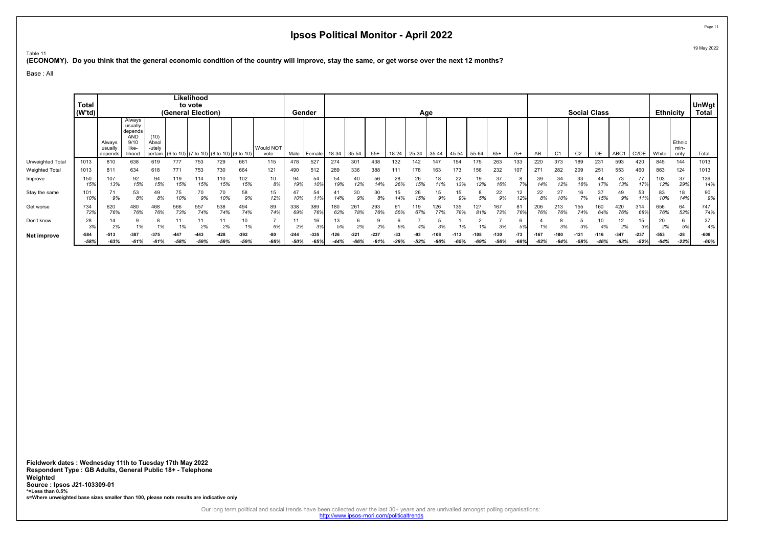# Ipsos Political Monitor - April 2022

19 May 2022

Table 11

**(ECONOMY). Do you think that the general economic condition of the country will improve, stay the same, or get worse over the next 12 months?**

Base : All

| | Total (W'td) | Likelihood to vote (General Election) | | | | | | | | Gender | | Age | | | | | | | | | | Social Class | | | | | | Ethnicity | | UnWgt Total |
|---|---|---|---|---|---|---|---|---|---|---|---|---|---|---|---|---|---|---|---|---|---|---|---|---|---|---|---|---|---|---|
| | | Always usually depends | Always usually depends AND 9/10 like-lihood | (10) Absol-utely certain | (6 to 10) | (7 to 10) | (8 to 10) | (9 to 10) | Would NOT vote | Male | Female | 18-34 | 35-54 | 55+ | 18-24 | 25-34 | 35-44 | 45-54 | 55-64 | 65+ | 75+ | AB | C1 | C2 | DE | ABC1 | C2DE | White | Ethnic min-ority | Total |
| Unweighted Total | 1013 | 810 | 638 | 619 | 777 | 753 | 729 | 661 | 115 | 478 | 527 | 274 | 301 | 438 | 132 | 142 | 147 | 154 | 175 | 263 | 133 | 220 | 373 | 189 | 231 | 593 | 420 | 845 | 144 | 1013 |
| Weighted Total | 1013 | 811 | 634 | 618 | 771 | 753 | 730 | 664 | 121 | 490 | 512 | 289 | 336 | 388 | 111 | 178 | 163 | 173 | 156 | 232 | 107 | 271 | 282 | 209 | 251 | 553 | 460 | 863 | 124 | 1013 |
| Improve | 150 | 107 | 92 | 94 | 119 | 114 | 110 | 102 | 10 | 94 | 54 | 54 | 40 | 56 | 28 | 26 | 18 | 22 | 19 | 37 | 8 | 39 | 34 | 33 | 44 | 73 | 77 | 103 | 37 | 139 |
| | 15% | 13% | 15% | 15% | 15% | 15% | 15% | 15% | 8% | 19% | 10% | 19% | 12% | 14% | 26% | 15% | 11% | 13% | 12% | 16% | 7% | 14% | 12% | 16% | 17% | 13% | 17% | 12% | 29% | 14% |
| Stay the same | 101 | 71 | 53 | 49 | 75 | 70 | 70 | 58 | 15 | 47 | 54 | 41 | 30 | 30 | 15 | 26 | 15 | 15 | 8 | 22 | 12 | 22 | 27 | 16 | 37 | 49 | 53 | 83 | 18 | 90 |
| | 10% | 9% | 8% | 8% | 10% | 9% | 10% | 9% | 12% | 10% | 11% | 14% | 9% | 8% | 14% | 15% | 9% | 9% | 5% | 9% | 12% | 8% | 10% | 7% | 15% | 9% | 11% | 10% | 14% | 9% |
| Get worse | 734 | 620 | 480 | 468 | 566 | 557 | 538 | 494 | 89 | 338 | 389 | 180 | 261 | 293 | 61 | 119 | 126 | 135 | 127 | 167 | 81 | 206 | 213 | 155 | 160 | 420 | 314 | 656 | 64 | 747 |
| | 72% | 76% | 76% | 76% | 73% | 74% | 74% | 74% | 74% | 69% | 76% | 62% | 78% | 76% | 55% | 67% | 77% | 78% | 81% | 72% | 76% | 76% | 76% | 74% | 64% | 76% | 68% | 76% | 52% | 74% |
| Don't know | 28 | 14 | 9 | 8 | 11 | 11 | 11 | 10 | 7 | 11 | 16 | 13 | 6 | 9 | 6 | 7 | 5 | 1 | 2 | 7 | 6 | 4 | 8 | 5 | 10 | 12 | 15 | 20 | 6 | 37 |
| | 3% | 2% | 1% | 1% | 1% | 2% | 2% | 1% | 6% | 2% | 3% | 5% | 2% | 2% | 6% | 4% | 3% | 1% | 1% | 3% | 5% | 1% | 3% | 3% | 4% | 2% | 3% | 2% | 5% | 4% |
| **Net improve** | -584 | -513 | -387 | -375 | -447 | -443 | -428 | -392 | -80 | -244 | -335 | -126 | -221 | -237 | -33 | -93 | -108 | -113 | -108 | -130 | -73 | -167 | -180 | -121 | -116 | -347 | -237 | -553 | -28 | -608 |
| | -58% | -63% | -61% | -61% | -58% | -59% | -59% | -59% | -66% | -50% | -65% | -44% | -66% | -61% | -29% | -52% | -66% | -65% | -69% | -56% | -68% | -62% | -64% | -58% | -46% | -63% | -52% | -64% | -22% | -60% |

**Fieldwork dates : Wednesday 11th to Tuesday 17th May 2022**
**Respondent Type : GB Adults, General Public 18+ - Telephone**
**Weighted**
**Source : Ipsos J21-103309-01**
***=Less than 0.5%**
**s=Where unweighted base sizes smaller than 100, please note results are indicative only**

Our long term political and social trends have been collected over the last 30+ years and are unrivalled amongst polling organisations:
http://www.ipsos-mori.com/politicaltrends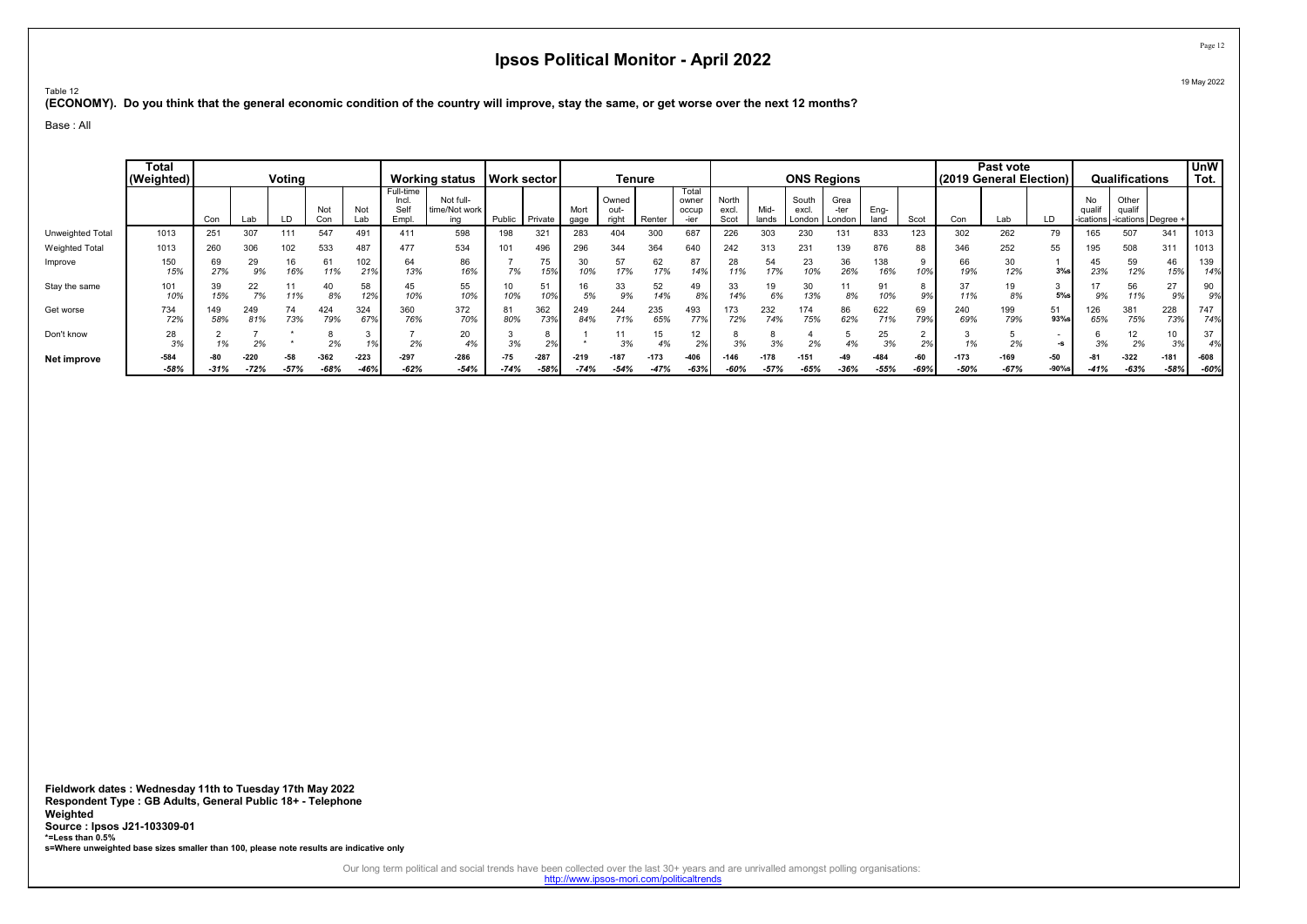# Ipsos Political Monitor - April 2022

Table 12

**(ECONOMY). Do you think that the general economic condition of the country will improve, stay the same, or get worse over the next 12 months?**

Base : All

| | Total (Weighted) | Voting | | | | | Working status | | Work sector | | Tenure | | | | ONS Regions | | | | | | Past vote (2019 General Election) | | | Qualifications | | | UnW Tot. |
|---|---|---|---|---|---|---|---|---|---|---|---|---|---|---|---|---|---|---|---|---|---|---|---|---|---|---|---|
| | | Con | Lab | LD | Not Con | Not Lab | Full-time Incl. Self Empl. | Not full-time/Not working | Public | Private | Mortgage | Owned outright | Renter | Total owner occupier | North excl. Scot | Midlands | South excl. London | Greater London | England | Scot | Con | Lab | LD | No qualifications | Other qualifications | Degree + | |
| Unweighted Total | 1013 | 251 | 307 | 111 | 547 | 491 | 411 | 598 | 198 | 321 | 283 | 404 | 300 | 687 | 226 | 303 | 230 | 131 | 833 | 123 | 302 | 262 | 79 | 165 | 507 | 341 | 1013 |
| Weighted Total | 1013 | 260 | 306 | 102 | 533 | 487 | 477 | 534 | 101 | 496 | 296 | 344 | 364 | 640 | 242 | 313 | 231 | 139 | 876 | 88 | 346 | 252 | 55 | 195 | 508 | 311 | 1013 |
| Improve | 150 | 69 | 29 | 16 | 61 | 102 | 64 | 86 | 7 | 75 | 30 | 57 | 62 | 87 | 28 | 54 | 23 | 36 | 138 | 9 | 66 | 30 | 1 | 45 | 59 | 46 | 139 |
| | 15% | 27% | 9% | 16% | 11% | 21% | 13% | 16% | 7% | 15% | 10% | 17% | 17% | 14% | 11% | 17% | 10% | 26% | 16% | 10% | 19% | 12% | 3%s | 23% | 12% | 15% | 14% |
| Stay the same | 101 | 39 | 22 | 11 | 40 | 58 | 45 | 55 | 10 | 51 | 16 | 33 | 52 | 49 | 33 | 19 | 30 | 11 | 91 | 8 | 37 | 19 | 3 | 17 | 56 | 27 | 90 |
| | 10% | 15% | 7% | 11% | 8% | 12% | 10% | 10% | 10% | 10% | 5% | 9% | 14% | 8% | 14% | 6% | 13% | 8% | 10% | 9% | 11% | 8% | 5%s | 9% | 11% | 9% | 9% |
| Get worse | 734 | 149 | 249 | 74 | 424 | 324 | 360 | 372 | 81 | 362 | 249 | 244 | 235 | 493 | 173 | 232 | 174 | 86 | 622 | 69 | 240 | 199 | 51 | 126 | 381 | 228 | 747 |
| | 72% | 58% | 81% | 73% | 79% | 67% | 76% | 70% | 80% | 73% | 84% | 71% | 65% | 77% | 72% | 74% | 75% | 62% | 71% | 79% | 69% | 79% | 93%s | 65% | 75% | 73% | 74% |
| Don't know | 28 | 2 | 7 | * | 8 | 3 | 7 | 20 | 3 | 8 | 1 | 11 | 15 | 12 | 8 | 8 | 4 | 5 | 25 | 2 | 3 | 5 | - | 6 | 12 | 10 | 37 |
| | 3% | 1% | 2% | * | 2% | 1% | 2% | 4% | 3% | 2% | * | 3% | 4% | 2% | 3% | 3% | 2% | 4% | 3% | 2% | 1% | 2% | -s | 3% | 2% | 3% | 4% |
| **Net improve** | -584 | -80 | -220 | -58 | -362 | -223 | -297 | -286 | -75 | -287 | -219 | -187 | -173 | -406 | -146 | -178 | -151 | -49 | -484 | -60 | -173 | -169 | -50 | -81 | -322 | -181 | -608 |
| | -58% | -31% | -72% | -57% | -68% | -46% | -62% | -54% | -74% | -58% | -74% | -54% | -47% | -63% | -60% | -57% | -65% | -36% | -55% | -69% | -50% | -67% | -90%s | -41% | -63% | -58% | -60% |

**Fieldwork dates : Wednesday 11th to Tuesday 17th May 2022**
**Respondent Type : GB Adults, General Public 18+ - Telephone**
**Weighted**
**Source : Ipsos J21-103309-01**
***=Less than 0.5%**
**s=Where unweighted base sizes smaller than 100, please note results are indicative only**

Our long term political and social trends have been collected over the last 30+ years and are unrivalled amongst polling organisations: http://www.ipsos-mori.com/politicaltrends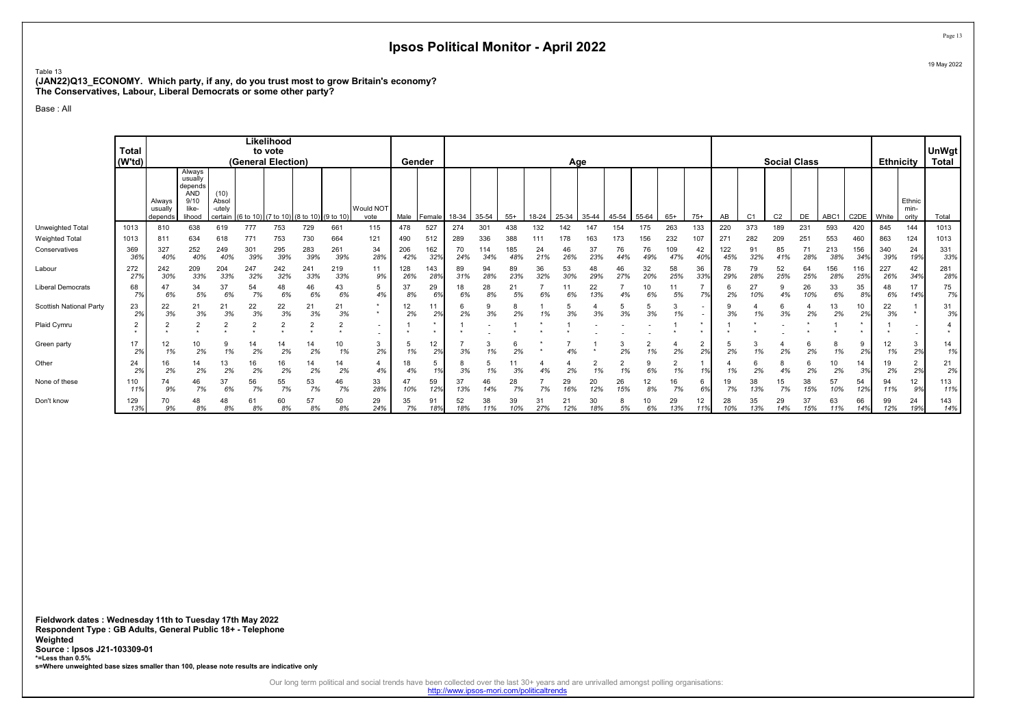# Ipsos Political Monitor - April 2022

19 May 2022

Table 13
**(JAN22)Q13_ECONOMY. Which party, if any, do you trust most to grow Britain's economy?**
**The Conservatives, Labour, Liberal Democrats or some other party?**

Base : All

| | Total (W'td) | Likelihood to vote (General Election) | | | | | | | | Gender | | Age | | | | | | | | | | Social Class | | | | | | Ethnicity | | UnWgt Total |
|---|---|---|---|---|---|---|---|---|---|---|---|---|---|---|---|---|---|---|---|---|---|---|---|---|---|---|---|---|---|---|
| | | Always usually depends | Always usually depends AND 9/10 like-lihood | (10) Absol-utely certain | (6 to 10) | (7 to 10) | (8 to 10) | (9 to 10) | Would NOT vote | Male | Female | 18-34 | 35-54 | 55+ | 18-24 | 25-34 | 35-44 | 45-54 | 55-64 | 65+ | 75+ | AB | C1 | C2 | DE | ABC1 | C2DE | White | Ethnic min-ority | Total |
| Unweighted Total | 1013 | 810 | 638 | 619 | 777 | 753 | 729 | 661 | 115 | 478 | 527 | 274 | 301 | 438 | 132 | 142 | 147 | 154 | 175 | 263 | 133 | 220 | 373 | 189 | 231 | 593 | 420 | 845 | 144 | 1013 |
| Weighted Total | 1013 | 811 | 634 | 618 | 771 | 753 | 730 | 664 | 121 | 490 | 512 | 289 | 336 | 388 | 111 | 178 | 163 | 173 | 156 | 232 | 107 | 271 | 282 | 209 | 251 | 553 | 460 | 863 | 124 | 1013 |
| Conservatives | 369 | 327 | 252 | 249 | 301 | 295 | 283 | 261 | 34 | 206 | 162 | 70 | 114 | 185 | 24 | 46 | 37 | 76 | 76 | 109 | 42 | 122 | 91 | 85 | 71 | 213 | 156 | 340 | 24 | 331 |
| | 36% | 40% | 40% | 40% | 39% | 39% | 39% | 39% | 28% | 42% | 32% | 24% | 34% | 48% | 21% | 26% | 23% | 44% | 49% | 47% | 40% | 45% | 32% | 41% | 28% | 38% | 34% | 39% | 19% | 33% |
| Labour | 272 | 242 | 209 | 204 | 247 | 242 | 241 | 219 | 11 | 128 | 143 | 89 | 94 | 89 | 36 | 53 | 48 | 46 | 32 | 58 | 36 | 78 | 79 | 52 | 64 | 156 | 116 | 227 | 42 | 281 |
| | 27% | 30% | 33% | 33% | 32% | 32% | 33% | 33% | 9% | 26% | 28% | 31% | 28% | 23% | 32% | 30% | 29% | 27% | 20% | 25% | 33% | 29% | 28% | 25% | 25% | 28% | 25% | 26% | 34% | 28% |
| Liberal Democrats | 68 | 47 | 34 | 37 | 54 | 48 | 46 | 43 | 5 | 37 | 29 | 18 | 28 | 21 | 7 | 11 | 22 | 7 | 10 | 11 | 7 | 6 | 27 | 9 | 26 | 33 | 35 | 48 | 17 | 75 |
| | 7% | 6% | 5% | 6% | 7% | 6% | 6% | 6% | 4% | 8% | 6% | 6% | 8% | 5% | 6% | 6% | 13% | 4% | 6% | 5% | 7% | 2% | 10% | 4% | 10% | 6% | 8% | 6% | 14% | 7% |
| Scottish National Party | 23 | 22 | 21 | 21 | 22 | 22 | 21 | 21 | * | 12 | 11 | 6 | 9 | 8 | 1 | 5 | 4 | 5 | 5 | 3 | - | 9 | 4 | 6 | 4 | 13 | 10 | 22 | 1 | 31 |
| | 2% | 3% | 3% | 3% | 3% | 3% | 3% | 3% | * | 2% | 2% | 2% | 3% | 2% | 1% | 3% | 3% | 3% | 3% | 1% | - | 3% | 1% | 3% | 2% | 2% | 2% | 3% | * | 3% |
| Plaid Cymru | 2 | 2 | 2 | 2 | 2 | 2 | 2 | 2 | - | 1 | * | 1 | - | 1 | * | 1 | - | - | - | 1 | * | 1 | * | - | * | 1 | * | 1 | - | 4 |
| | * | * | * | * | * | * | * | * | - | * | * | * | - | * | * | * | - | - | - | * | * | * | * | - | * | * | * | * | - | * |
| Green party | 17 | 12 | 10 | 9 | 14 | 14 | 14 | 10 | 3 | 5 | 12 | 7 | 3 | 6 | * | 7 | 1 | 3 | 2 | 4 | 2 | 5 | 3 | 4 | 6 | 8 | 9 | 12 | 3 | 14 |
| | 2% | 1% | 2% | 1% | 2% | 2% | 2% | 1% | 2% | 1% | 2% | 3% | 1% | 2% | * | 4% | * | 2% | 1% | 2% | 2% | 2% | 1% | 2% | 2% | 1% | 2% | 1% | 2% | 1% |
| Other | 24 | 16 | 14 | 13 | 16 | 16 | 14 | 14 | 4 | 18 | 5 | 8 | 5 | 11 | 4 | 4 | 2 | 2 | 9 | 2 | 1 | 4 | 6 | 8 | 6 | 10 | 14 | 19 | 2 | 21 |
| | 2% | 2% | 2% | 2% | 2% | 2% | 2% | 2% | 4% | 4% | 1% | 3% | 1% | 3% | 4% | 2% | 1% | 1% | 6% | 1% | 1% | 1% | 2% | 4% | 2% | 2% | 3% | 2% | 2% | 2% |
| None of these | 110 | 74 | 46 | 37 | 56 | 55 | 53 | 46 | 33 | 47 | 59 | 37 | 46 | 28 | 7 | 29 | 20 | 26 | 12 | 16 | 6 | 19 | 38 | 15 | 38 | 57 | 54 | 94 | 12 | 113 |
| | 11% | 9% | 7% | 6% | 7% | 7% | 7% | 7% | 28% | 10% | 12% | 13% | 14% | 7% | 7% | 16% | 12% | 15% | 8% | 7% | 6% | 7% | 13% | 7% | 15% | 10% | 12% | 11% | 9% | 11% |
| Don't know | 129 | 70 | 48 | 48 | 61 | 60 | 57 | 50 | 29 | 35 | 91 | 52 | 38 | 39 | 31 | 21 | 30 | 8 | 10 | 29 | 12 | 28 | 35 | 29 | 37 | 63 | 66 | 99 | 24 | 143 |
| | 13% | 9% | 8% | 8% | 8% | 8% | 8% | 8% | 24% | 7% | 18% | 18% | 11% | 10% | 27% | 12% | 18% | 5% | 6% | 13% | 11% | 10% | 13% | 14% | 15% | 11% | 14% | 12% | 19% | 14% |

**Fieldwork dates : Wednesday 11th to Tuesday 17th May 2022**
**Respondent Type : GB Adults, General Public 18+ - Telephone**
**Weighted**
**Source : Ipsos J21-103309-01**
**\*=Less than 0.5%**
**s=Where unweighted base sizes smaller than 100, please note results are indicative only**

Our long term political and social trends have been collected over the last 30+ years and are unrivalled amongst polling organisations:
http://www.ipsos-mori.com/politicaltrends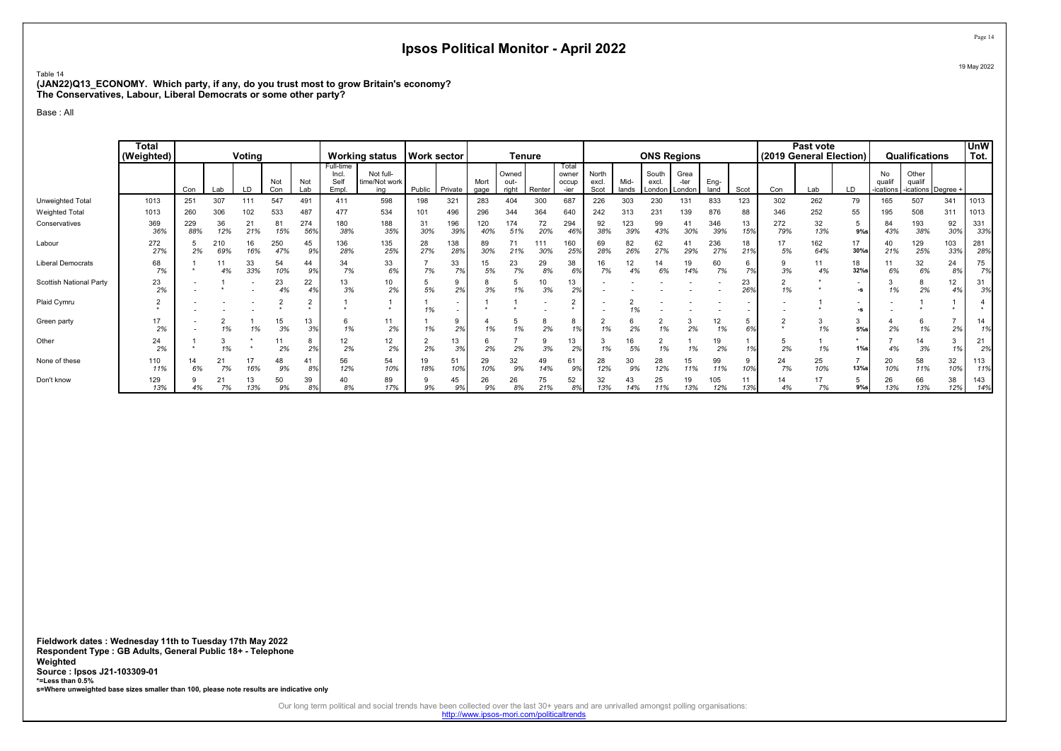# Ipsos Political Monitor - April 2022

19 May 2022

Table 14
**(JAN22)Q13_ECONOMY. Which party, if any, do you trust most to grow Britain's economy?**
**The Conservatives, Labour, Liberal Democrats or some other party?**

Base : All

| | Total (Weighted) | Voting | | | | | Working status | | Work sector | | Tenure | | | | ONS Regions | | | | | | Past vote (2019 General Election) | | | Qualifications | | | UnW Tot. |
|---|---|---|---|---|---|---|---|---|---|---|---|---|---|---|---|---|---|---|---|---|---|---|---|---|---|---|---|
| | | Con | Lab | LD | Not Con | Not Lab | Full-time Incl. Self Empl. | Not full-time/Not working | Public | Private | Mortgage | Owned outright | Renter | Total owner occupier | North excl. Scot | Midlands | South excl. London | Greater London | England | Scot | Con | Lab | LD | No qualifications | Other qualifications | Degree + | |
| Unweighted Total | 1013 | 251 | 307 | 111 | 547 | 491 | 411 | 598 | 198 | 321 | 283 | 404 | 300 | 687 | 226 | 303 | 230 | 131 | 833 | 123 | 302 | 262 | 79 | 165 | 507 | 341 | 1013 |
| Weighted Total | 1013 | 260 | 306 | 102 | 533 | 487 | 477 | 534 | 101 | 496 | 296 | 344 | 364 | 640 | 242 | 313 | 231 | 139 | 876 | 88 | 346 | 252 | 55 | 195 | 508 | 311 | 1013 |
| Conservatives | 369<br>36% | 229<br>88% | 36<br>12% | 21<br>21% | 81<br>15% | 274<br>56% | 180<br>38% | 188<br>35% | 31<br>30% | 196<br>39% | 120<br>40% | 174<br>51% | 72<br>20% | 294<br>46% | 92<br>38% | 123<br>39% | 99<br>43% | 41<br>30% | 346<br>39% | 13<br>15% | 272<br>79% | 32<br>13% | 5<br>9%s | 84<br>43% | 193<br>38% | 92<br>30% | 331<br>33% |
| Labour | 272<br>27% | 5<br>2% | 210<br>69% | 16<br>16% | 250<br>47% | 45<br>9% | 136<br>28% | 135<br>25% | 28<br>27% | 138<br>28% | 89<br>30% | 71<br>21% | 111<br>30% | 160<br>25% | 69<br>28% | 82<br>26% | 62<br>27% | 41<br>29% | 236<br>27% | 18<br>21% | 17<br>5% | 162<br>64% | 17<br>30%s | 40<br>21% | 129<br>25% | 103<br>33% | 281<br>28% |
| Liberal Democrats | 68<br>7% | 1<br>* | 11<br>4% | 33<br>33% | 54<br>10% | 44<br>9% | 34<br>7% | 33<br>6% | 7<br>7% | 33<br>7% | 15<br>5% | 23<br>7% | 29<br>8% | 38<br>6% | 16<br>7% | 12<br>4% | 14<br>6% | 19<br>14% | 60<br>7% | 6<br>7% | 9<br>3% | 11<br>4% | 18<br>32%s | 11<br>6% | 32<br>6% | 24<br>8% | 75<br>7% |
| Scottish National Party | 23<br>2% | -<br>- | 1<br>* | -<br>- | 23<br>4% | 22<br>4% | 13<br>3% | 10<br>2% | 5<br>5% | 9<br>2% | 8<br>3% | 5<br>1% | 10<br>3% | 13<br>2% | -<br>- | -<br>- | -<br>- | -<br>- | -<br>- | 23<br>26% | 2<br>1% | *<br>* | -<br>-s | 3<br>1% | 8<br>2% | 12<br>4% | 31<br>3% |
| Plaid Cymru | 2<br>* | -<br>- | -<br>- | -<br>- | 2<br>* | 2<br>* | 1<br>* | 1<br>* | 1<br>1% | -<br>- | 1<br>* | 1<br>* | -<br>- | 2<br>* | -<br>- | 2<br>1% | -<br>- | -<br>- | -<br>- | -<br>- | -<br>- | 1<br>* | -<br>-s | -<br>- | 1<br>* | 1<br>* | 4<br>* |
| Green party | 17<br>2% | -<br>- | 2<br>1% | 1<br>1% | 15<br>3% | 13<br>3% | 6<br>1% | 11<br>2% | 1<br>1% | 9<br>2% | 4<br>1% | 5<br>1% | 8<br>2% | 8<br>1% | 2<br>1% | 6<br>2% | 2<br>1% | 3<br>2% | 12<br>1% | 5<br>6% | 2<br>* | 3<br>1% | 3<br>5%s | 4<br>2% | 6<br>1% | 7<br>2% | 14<br>1% |
| Other | 24<br>2% | 1<br>* | 3<br>1% | *<br>* | 11<br>2% | 8<br>2% | 12<br>2% | 12<br>2% | 2<br>2% | 13<br>3% | 6<br>2% | 7<br>2% | 9<br>3% | 13<br>2% | 3<br>1% | 16<br>5% | 2<br>1% | 1<br>1% | 19<br>2% | 1<br>1% | 5<br>2% | 1<br>1% | *<br>1%s | 7<br>4% | 14<br>3% | 3<br>1% | 21<br>2% |
| None of these | 110<br>11% | 14<br>6% | 21<br>7% | 17<br>16% | 48<br>9% | 41<br>8% | 56<br>12% | 54<br>10% | 19<br>18% | 51<br>10% | 29<br>10% | 32<br>9% | 49<br>14% | 61<br>9% | 28<br>12% | 30<br>9% | 28<br>12% | 15<br>11% | 99<br>11% | 9<br>10% | 24<br>7% | 25<br>10% | 7<br>13%s | 20<br>10% | 58<br>11% | 32<br>10% | 113<br>11% |
| Don't know | 129<br>13% | 9<br>4% | 21<br>7% | 13<br>13% | 50<br>9% | 39<br>8% | 40<br>8% | 89<br>17% | 9<br>9% | 45<br>9% | 26<br>9% | 26<br>8% | 75<br>21% | 52<br>8% | 32<br>13% | 43<br>14% | 25<br>11% | 19<br>13% | 105<br>12% | 11<br>13% | 14<br>4% | 17<br>7% | 5<br>9%s | 26<br>13% | 66<br>13% | 38<br>12% | 143<br>14% |

**Fieldwork dates : Wednesday 11th to Tuesday 17th May 2022**
**Respondent Type : GB Adults, General Public 18+ - Telephone**
**Weighted**
**Source : Ipsos J21-103309-01**
***=Less than 0.5%**
**s=Where unweighted base sizes smaller than 100, please note results are indicative only**

Our long term political and social trends have been collected over the last 30+ years and are unrivalled amongst polling organisations:
http://www.ipsos-mori.com/politicaltrends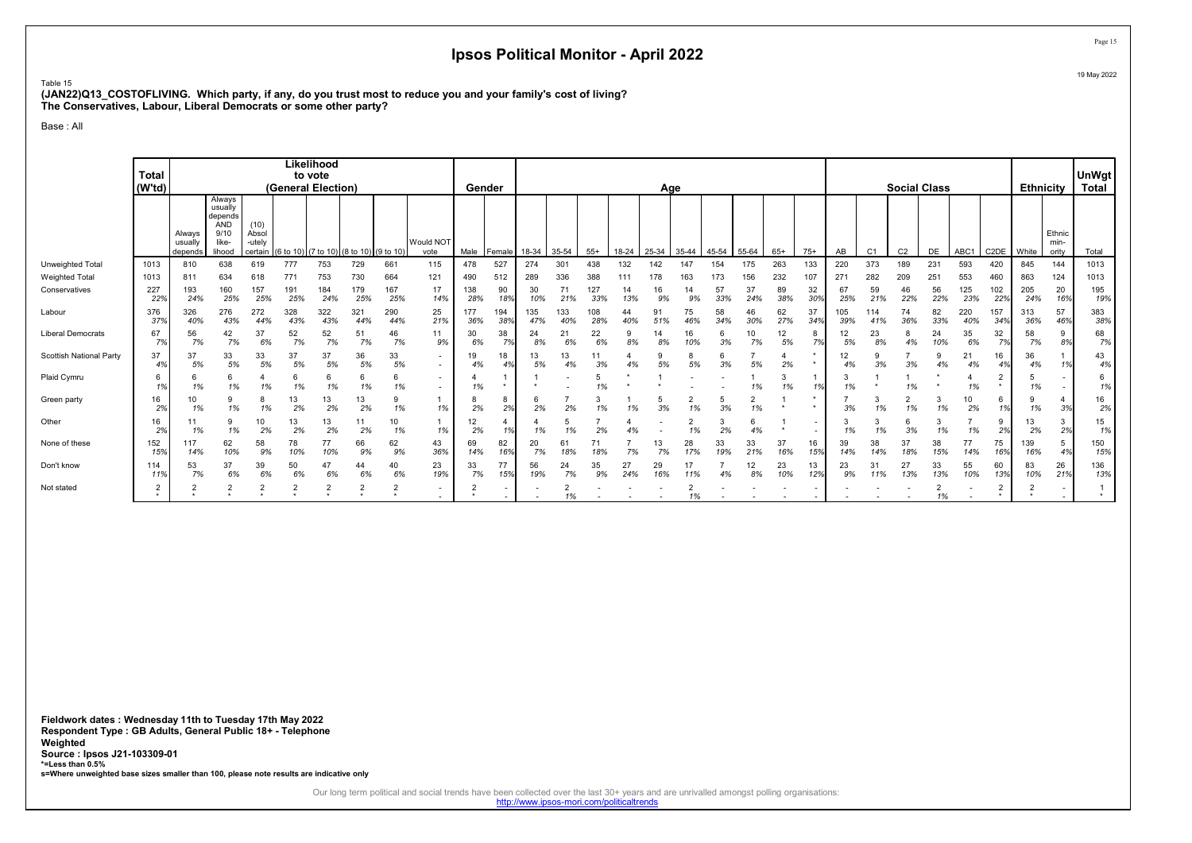# Ipsos Political Monitor - April 2022

Table 15
**(JAN22)Q13_COSTOFLIVING. Which party, if any, do you trust most to reduce you and your family's cost of living?**
**The Conservatives, Labour, Liberal Democrats or some other party?**

Base : All

| | Total (W'td) | Likelihood to vote (General Election) | | | | | | | | Gender | | Age | | | | | | | | | | Social Class | | | | | | Ethnicity | | UnWgt Total |
|---|---|---|---|---|---|---|---|---|---|---|---|---|---|---|---|---|---|---|---|---|---|---|---|---|---|---|---|---|---|---|
| | | Always usually depends | Always usually depends AND 9/10 like-lihood | (10) Absol-utely certain | (6 to 10) | (7 to 10) | (8 to 10) | (9 to 10) | Would NOT vote | Male | Female | 18-34 | 35-54 | 55+ | 18-24 | 25-34 | 35-44 | 45-54 | 55-64 | 65+ | 75+ | AB | C1 | C2 | DE | ABC1 | C2DE | White | Ethnic min-ority | Total |
| Unweighted Total | 1013 | 810 | 638 | 619 | 777 | 753 | 729 | 661 | 115 | 478 | 527 | 274 | 301 | 438 | 132 | 142 | 147 | 154 | 175 | 263 | 133 | 220 | 373 | 189 | 231 | 593 | 420 | 845 | 144 | 1013 |
| Weighted Total | 1013 | 811 | 634 | 618 | 771 | 753 | 730 | 664 | 121 | 490 | 512 | 289 | 336 | 388 | 111 | 178 | 163 | 173 | 156 | 232 | 107 | 271 | 282 | 209 | 251 | 553 | 460 | 863 | 124 | 1013 |
| Conservatives | 227 | 193 | 160 | 157 | 191 | 184 | 179 | 167 | 17 | 138 | 90 | 30 | 71 | 127 | 14 | 16 | 14 | 57 | 37 | 89 | 32 | 67 | 59 | 46 | 56 | 125 | 102 | 205 | 20 | 195 |
| | 22% | 24% | 25% | 25% | 25% | 24% | 25% | 25% | 14% | 28% | 18% | 10% | 21% | 33% | 13% | 9% | 9% | 33% | 24% | 38% | 30% | 25% | 21% | 22% | 22% | 23% | 22% | 24% | 16% | 19% |
| Labour | 376 | 326 | 276 | 272 | 328 | 322 | 321 | 290 | 25 | 177 | 194 | 135 | 133 | 108 | 44 | 91 | 75 | 58 | 46 | 62 | 37 | 105 | 114 | 74 | 82 | 220 | 157 | 313 | 57 | 383 |
| | 37% | 40% | 43% | 44% | 43% | 43% | 44% | 44% | 21% | 36% | 38% | 47% | 40% | 28% | 40% | 51% | 46% | 34% | 30% | 27% | 34% | 39% | 41% | 36% | 33% | 40% | 34% | 36% | 46% | 38% |
| Liberal Democrats | 67 | 56 | 42 | 37 | 52 | 52 | 51 | 46 | 11 | 30 | 38 | 24 | 21 | 22 | 9 | 14 | 16 | 6 | 10 | 12 | 8 | 12 | 23 | 8 | 24 | 35 | 32 | 58 | 9 | 68 |
| | 7% | 7% | 7% | 6% | 7% | 7% | 7% | 7% | 9% | 6% | 7% | 8% | 6% | 6% | 8% | 8% | 10% | 3% | 7% | 5% | 7% | 5% | 8% | 4% | 10% | 6% | 7% | 7% | 8% | 7% |
| Scottish National Party | 37 | 37 | 33 | 33 | 37 | 37 | 36 | 33 | - | 19 | 18 | 13 | 13 | 11 | 4 | 9 | 8 | 6 | 7 | 4 | * | 12 | 9 | 7 | 9 | 21 | 16 | 36 | 1 | 43 |
| | 4% | 5% | 5% | 5% | 5% | 5% | 5% | 5% | - | 4% | 4% | 5% | 4% | 3% | 4% | 5% | 5% | 3% | 5% | 2% | * | 4% | 3% | 3% | 4% | 4% | 4% | 4% | 1% | 4% |
| Plaid Cymru | 6 | 6 | 6 | 4 | 6 | 6 | 6 | 6 | - | 4 | 1 | 1 | - | 5 | * | 1 | - | - | 1 | 3 | 1 | 3 | 1 | 1 | * | 4 | 2 | 5 | - | 6 |
| | 1% | 1% | 1% | 1% | 1% | 1% | 1% | 1% | - | 1% | * | * | - | 1% | * | * | - | - | 1% | 1% | 1% | 1% | * | 1% | * | 1% | * | 1% | - | 1% |
| Green party | 16 | 10 | 9 | 8 | 13 | 13 | 13 | 9 | 1 | 8 | 8 | 6 | 7 | 3 | 1 | 5 | 2 | 5 | 2 | 1 | * | 7 | 3 | 2 | 3 | 10 | 6 | 9 | 4 | 16 |
| | 2% | 1% | 1% | 1% | 2% | 2% | 2% | 1% | 1% | 2% | 2% | 2% | 2% | 1% | 1% | 3% | 1% | 3% | 1% | * | * | 3% | 1% | 1% | 1% | 2% | 1% | 1% | 3% | 2% |
| Other | 16 | 11 | 9 | 10 | 13 | 13 | 11 | 10 | 1 | 12 | 4 | 4 | 5 | 7 | 4 | - | 2 | 3 | 6 | 1 | - | 3 | 3 | 6 | 3 | 7 | 9 | 13 | 3 | 15 |
| | 2% | 1% | 1% | 2% | 2% | 2% | 2% | 1% | 1% | 2% | 1% | 1% | 1% | 2% | 4% | - | 1% | 2% | 4% | * | - | 1% | 1% | 3% | 1% | 1% | 2% | 2% | 2% | 1% |
| None of these | 152 | 117 | 62 | 58 | 78 | 77 | 66 | 62 | 43 | 69 | 82 | 20 | 61 | 71 | 7 | 13 | 28 | 33 | 33 | 37 | 16 | 39 | 38 | 37 | 38 | 77 | 75 | 139 | 5 | 150 |
| | 15% | 14% | 10% | 9% | 10% | 10% | 9% | 9% | 36% | 14% | 16% | 7% | 18% | 18% | 7% | 7% | 17% | 19% | 21% | 16% | 15% | 14% | 14% | 18% | 15% | 14% | 16% | 16% | 4% | 15% |
| Don't know | 114 | 53 | 37 | 39 | 50 | 47 | 44 | 40 | 23 | 33 | 77 | 56 | 24 | 35 | 27 | 29 | 17 | 7 | 12 | 23 | 13 | 23 | 31 | 27 | 33 | 55 | 60 | 83 | 26 | 136 |
| | 11% | 7% | 6% | 6% | 6% | 6% | 6% | 6% | 19% | 7% | 15% | 19% | 7% | 9% | 24% | 16% | 11% | 4% | 8% | 10% | 12% | 9% | 11% | 13% | 13% | 10% | 13% | 10% | 21% | 13% |
| Not stated | 2 | 2 | 2 | 2 | 2 | 2 | 2 | 2 | - | 2 | - | - | 2 | - | - | - | 2 | - | - | - | - | - | - | - | 2 | - | 2 | 2 | - | 1 |
| | * | * | * | * | * | * | * | * | - | * | - | - | 1% | - | - | - | 1% | - | - | - | - | - | - | - | 1% | - | * | * | - | * |

**Fieldwork dates : Wednesday 11th to Tuesday 17th May 2022**
**Respondent Type : GB Adults, General Public 18+ - Telephone**
**Weighted**
**Source : Ipsos J21-103309-01**
***=Less than 0.5%**
**s=Where unweighted base sizes smaller than 100, please note results are indicative only**

Our long term political and social trends have been collected over the last 30+ years and are unrivalled amongst polling organisations:
http://www.ipsos-mori.com/politicaltrends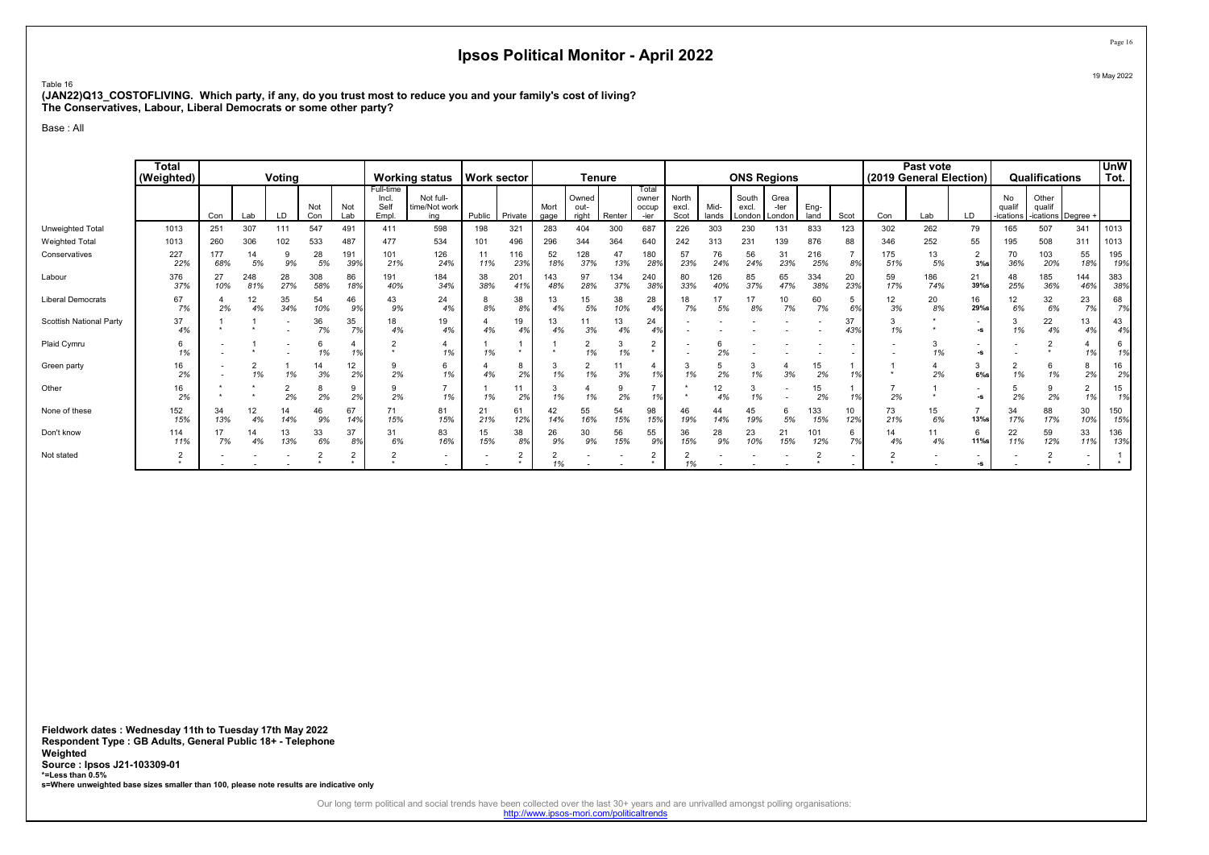# Ipsos Political Monitor - April 2022

19 May 2022

Table 16
**(JAN22)Q13_COSTOFLIVING. Which party, if any, do you trust most to reduce you and your family's cost of living? The Conservatives, Labour, Liberal Democrats or some other party?**

Base : All

| | Total (Weighted) | Voting | | | | | Working status | | Work sector | | Tenure | | | | ONS Regions | | | | | | Past vote (2019 General Election) | | | Qualifications | | | UnW Tot. |
|---|---|---|---|---|---|---|---|---|---|---|---|---|---|---|---|---|---|---|---|---|---|---|---|---|---|---|---|
| | | Con | Lab | LD | Not Con | Not Lab | Full-time Incl. Self Empl. | Not full-time/Not working | Public | Private | Mortgage | Owned outright | Renter | Total owner occupier | North excl. Scot | Midlands | South excl. London | Greater London | England | Scot | Con | Lab | LD | No qualifications | Other qualifications | Degree + | |
| Unweighted Total | 1013 | 251 | 307 | 111 | 547 | 491 | 411 | 598 | 198 | 321 | 283 | 404 | 300 | 687 | 226 | 303 | 230 | 131 | 833 | 123 | 302 | 262 | 79 | 165 | 507 | 341 | 1013 |
| Weighted Total | 1013 | 260 | 306 | 102 | 533 | 487 | 477 | 534 | 101 | 496 | 296 | 344 | 364 | 640 | 242 | 313 | 231 | 139 | 876 | 88 | 346 | 252 | 55 | 195 | 508 | 311 | 1013 |
| Conservatives | 227 | 177 | 14 | 9 | 28 | 191 | 101 | 126 | 11 | 116 | 52 | 128 | 47 | 180 | 57 | 76 | 56 | 31 | 216 | 7 | 175 | 13 | 2 | 70 | 103 | 55 | 195 |
| | 22% | 68% | 5% | 9% | 5% | 39% | 21% | 24% | 11% | 23% | 18% | 37% | 13% | 28% | 23% | 24% | 24% | 23% | 25% | 8% | 51% | 5% | 3%s | 36% | 20% | 18% | 19% |
| Labour | 376 | 27 | 248 | 28 | 308 | 86 | 191 | 184 | 38 | 201 | 143 | 97 | 134 | 240 | 80 | 126 | 85 | 65 | 334 | 20 | 59 | 186 | 21 | 48 | 185 | 144 | 383 |
| | 37% | 10% | 81% | 27% | 58% | 18% | 40% | 34% | 38% | 41% | 48% | 28% | 37% | 38% | 33% | 40% | 37% | 47% | 38% | 23% | 17% | 74% | 39%s | 25% | 36% | 46% | 38% |
| Liberal Democrats | 67 | 4 | 12 | 35 | 54 | 46 | 43 | 24 | 8 | 38 | 13 | 15 | 38 | 28 | 18 | 17 | 17 | 10 | 60 | 5 | 12 | 20 | 16 | 12 | 32 | 23 | 68 |
| | 7% | 2% | 4% | 34% | 10% | 9% | 9% | 4% | 8% | 8% | 4% | 5% | 10% | 4% | 7% | 5% | 8% | 7% | 7% | 6% | 3% | 8% | 29%s | 6% | 6% | 7% | 7% |
| Scottish National Party | 37 | 1 | 1 | - | 36 | 35 | 18 | 19 | 4 | 19 | 13 | 11 | 13 | 24 | - | - | - | - | - | 37 | 3 | * | - | 3 | 22 | 13 | 43 |
| | 4% | * | * | - | 7% | 7% | 4% | 4% | 4% | 4% | 4% | 3% | 4% | 4% | - | - | - | - | - | 43% | 1% | * | -s | 1% | 4% | 4% | 4% |
| Plaid Cymru | 6 | - | 1 | - | 6 | 4 | 2 | 4 | 1 | 1 | 1 | 2 | 3 | 2 | - | 6 | - | - | - | - | - | 3 | - | - | 2 | 4 | 6 |
| | 1% | - | * | - | 1% | 1% | * | 1% | 1% | * | * | 1% | 1% | * | - | 2% | - | - | - | - | - | 1% | -s | - | * | 1% | 1% |
| Green party | 16 | - | 2 | 1 | 14 | 12 | 9 | 6 | 4 | 8 | 3 | 2 | 11 | 4 | 3 | 5 | 3 | 4 | 15 | 1 | 1 | 4 | 3 | 2 | 6 | 8 | 16 |
| | 2% | - | 1% | 1% | 3% | 2% | 2% | 1% | 4% | 2% | 1% | 1% | 3% | 1% | 1% | 2% | 1% | 3% | 2% | 1% | * | 2% | 6%s | 1% | 1% | 2% | 2% |
| Other | 16 | * | * | 2 | 8 | 9 | 9 | 7 | 1 | 11 | 3 | 4 | 9 | 7 | * | 12 | 3 | - | 15 | 1 | 7 | 1 | - | 5 | 9 | 2 | 15 |
| | 2% | * | * | 2% | 2% | 2% | 2% | 1% | 1% | 2% | 1% | 1% | 2% | 1% | * | 4% | 1% | - | 2% | 1% | 2% | * | -s | 2% | 2% | 1% | 1% |
| None of these | 152 | 34 | 12 | 14 | 46 | 67 | 71 | 81 | 21 | 61 | 42 | 55 | 54 | 98 | 46 | 44 | 45 | 6 | 133 | 10 | 73 | 15 | 7 | 34 | 88 | 30 | 150 |
| | 15% | 13% | 4% | 14% | 9% | 14% | 15% | 15% | 21% | 12% | 14% | 16% | 15% | 15% | 19% | 14% | 19% | 5% | 15% | 12% | 21% | 6% | 13%s | 17% | 17% | 10% | 15% |
| Don't know | 114 | 17 | 14 | 13 | 33 | 37 | 31 | 83 | 15 | 38 | 26 | 30 | 56 | 55 | 36 | 28 | 23 | 21 | 101 | 6 | 14 | 11 | 6 | 22 | 59 | 33 | 136 |
| | 11% | 7% | 4% | 13% | 6% | 8% | 6% | 16% | 15% | 8% | 9% | 9% | 15% | 9% | 15% | 9% | 10% | 15% | 12% | 7% | 4% | 4% | 11%s | 11% | 12% | 11% | 13% |
| Not stated | 2 | - | - | - | 2 | 2 | 2 | - | - | 2 | 2 | - | - | 2 | 2 | - | - | - | 2 | - | 2 | - | - | - | 2 | - | 1 |
| | * | - | - | - | * | * | * | - | - | * | 1% | - | - | * | 1% | - | - | - | * | - | * | - | -s | - | * | - | * |

**Fieldwork dates : Wednesday 11th to Tuesday 17th May 2022**
**Respondent Type : GB Adults, General Public 18+ - Telephone**
**Weighted**
**Source : Ipsos J21-103309-01**
***=Less than 0.5%**
**s=Where unweighted base sizes smaller than 100, please note results are indicative only**

Our long term political and social trends have been collected over the last 30+ years and are unrivalled amongst polling organisations:
http://www.ipsos-mori.com/politicaltrends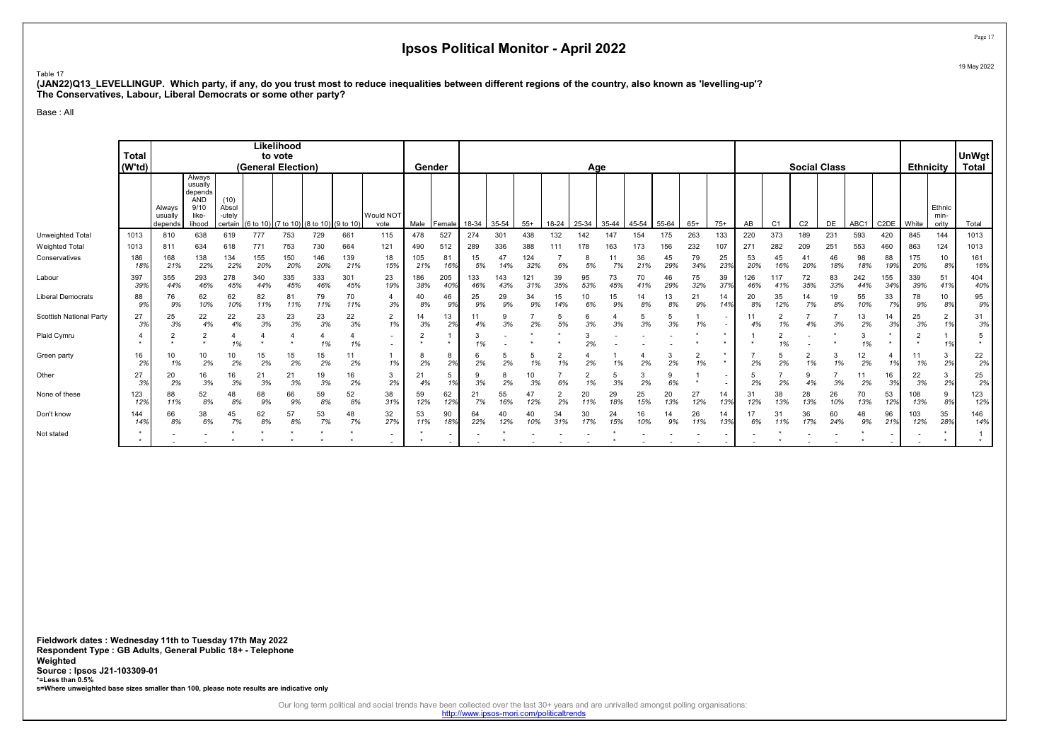# Ipsos Political Monitor - April 2022

19 May 2022

Table 17

**(JAN22)Q13_LEVELLINGUP. Which party, if any, do you trust most to reduce inequalities between different regions of the country, also known as 'levelling-up'? The Conservatives, Labour, Liberal Democrats or some other party?**

Base : All

| | Total (W'td) | Likelihood to vote (General Election) | | | | | | | | Gender | | Age | | | | | | | | | | Social Class | | | | | | Ethnicity | | UnWgt Total |
|---|---|---|---|---|---|---|---|---|---|---|---|---|---|---|---|---|---|---|---|---|---|---|---|---|---|---|---|---|---|---|
| | | Always usually depends | Always usually depends AND 9/10 like-lihood | (10) Absol-utely certain | (6 to 10) | (7 to 10) | (8 to 10) | (9 to 10) | Would NOT vote | Male | Female | 18-34 | 35-54 | 55+ | 18-24 | 25-34 | 35-44 | 45-54 | 55-64 | 65+ | 75+ | AB | C1 | C2 | DE | ABC1 | C2DE | White | Ethnic min-ority | Total |
| Unweighted Total | 1013 | 810 | 638 | 619 | 777 | 753 | 729 | 661 | 115 | 478 | 527 | 274 | 301 | 438 | 132 | 142 | 147 | 154 | 175 | 263 | 133 | 220 | 373 | 189 | 231 | 593 | 420 | 845 | 144 | 1013 |
| Weighted Total | 1013 | 811 | 634 | 618 | 771 | 753 | 730 | 664 | 121 | 490 | 512 | 289 | 336 | 388 | 111 | 178 | 163 | 173 | 156 | 232 | 107 | 271 | 282 | 209 | 251 | 553 | 460 | 863 | 124 | 1013 |
| Conservatives | 186 | 168 | 138 | 134 | 155 | 150 | 146 | 139 | 18 | 105 | 81 | 15 | 47 | 124 | 7 | 8 | 11 | 36 | 45 | 79 | 25 | 53 | 45 | 41 | 46 | 98 | 88 | 175 | 10 | 161 |
| | 18% | 21% | 22% | 22% | 20% | 20% | 20% | 21% | 15% | 21% | 16% | 5% | 14% | 32% | 6% | 5% | 7% | 21% | 29% | 34% | 23% | 20% | 16% | 20% | 18% | 18% | 19% | 20% | 8% | 16% |
| Labour | 397 | 355 | 293 | 278 | 340 | 335 | 333 | 301 | 23 | 186 | 205 | 133 | 143 | 121 | 39 | 95 | 73 | 70 | 46 | 75 | 39 | 126 | 117 | 72 | 83 | 242 | 155 | 339 | 51 | 404 |
| | 39% | 44% | 46% | 45% | 44% | 45% | 46% | 45% | 19% | 38% | 40% | 46% | 43% | 31% | 35% | 53% | 45% | 41% | 29% | 32% | 37% | 46% | 41% | 35% | 33% | 44% | 34% | 39% | 41% | 40% |
| Liberal Democrats | 88 | 76 | 62 | 62 | 82 | 81 | 79 | 70 | 4 | 40 | 46 | 25 | 29 | 34 | 15 | 10 | 15 | 14 | 13 | 21 | 14 | 20 | 35 | 14 | 19 | 55 | 33 | 78 | 10 | 95 |
| | 9% | 9% | 10% | 10% | 11% | 11% | 11% | 11% | 3% | 8% | 9% | 9% | 9% | 9% | 14% | 6% | 9% | 8% | 8% | 9% | 14% | 8% | 12% | 7% | 8% | 10% | 7% | 9% | 8% | 9% |
| Scottish National Party | 27 | 25 | 22 | 22 | 23 | 23 | 23 | 22 | 2 | 14 | 13 | 11 | 9 | 7 | 5 | 6 | 4 | 5 | 5 | 1 | - | 11 | 2 | 7 | 7 | 13 | 14 | 25 | 2 | 31 |
| | 3% | 3% | 4% | 4% | 3% | 3% | 3% | 3% | 1% | 3% | 2% | 4% | 3% | 2% | 5% | 3% | 3% | 3% | 3% | 1% | - | 4% | 1% | 4% | 3% | 2% | 3% | 3% | 1% | 3% |
| Plaid Cymru | 4 | 2 | 2 | 4 | 4 | 4 | 4 | 4 | - | 2 | 1 | 3 | - | * | * | 3 | - | - | - | * | * | 1 | 2 | - | * | 3 | * | 2 | 1 | 5 |
| | * | * | * | 1% | * | * | 1% | 1% | - | * | * | 1% | - | * | * | 2% | - | - | - | * | * | * | 1% | - | * | 1% | * | * | 1% | * |
| Green party | 16 | 10 | 10 | 10 | 15 | 15 | 15 | 11 | 1 | 8 | 8 | 6 | 5 | 5 | 2 | 4 | 1 | 4 | 3 | 2 | * | 7 | 5 | 2 | 3 | 12 | 4 | 11 | 3 | 22 |
| | 2% | 1% | 2% | 2% | 2% | 2% | 2% | 2% | 1% | 2% | 2% | 2% | 2% | 1% | 1% | 2% | 1% | 2% | 2% | 1% | * | 2% | 2% | 1% | 1% | 2% | 1% | 1% | 2% | 2% |
| Other | 27 | 20 | 16 | 16 | 21 | 21 | 19 | 16 | 3 | 21 | 5 | 9 | 8 | 10 | 7 | 2 | 5 | 3 | 9 | 1 | - | 5 | 7 | 9 | 7 | 11 | 16 | 22 | 3 | 25 |
| | 3% | 2% | 3% | 3% | 3% | 3% | 3% | 2% | 2% | 4% | 1% | 3% | 2% | 3% | 6% | 1% | 3% | 2% | 6% | * | - | 2% | 2% | 4% | 3% | 2% | 3% | 3% | 2% | 2% |
| None of these | 123 | 88 | 52 | 48 | 68 | 66 | 59 | 52 | 38 | 59 | 62 | 21 | 55 | 47 | 2 | 20 | 29 | 25 | 20 | 27 | 14 | 31 | 38 | 28 | 26 | 70 | 53 | 108 | 9 | 123 |
| | 12% | 11% | 8% | 8% | 9% | 9% | 8% | 8% | 31% | 12% | 12% | 7% | 16% | 12% | 2% | 11% | 18% | 15% | 13% | 12% | 13% | 12% | 13% | 13% | 10% | 13% | 12% | 13% | 8% | 12% |
| Don't know | 144 | 66 | 38 | 45 | 62 | 57 | 53 | 48 | 32 | 53 | 90 | 64 | 40 | 40 | 34 | 30 | 24 | 16 | 14 | 26 | 14 | 17 | 31 | 36 | 60 | 48 | 96 | 103 | 35 | 146 |
| | 14% | 8% | 6% | 7% | 8% | 8% | 7% | 7% | 27% | 11% | 18% | 22% | 12% | 10% | 31% | 17% | 15% | 10% | 9% | 11% | 13% | 6% | 11% | 17% | 24% | 9% | 21% | 12% | 28% | 14% |
| Not stated | * | - | - | * | * | * | * | * | - | * | - | - | * | - | - | - | * | - | - | - | - | - | * | - | - | * | - | - | * | 1 |
| | * | - | - | * | * | * | * | * | - | * | - | - | * | - | - | - | * | - | - | - | - | - | * | - | - | * | - | - | * | * |

**Fieldwork dates : Wednesday 11th to Tuesday 17th May 2022**
**Respondent Type : GB Adults, General Public 18+ - Telephone**
**Weighted**
**Source : Ipsos J21-103309-01**
***=Less than 0.5%**
**s=Where unweighted base sizes smaller than 100, please note results are indicative only**

Our long term political and social trends have been collected over the last 30+ years and are unrivalled amongst polling organisations:
http://www.ipsos-mori.com/politicaltrends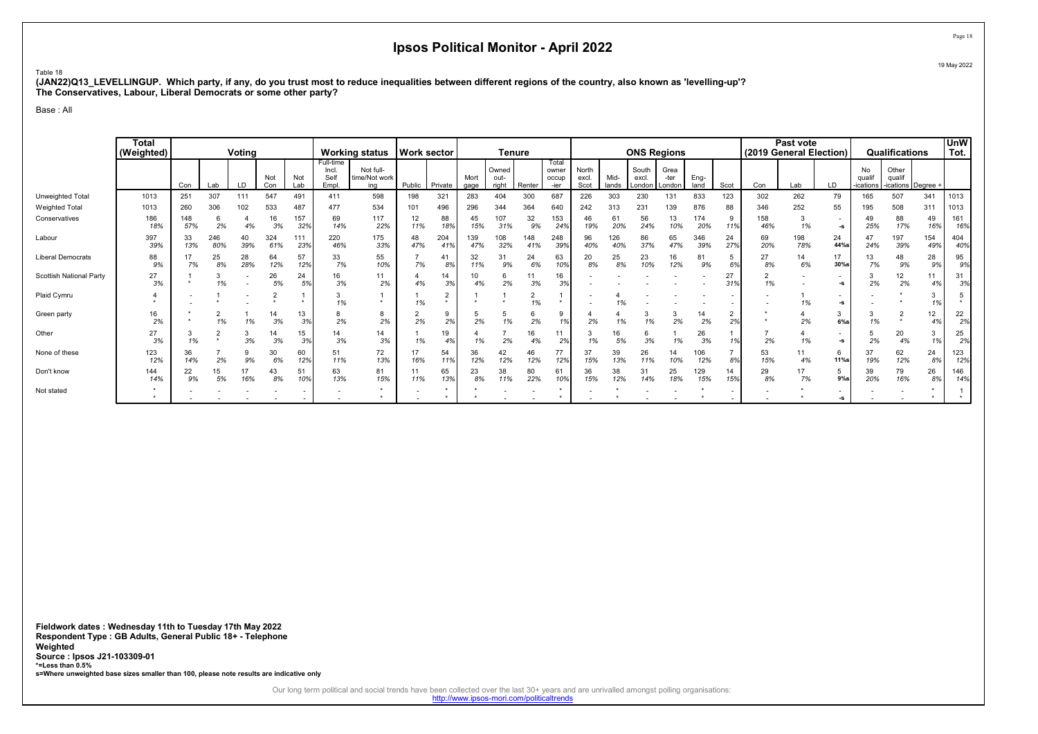# Ipsos Political Monitor - April 2022

19 May 2022

Table 18

**(JAN22)Q13_LEVELLINGUP. Which party, if any, do you trust most to reduce inequalities between different regions of the country, also known as 'levelling-up'? The Conservatives, Labour, Liberal Democrats or some other party?**

Base : All

| | Total (Weighted) | Voting | | | | | Working status | | Work sector | | Tenure | | | | ONS Regions | | | | | | Past vote (2019 General Election) | | | Qualifications | | | UnW Tot. |
|---|---|---|---|---|---|---|---|---|---|---|---|---|---|---|---|---|---|---|---|---|---|---|---|---|---|---|---|
| | | Con | Lab | LD | Not Con | Not Lab | Full-time Incl. Self Empl. | Not full-time/Not working | Public | Private | Mortgage | Owned outright | Renter | Total owner occupier | North excl. Scot | Midlands | South excl. London | Greater London | England | Scot | Con | Lab | LD | No qualifications | Other qualifications | Degree + | |
| Unweighted Total | 1013 | 251 | 307 | 111 | 547 | 491 | 411 | 598 | 198 | 321 | 283 | 404 | 300 | 687 | 226 | 303 | 230 | 131 | 833 | 123 | 302 | 262 | 79 | 165 | 507 | 341 | 1013 |
| Weighted Total | 1013 | 260 | 306 | 102 | 533 | 487 | 477 | 534 | 101 | 496 | 296 | 344 | 364 | 640 | 242 | 313 | 231 | 139 | 876 | 88 | 346 | 252 | 55 | 195 | 508 | 311 | 1013 |
| Conservatives | 186 | 148 | 6 | 4 | 16 | 157 | 69 | 117 | 12 | 88 | 45 | 107 | 32 | 153 | 46 | 61 | 56 | 13 | 174 | 9 | 158 | 3 | - | 49 | 88 | 49 | 161 |
| | 18% | 57% | 2% | 4% | 3% | 32% | 14% | 22% | 11% | 18% | 15% | 31% | 9% | 24% | 19% | 20% | 24% | 10% | 20% | 11% | 46% | 1% | -s | 25% | 17% | 16% | 16% |
| Labour | 397 | 33 | 246 | 40 | 324 | 111 | 220 | 175 | 48 | 204 | 139 | 108 | 148 | 248 | 96 | 126 | 86 | 65 | 346 | 24 | 69 | 198 | 24 | 47 | 197 | 154 | 404 |
| | 39% | 13% | 80% | 39% | 61% | 23% | 46% | 33% | 47% | 41% | 47% | 32% | 41% | 39% | 40% | 40% | 37% | 47% | 39% | 27% | 20% | 78% | 44%s | 24% | 39% | 49% | 40% |
| Liberal Democrats | 88 | 17 | 25 | 28 | 64 | 57 | 33 | 55 | 7 | 41 | 32 | 31 | 24 | 63 | 20 | 25 | 23 | 16 | 81 | 5 | 27 | 14 | 17 | 13 | 48 | 28 | 95 |
| | 9% | 7% | 8% | 28% | 12% | 12% | 7% | 10% | 7% | 8% | 11% | 9% | 6% | 10% | 8% | 8% | 10% | 12% | 9% | 6% | 8% | 6% | 30%s | 7% | 9% | 9% | 9% |
| Scottish National Party | 27 | 1 | 3 | - | 26 | 24 | 16 | 11 | 4 | 14 | 10 | 6 | 11 | 16 | - | - | - | - | - | 27 | 2 | - | - | 3 | 12 | 11 | 31 |
| | 3% | * | 1% | - | 5% | 5% | 3% | 2% | 4% | 3% | 4% | 2% | 3% | 3% | - | - | - | - | - | 31% | 1% | - | -s | 2% | 2% | 4% | 3% |
| Plaid Cymru | 4 | - | 1 | - | 2 | 1 | 3 | 1 | 1 | 2 | 1 | 1 | 2 | 1 | - | 4 | - | - | - | - | - | 1 | - | - | * | 3 | 5 |
| | * | - | * | - | * | * | 1% | * | 1% | * | * | * | 1% | * | - | 1% | - | - | - | - | - | 1% | -s | - | * | 1% | * |
| Green party | 16 | * | 2 | 1 | 14 | 13 | 8 | 8 | 2 | 9 | 5 | 5 | 6 | 9 | 4 | 4 | 3 | 3 | 14 | 2 | * | 4 | 3 | 3 | 2 | 12 | 22 |
| | 2% | * | 1% | 1% | 3% | 3% | 2% | 2% | 2% | 2% | 2% | 1% | 2% | 1% | 2% | 1% | 1% | 2% | 2% | 2% | * | 2% | 6%s | 1% | * | 4% | 2% |
| Other | 27 | 3 | 2 | 3 | 14 | 15 | 14 | 14 | 1 | 19 | 4 | 7 | 16 | 11 | 3 | 16 | 6 | 1 | 26 | 1 | 7 | 4 | - | 5 | 20 | 3 | 25 |
| | 3% | 1% | * | 3% | 3% | 3% | 3% | 3% | 1% | 4% | 1% | 2% | 4% | 2% | 1% | 5% | 3% | 1% | 3% | 1% | 2% | 1% | -s | 2% | 4% | 1% | 2% |
| None of these | 123 | 36 | 7 | 9 | 30 | 60 | 51 | 72 | 17 | 54 | 36 | 42 | 46 | 77 | 37 | 39 | 26 | 14 | 106 | 7 | 53 | 11 | 6 | 37 | 62 | 24 | 123 |
| | 12% | 14% | 2% | 9% | 6% | 12% | 11% | 13% | 16% | 11% | 12% | 12% | 12% | 12% | 15% | 13% | 11% | 10% | 12% | 8% | 15% | 4% | 11%s | 19% | 12% | 8% | 12% |
| Don't know | 144 | 22 | 15 | 17 | 43 | 51 | 63 | 81 | 11 | 65 | 23 | 38 | 80 | 61 | 36 | 38 | 31 | 25 | 129 | 14 | 29 | 17 | 5 | 39 | 79 | 26 | 146 |
| | 14% | 9% | 5% | 16% | 8% | 10% | 13% | 15% | 11% | 13% | 8% | 11% | 22% | 10% | 15% | 12% | 14% | 18% | 15% | 15% | 8% | 7% | 9%s | 20% | 16% | 8% | 14% |
| Not stated | * | - | - | - | - | - | - | * | - | * | * | - | - | * | - | * | - | - | * | - | - | * | - | - | - | * | 1 |
| | * | - | - | - | - | - | - | * | - | * | * | - | - | * | - | * | - | - | * | - | - | * | -s | - | - | * | * |

**Fieldwork dates : Wednesday 11th to Tuesday 17th May 2022**
**Respondent Type : GB Adults, General Public 18+ - Telephone**
**Weighted**
**Source : Ipsos J21-103309-01**
***=Less than 0.5%**
**s=Where unweighted base sizes smaller than 100, please note results are indicative only**

Our long term political and social trends have been collected over the last 30+ years and are unrivalled amongst polling organisations:
http://www.ipsos-mori.com/politicaltrends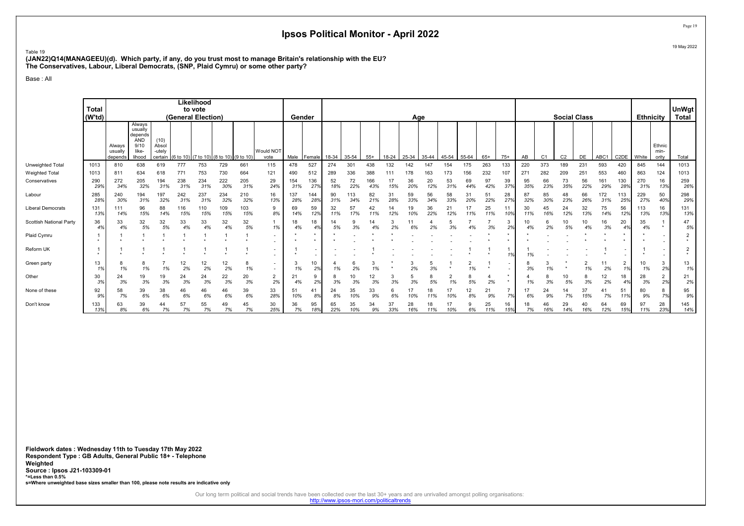# Ipsos Political Monitor - April 2022

19 May 2022

Table 19
**(JAN22)Q14(MANAGEEU)(d). Which party, if any, do you trust most to manage Britain's relationship with the EU? The Conservatives, Labour, Liberal Democrats, (SNP, Plaid Cymru) or some other party?**

Base : All

| | Total (W'td) | Likelihood to vote (General Election) | | | | | | | | Gender | | Age | | | | | | | | | | Social Class | | | | | | Ethnicity | | UnWgt Total |
|---|---|---|---|---|---|---|---|---|---|---|---|---|---|---|---|---|---|---|---|---|---|---|---|---|---|---|---|---|---|---|
| | | Always usually depends | Always usually depends AND 9/10 like-lihood | (10) Absol-utely certain | (6 to 10) | (7 to 10) | (8 to 10) | (9 to 10) | Would NOT vote | Male | Female | 18-34 | 35-54 | 55+ | 18-24 | 25-34 | 35-44 | 45-54 | 55-64 | 65+ | 75+ | AB | C1 | C2 | DE | ABC1 | C2DE | White | Ethnic min-ority | Total |
| Unweighted Total | 1013 | 810 | 638 | 619 | 777 | 753 | 729 | 661 | 115 | 478 | 527 | 274 | 301 | 438 | 132 | 142 | 147 | 154 | 175 | 263 | 133 | 220 | 373 | 189 | 231 | 593 | 420 | 845 | 144 | 1013 |
| Weighted Total | 1013 | 811 | 634 | 618 | 771 | 753 | 730 | 664 | 121 | 490 | 512 | 289 | 336 | 388 | 111 | 178 | 163 | 173 | 156 | 232 | 107 | 271 | 282 | 209 | 251 | 553 | 460 | 863 | 124 | 1013 |
| Conservatives | 290 | 272 | 205 | 194 | 238 | 234 | 222 | 205 | 29 | 154 | 136 | 52 | 72 | 166 | 17 | 36 | 20 | 53 | 69 | 97 | 39 | 95 | 66 | 73 | 56 | 161 | 130 | 270 | 16 | 259 |
| | 29% | 34% | 32% | 31% | 31% | 31% | 30% | 31% | 24% | 31% | 27% | 18% | 22% | 43% | 15% | 20% | 12% | 31% | 44% | 42% | 37% | 35% | 23% | 35% | 22% | 29% | 28% | 31% | 13% | 26% |
| Labour | 285 | 240 | 194 | 197 | 242 | 237 | 234 | 210 | 16 | 137 | 144 | 90 | 113 | 82 | 31 | 59 | 56 | 58 | 31 | 51 | 28 | 87 | 85 | 48 | 66 | 172 | 113 | 229 | 50 | 298 |
| | 28% | 30% | 31% | 32% | 31% | 31% | 32% | 32% | 13% | 28% | 28% | 31% | 34% | 21% | 28% | 33% | 34% | 33% | 20% | 22% | 27% | 32% | 30% | 23% | 26% | 31% | 25% | 27% | 40% | 29% |
| Liberal Democrats | 131 | 111 | 96 | 88 | 116 | 110 | 109 | 103 | 9 | 69 | 59 | 32 | 57 | 42 | 14 | 19 | 36 | 21 | 17 | 25 | 11 | 30 | 45 | 24 | 32 | 75 | 56 | 113 | 16 | 131 |
| | 13% | 14% | 15% | 14% | 15% | 15% | 15% | 15% | 8% | 14% | 12% | 11% | 17% | 11% | 12% | 10% | 22% | 12% | 11% | 11% | 10% | 11% | 16% | 12% | 13% | 14% | 12% | 13% | 13% | 13% |
| Scottish National Party | 36 | 33 | 32 | 32 | 33 | 33 | 32 | 32 | 1 | 18 | 18 | 14 | 9 | 14 | 3 | 11 | 4 | 5 | 7 | 7 | 3 | 10 | 6 | 10 | 10 | 16 | 20 | 35 | 1 | 47 |
| | 4% | 4% | 5% | 5% | 4% | 4% | 4% | 5% | 1% | 4% | 4% | 5% | 3% | 4% | 2% | 6% | 2% | 3% | 4% | 3% | 2% | 4% | 2% | 5% | 4% | 3% | 4% | 4% | * | 5% |
| Plaid Cymru | 1 | 1 | 1 | 1 | 1 | 1 | 1 | 1 | - | * | * | * | - | * | * | - | - | - | - | * | * | * | - | - | * | * | * | * | - | 2 |
| | * | * | * | * | * | * | * | * | - | * | * | * | - | * | * | - | - | - | - | * | * | * | - | - | * | * | * | * | - | * |
| Reform UK | 1 | 1 | 1 | 1 | 1 | 1 | 1 | 1 | - | 1 | - | - | - | 1 | - | - | - | - | 1 | 1 | 1 | 1 | - | - | - | 1 | - | 1 | - | 2 |
| | * | * | * | * | * | * | * | * | - | * | - | - | - | * | - | - | - | - | * | * | 1% | 1% | - | - | - | * | - | * | - | * |
| Green party | 13 | 8 | 8 | 7 | 12 | 12 | 12 | 8 | - | 3 | 10 | 4 | 6 | 3 | * | 3 | 5 | 1 | 2 | 1 | - | 8 | 3 | * | 2 | 11 | 2 | 10 | 3 | 13 |
| | 1% | 1% | 1% | 1% | 2% | 2% | 2% | 1% | - | 1% | 2% | 1% | 2% | 1% | * | 2% | 3% | * | 1% | * | - | 3% | 1% | * | 1% | 2% | 1% | 1% | 2% | 1% |
| Other | 30 | 24 | 19 | 19 | 24 | 24 | 22 | 20 | 2 | 21 | 9 | 8 | 10 | 12 | 3 | 5 | 8 | 2 | 8 | 4 | * | 4 | 8 | 10 | 8 | 12 | 18 | 28 | 2 | 21 |
| | 3% | 3% | 3% | 3% | 3% | 3% | 3% | 3% | 2% | 4% | 2% | 3% | 3% | 3% | 3% | 3% | 5% | 1% | 5% | 2% | * | 1% | 3% | 5% | 3% | 2% | 4% | 3% | 2% | 2% |
| None of these | 92 | 58 | 39 | 38 | 46 | 46 | 46 | 39 | 33 | 51 | 41 | 24 | 35 | 33 | 6 | 17 | 18 | 17 | 12 | 21 | 7 | 17 | 24 | 14 | 37 | 41 | 51 | 80 | 8 | 95 |
| | 9% | 7% | 6% | 6% | 6% | 6% | 6% | 6% | 28% | 10% | 8% | 8% | 10% | 9% | 6% | 10% | 11% | 10% | 8% | 9% | 7% | 6% | 9% | 7% | 15% | 7% | 11% | 9% | 7% | 9% |
| Don't know | 133 | 63 | 39 | 44 | 57 | 55 | 49 | 45 | 30 | 36 | 95 | 65 | 35 | 34 | 37 | 28 | 18 | 17 | 9 | 25 | 16 | 18 | 46 | 29 | 40 | 64 | 69 | 97 | 28 | 145 |
| | 13% | 8% | 6% | 7% | 7% | 7% | 7% | 7% | 25% | 7% | 18% | 22% | 10% | 9% | 33% | 16% | 11% | 10% | 6% | 11% | 15% | 7% | 16% | 14% | 16% | 12% | 15% | 11% | 23% | 14% |

**Fieldwork dates : Wednesday 11th to Tuesday 17th May 2022**
**Respondent Type : GB Adults, General Public 18+ - Telephone**
**Weighted**
**Source : Ipsos J21-103309-01**
**\*=Less than 0.5%**
**s=Where unweighted base sizes smaller than 100, please note results are indicative only**

Our long term political and social trends have been collected over the last 30+ years and are unrivalled amongst polling organisations:
http://www.ipsos-mori.com/politicaltrends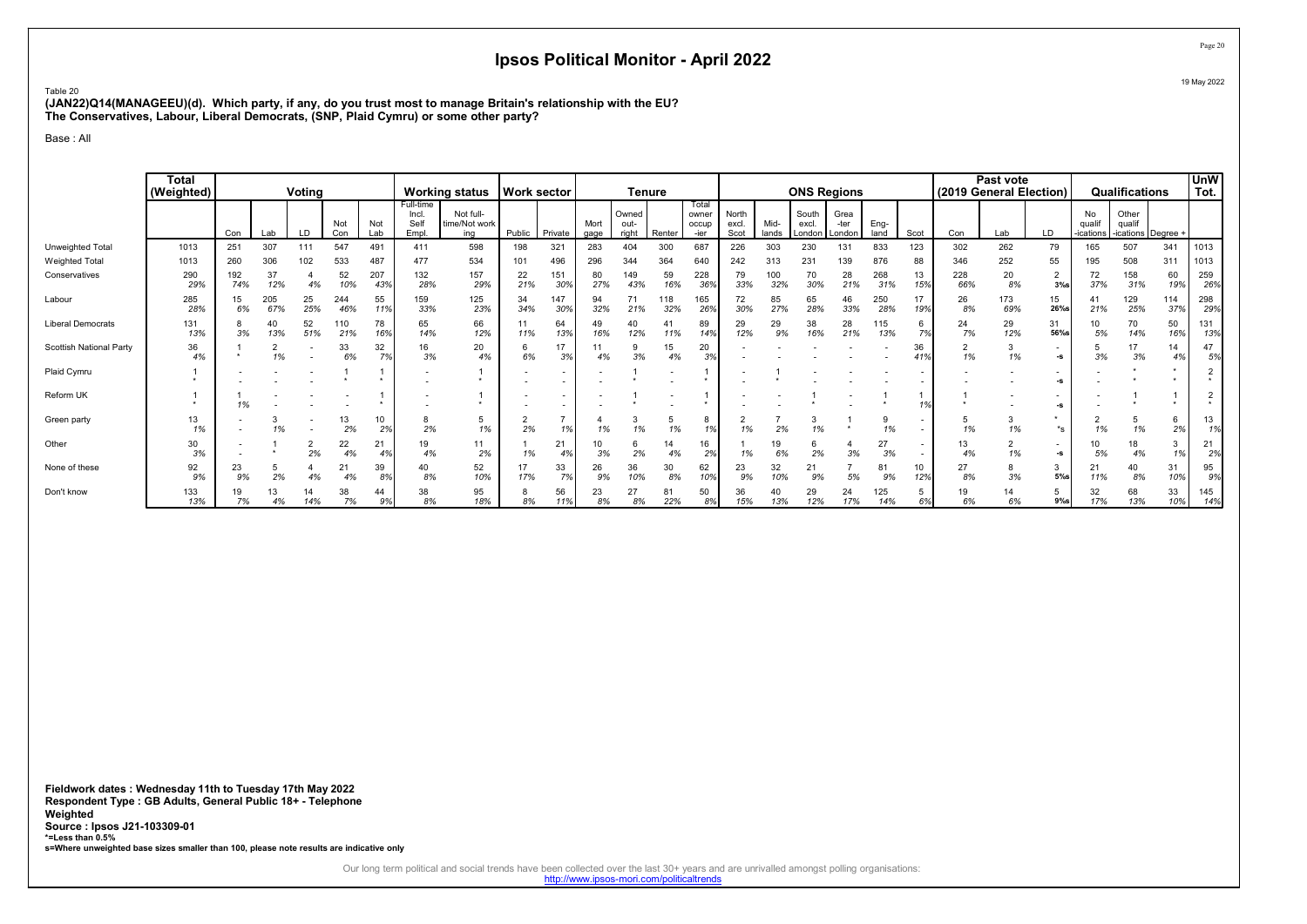# Ipsos Political Monitor - April 2022

19 May 2022

Table 20
**(JAN22)Q14(MANAGEEU)(d). Which party, if any, do you trust most to manage Britain's relationship with the EU? The Conservatives, Labour, Liberal Democrats, (SNP, Plaid Cymru) or some other party?**

Base : All

| | Total (Weighted) | Voting | | | | | Working status | | Work sector | | Tenure | | | | ONS Regions | | | | | | Past vote (2019 General Election) | | | Qualifications | | | UnW Tot. |
|---|---|---|---|---|---|---|---|---|---|---|---|---|---|---|---|---|---|---|---|---|---|---|---|---|---|---|---|
| | | Con | Lab | LD | Not Con | Not Lab | Full-time Incl. Self Empl. | Not full-time/Not working | Public | Private | Mortgage | Owned outright | Renter | Total owner occupier | North excl. Scot | Midlands | South excl. London | Greater London | England | Scot | Con | Lab | LD | No qualifications | Other qualifications | Degree + | |
| Unweighted Total | 1013 | 251 | 307 | 111 | 547 | 491 | 411 | 598 | 198 | 321 | 283 | 404 | 300 | 687 | 226 | 303 | 230 | 131 | 833 | 123 | 302 | 262 | 79 | 165 | 507 | 341 | 1013 |
| Weighted Total | 1013 | 260 | 306 | 102 | 533 | 487 | 477 | 534 | 101 | 496 | 296 | 344 | 364 | 640 | 242 | 313 | 231 | 139 | 876 | 88 | 346 | 252 | 55 | 195 | 508 | 311 | 1013 |
| Conservatives | 290 | 192 | 37 | 4 | 52 | 207 | 132 | 157 | 22 | 151 | 80 | 149 | 59 | 228 | 79 | 100 | 70 | 28 | 268 | 13 | 228 | 20 | 2 | 72 | 158 | 60 | 259 |
| | 29% | 74% | 12% | 4% | 10% | 43% | 28% | 29% | 21% | 30% | 27% | 43% | 16% | 36% | 33% | 32% | 30% | 21% | 31% | 15% | 66% | 8% | 3%s | 37% | 31% | 19% | 26% |
| Labour | 285 | 15 | 205 | 25 | 244 | 55 | 159 | 125 | 34 | 147 | 94 | 71 | 118 | 165 | 72 | 85 | 65 | 46 | 250 | 17 | 26 | 173 | 15 | 41 | 129 | 114 | 298 |
| | 28% | 6% | 67% | 25% | 46% | 11% | 33% | 23% | 34% | 30% | 32% | 21% | 32% | 26% | 30% | 27% | 28% | 33% | 28% | 19% | 8% | 69% | 26%s | 21% | 25% | 37% | 29% |
| Liberal Democrats | 131 | 8 | 40 | 52 | 110 | 78 | 65 | 66 | 11 | 64 | 49 | 40 | 41 | 89 | 29 | 29 | 38 | 28 | 115 | 6 | 24 | 29 | 31 | 10 | 70 | 50 | 131 |
| | 13% | 3% | 13% | 51% | 21% | 16% | 14% | 12% | 11% | 13% | 16% | 12% | 11% | 14% | 12% | 9% | 16% | 21% | 13% | 7% | 7% | 12% | 56%s | 5% | 14% | 16% | 13% |
| Scottish National Party | 36 | 1 | 2 | - | 33 | 32 | 16 | 20 | 6 | 17 | 11 | 9 | 15 | 20 | - | - | - | - | - | 36 | 2 | 3 | - | 5 | 17 | 14 | 47 |
| | 4% | * | 1% | - | 6% | 7% | 3% | 4% | 6% | 3% | 4% | 3% | 4% | 3% | - | - | - | - | - | 41% | 1% | 1% | -s | 3% | 3% | 4% | 5% |
| Plaid Cymru | 1 | - | - | - | 1 | 1 | - | 1 | - | - | - | 1 | - | 1 | - | 1 | - | - | - | - | - | - | - | - | * | * | 2 |
| | * | - | - | - | * | * | - | * | - | - | - | * | - | * | - | * | - | - | - | - | - | - | -s | - | * | * | * |
| Reform UK | 1 | 1 | - | - | - | 1 | - | 1 | - | - | - | 1 | - | 1 | - | - | 1 | - | 1 | 1 | 1 | - | - | - | 1 | 1 | 2 |
| | * | 1% | - | - | - | * | - | * | - | - | - | * | - | * | - | - | * | - | * | 1% | * | - | -s | - | * | * | * |
| Green party | 13 | - | 3 | - | 13 | 10 | 8 | 5 | 2 | 7 | 4 | 3 | 5 | 8 | 2 | 7 | 3 | 1 | 9 | - | 5 | 3 | * | 2 | 5 | 6 | 13 |
| | 1% | - | 1% | - | 2% | 2% | 2% | 1% | 2% | 1% | 1% | 1% | 1% | 1% | 1% | 2% | 1% | * | 1% | - | 1% | 1% | *s | 1% | 1% | 2% | 1% |
| Other | 30 | - | 1 | 2 | 22 | 21 | 19 | 11 | 1 | 21 | 10 | 6 | 14 | 16 | 1 | 19 | 6 | 4 | 27 | - | 13 | 2 | - | 10 | 18 | 3 | 21 |
| | 3% | - | * | 2% | 4% | 4% | 4% | 2% | 1% | 4% | 3% | 2% | 4% | 2% | 1% | 6% | 2% | 3% | 3% | - | 4% | 1% | -s | 5% | 4% | 1% | 2% |
| None of these | 92 | 23 | 5 | 4 | 21 | 39 | 40 | 52 | 17 | 33 | 26 | 36 | 30 | 62 | 23 | 32 | 21 | 7 | 81 | 10 | 27 | 8 | 3 | 21 | 40 | 31 | 95 |
| | 9% | 9% | 2% | 4% | 4% | 8% | 8% | 10% | 17% | 7% | 9% | 10% | 8% | 10% | 9% | 10% | 9% | 5% | 9% | 12% | 8% | 3% | 5%s | 11% | 8% | 10% | 9% |
| Don't know | 133 | 19 | 13 | 14 | 38 | 44 | 38 | 95 | 8 | 56 | 23 | 27 | 81 | 50 | 36 | 40 | 29 | 24 | 125 | 5 | 19 | 14 | 5 | 32 | 68 | 33 | 145 |
| | 13% | 7% | 4% | 14% | 7% | 9% | 8% | 18% | 8% | 11% | 8% | 8% | 22% | 8% | 15% | 13% | 12% | 17% | 14% | 6% | 6% | 6% | 9%s | 17% | 13% | 10% | 14% |

**Fieldwork dates : Wednesday 11th to Tuesday 17th May 2022**
**Respondent Type : GB Adults, General Public 18+ - Telephone**
**Weighted**
**Source : Ipsos J21-103309-01**
**\*=Less than 0.5%**
**s=Where unweighted base sizes smaller than 100, please note results are indicative only**

Our long term political and social trends have been collected over the last 30+ years and are unrivalled amongst polling organisations:
http://www.ipsos-mori.com/politicaltrends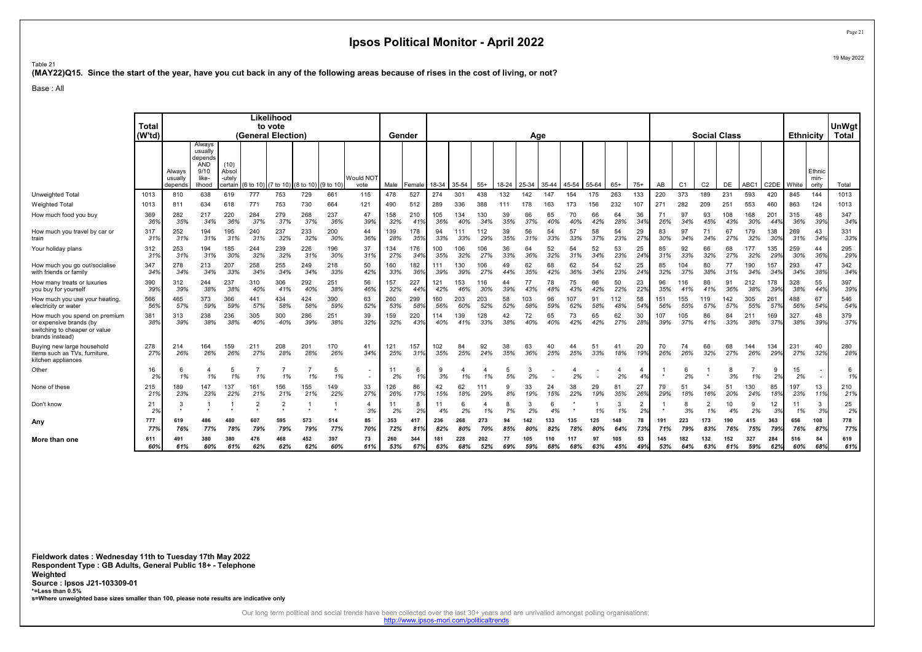# Ipsos Political Monitor - April 2022

Table 21
**(MAY22)Q15. Since the start of the year, have you cut back in any of the following areas because of rises in the cost of living, or not?**

Base : All

| | Total (W'td) | Likelihood to vote (General Election) | | | | | | | | Gender | | Age | | | | | | | | | | | Social Class | | | | | | Ethnicity | | UnWgt Total |
|---|---|---|---|---|---|---|---|---|---|---|---|---|---|---|---|---|---|---|---|---|---|---|---|---|---|---|---|---|---|---|---|
| | | Always usually depends | Always usually depends AND 9/10 like-lihood | (10) Absol -utely certain | (6 to 10) | (7 to 10) | (8 to 10) | (9 to 10) | Would NOT vote | Male | Female | 18-34 | 35-54 | 55+ | 18-24 | 25-34 | 35-44 | 45-54 | 55-64 | 65+ | 75+ | AB | C1 | C2 | DE | ABC1 | C2DE | White | Ethnic min-ority | Total |
| Unweighted Total | 1013 | 810 | 638 | 619 | 777 | 753 | 729 | 661 | 115 | 478 | 527 | 274 | 301 | 438 | 132 | 142 | 147 | 154 | 175 | 263 | 133 | 220 | 373 | 189 | 231 | 593 | 420 | 845 | 144 | 1013 |
| Weighted Total | 1013 | 811 | 634 | 618 | 771 | 753 | 730 | 664 | 121 | 490 | 512 | 289 | 336 | 388 | 111 | 178 | 163 | 173 | 156 | 232 | 107 | 271 | 282 | 209 | 251 | 553 | 460 | 863 | 124 | 1013 |
| How much food you buy | 369 | 282 | 217 | 220 | 284 | 279 | 268 | 237 | 47 | 158 | 210 | 105 | 134 | 130 | 39 | 66 | 65 | 70 | 66 | 64 | 36 | 71 | 97 | 93 | 108 | 168 | 201 | 315 | 48 | 347 |
| | 36% | 35% | 34% | 36% | 37% | 37% | 37% | 36% | 39% | 32% | 41% | 36% | 40% | 34% | 35% | 37% | 40% | 40% | 42% | 28% | 34% | 26% | 34% | 45% | 43% | 30% | 44% | 36% | 39% | 34% |
| How much you travel by car or train | 317 | 252 | 194 | 195 | 240 | 237 | 233 | 200 | 44 | 139 | 178 | 94 | 111 | 112 | 39 | 56 | 54 | 57 | 58 | 54 | 29 | 83 | 97 | 71 | 67 | 179 | 138 | 269 | 43 | 331 |
| | 31% | 31% | 31% | 31% | 31% | 32% | 32% | 30% | 36% | 28% | 35% | 33% | 33% | 29% | 35% | 31% | 33% | 33% | 37% | 23% | 27% | 30% | 34% | 34% | 27% | 32% | 30% | 31% | 34% | 33% |
| Your holiday plans | 312 | 253 | 194 | 185 | 244 | 239 | 226 | 196 | 37 | 134 | 176 | 100 | 106 | 106 | 36 | 64 | 52 | 54 | 52 | 53 | 25 | 85 | 92 | 66 | 68 | 177 | 135 | 259 | 44 | 295 |
| | 31% | 31% | 31% | 30% | 32% | 32% | 31% | 30% | 31% | 27% | 34% | 35% | 32% | 27% | 33% | 36% | 32% | 31% | 34% | 23% | 24% | 31% | 33% | 32% | 27% | 32% | 29% | 30% | 36% | 29% |
| How much you go out/socialise with friends or family | 347 | 278 | 213 | 207 | 258 | 255 | 249 | 218 | 50 | 160 | 182 | 111 | 130 | 106 | 49 | 62 | 68 | 62 | 54 | 52 | 25 | 85 | 104 | 80 | 77 | 190 | 157 | 293 | 47 | 342 |
| | 34% | 34% | 34% | 33% | 34% | 34% | 34% | 33% | 42% | 33% | 36% | 39% | 39% | 27% | 44% | 35% | 42% | 36% | 34% | 23% | 24% | 32% | 37% | 38% | 31% | 34% | 34% | 34% | 38% | 34% |
| How many treats or luxuries you buy for yourself | 390 | 312 | 244 | 237 | 310 | 306 | 292 | 251 | 56 | 157 | 227 | 121 | 153 | 116 | 44 | 77 | 78 | 75 | 66 | 50 | 23 | 96 | 116 | 86 | 91 | 212 | 178 | 328 | 55 | 397 |
| | 39% | 39% | 38% | 38% | 40% | 41% | 40% | 38% | 46% | 32% | 44% | 42% | 46% | 30% | 39% | 43% | 48% | 43% | 42% | 22% | 22% | 35% | 41% | 41% | 36% | 38% | 39% | 38% | 44% | 39% |
| How much you use your heating, electricity or water | 566 | 465 | 373 | 366 | 441 | 434 | 424 | 390 | 63 | 260 | 299 | 160 | 203 | 203 | 58 | 103 | 96 | 107 | 91 | 112 | 58 | 151 | 155 | 119 | 142 | 305 | 261 | 488 | 67 | 546 |
| | 56% | 57% | 59% | 59% | 57% | 58% | 58% | 59% | 52% | 53% | 58% | 56% | 60% | 52% | 52% | 58% | 59% | 62% | 58% | 48% | 54% | 56% | 55% | 57% | 57% | 55% | 57% | 56% | 54% | 54% |
| How much you spend on premium or expensive brands (by switching to cheaper or value brands instead) | 381 | 313 | 238 | 236 | 305 | 300 | 286 | 251 | 39 | 159 | 220 | 114 | 139 | 128 | 42 | 72 | 65 | 73 | 65 | 62 | 30 | 107 | 105 | 86 | 84 | 211 | 169 | 327 | 48 | 379 |
| | 38% | 39% | 38% | 38% | 40% | 40% | 39% | 38% | 32% | 32% | 43% | 40% | 41% | 33% | 38% | 40% | 40% | 42% | 42% | 27% | 28% | 39% | 37% | 41% | 33% | 38% | 37% | 38% | 39% | 37% |
| Buying new large household items such as TVs, furniture, kitchen appliances | 278 | 214 | 164 | 159 | 211 | 208 | 201 | 170 | 41 | 121 | 157 | 102 | 84 | 92 | 38 | 63 | 40 | 44 | 51 | 41 | 20 | 70 | 74 | 66 | 68 | 144 | 134 | 231 | 40 | 280 |
| | 27% | 26% | 26% | 26% | 27% | 28% | 28% | 26% | 34% | 25% | 31% | 35% | 25% | 24% | 35% | 36% | 25% | 25% | 33% | 18% | 19% | 26% | 26% | 32% | 27% | 26% | 29% | 27% | 32% | 28% |
| Other | 16 | 6 | 4 | 5 | 7 | 7 | 7 | 5 | - | 11 | 6 | 9 | 4 | 4 | 5 | 3 | - | 4 | - | 4 | 4 | 1 | 6 | 1 | 8 | 7 | 9 | 15 | - | 6 |
| | 2% | 1% | 1% | 1% | 1% | 1% | 1% | 1% | - | 2% | 1% | 3% | 1% | 1% | 5% | 2% | - | 2% | - | 2% | 4% | * | 2% | * | 3% | 1% | 2% | 2% | - | 1% |
| None of these | 215 | 189 | 147 | 137 | 161 | 156 | 155 | 149 | 33 | 126 | 86 | 42 | 62 | 111 | 9 | 33 | 24 | 38 | 29 | 81 | 27 | 79 | 51 | 34 | 51 | 130 | 85 | 197 | 13 | 210 |
| | 21% | 23% | 23% | 22% | 21% | 21% | 21% | 22% | 27% | 26% | 17% | 15% | 18% | 29% | 8% | 19% | 15% | 22% | 19% | 35% | 26% | 29% | 18% | 16% | 20% | 24% | 18% | 23% | 11% | 21% |
| Don't know | 21 | 3 | 1 | 1 | 2 | 2 | 1 | 1 | 4 | 11 | 8 | 11 | 6 | 4 | 8 | 3 | 6 | * | 1 | 3 | 2 | 1 | 8 | 2 | 10 | 9 | 12 | 11 | 3 | 25 |
| | 2% | * | * | * | * | * | * | * | 3% | 2% | 2% | 4% | 2% | 1% | 7% | 2% | 4% | * | 1% | 1% | 2% | * | 3% | 1% | 4% | 2% | 3% | 1% | 3% | 2% |
| **Any** | **777** | **619** | **486** | **480** | **607** | **595** | **573** | **514** | **85** | **353** | **417** | **236** | **268** | **273** | **94** | **142** | **133** | **135** | **125** | **148** | **78** | **191** | **223** | **173** | **190** | **415** | **363** | **656** | **108** | **778** |
| | **77%** | **76%** | **77%** | **78%** | **79%** | **79%** | **79%** | **77%** | **70%** | **72%** | **81%** | **82%** | **80%** | **70%** | **85%** | **80%** | **82%** | **78%** | **80%** | **64%** | **73%** | **71%** | **79%** | **83%** | **76%** | **75%** | **79%** | **76%** | **87%** | **77%** |
| **More than one** | **611** | **491** | **380** | **380** | **476** | **468** | **452** | **397** | **73** | **260** | **344** | **181** | **228** | **202** | **77** | **105** | **110** | **117** | **97** | **105** | **53** | **145** | **182** | **132** | **152** | **327** | **284** | **516** | **84** | **619** |
| | **60%** | **61%** | **60%** | **61%** | **62%** | **62%** | **62%** | **60%** | **61%** | **53%** | **67%** | **63%** | **68%** | **52%** | **69%** | **59%** | **68%** | **68%** | **63%** | **45%** | **49%** | **53%** | **64%** | **63%** | **61%** | **59%** | **62%** | **60%** | **68%** | **61%** |

**Fieldwork dates : Wednesday 11th to Tuesday 17th May 2022**
**Respondent Type : GB Adults, General Public 18+ - Telephone**
**Weighted**
**Source : Ipsos J21-103309-01**
***=Less than 0.5%**
**s=Where unweighted base sizes smaller than 100, please note results are indicative only**

Our long term political and social trends have been collected over the last 30+ years and are unrivalled amongst polling organisations:
http://www.ipsos-mori.com/politicaltrends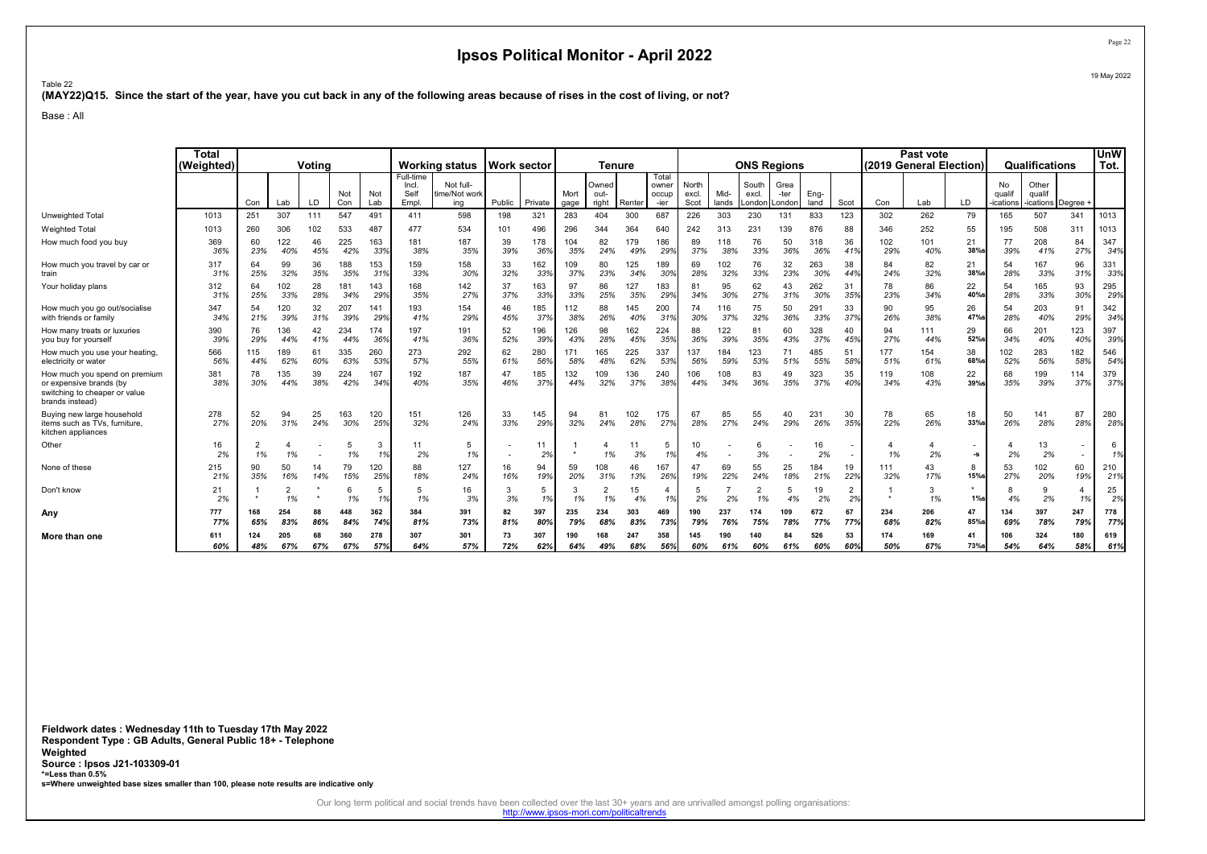# Ipsos Political Monitor - April 2022

Table 22
**(MAY22)Q15. Since the start of the year, have you cut back in any of the following areas because of rises in the cost of living, or not?**

Base : All

| | Total (Weighted) | Voting | | | | | Working status | | Work sector | | Tenure | | | | ONS Regions | | | | | | Past vote (2019 General Election) | | | Qualifications | | | UnW Tot. |
|---|---|---|---|---|---|---|---|---|---|---|---|---|---|---|---|---|---|---|---|---|---|---|---|---|---|---|---|
| | | Con | Lab | LD | Not Con | Not Lab | Full-time Incl. Self Empl. | Not full-time/Not working | Public | Private | Mort gage | Owned out-right | Renter | Total owner occup -ier | North excl. Scot | Mid-lands | South excl. London | Grea -ter London | Eng-land | Scot | Con | Lab | LD | No qualif -ications | Other qualif -ications | Degree + | |
| Unweighted Total | 1013 | 251 | 307 | 111 | 547 | 491 | 411 | 598 | 198 | 321 | 283 | 404 | 300 | 687 | 226 | 303 | 230 | 131 | 833 | 123 | 302 | 262 | 79 | 165 | 507 | 341 | 1013 |
| Weighted Total | 1013 | 260 | 306 | 102 | 533 | 487 | 477 | 534 | 101 | 496 | 296 | 344 | 364 | 640 | 242 | 313 | 231 | 139 | 876 | 88 | 346 | 252 | 55 | 195 | 508 | 311 | 1013 |
| How much food you buy | 369 | 60 | 122 | 46 | 225 | 163 | 181 | 187 | 39 | 178 | 104 | 82 | 179 | 186 | 89 | 118 | 76 | 50 | 318 | 36 | 102 | 101 | 21 | 77 | 208 | 84 | 347 |
| | 36% | 23% | 40% | 45% | 42% | 33% | 38% | 35% | 39% | 36% | 35% | 24% | 49% | 29% | 37% | 38% | 33% | 36% | 36% | 41% | 29% | 40% | 38%s | 39% | 41% | 27% | 34% |
| How much you travel by car or train | 317 | 64 | 99 | 36 | 188 | 153 | 159 | 158 | 33 | 162 | 109 | 80 | 125 | 189 | 69 | 102 | 76 | 32 | 263 | 38 | 84 | 82 | 21 | 54 | 167 | 96 | 331 |
| | 31% | 25% | 32% | 35% | 35% | 31% | 33% | 30% | 32% | 33% | 37% | 23% | 34% | 30% | 28% | 32% | 33% | 23% | 30% | 44% | 24% | 32% | 38%s | 28% | 33% | 31% | 33% |
| Your holiday plans | 312 | 64 | 102 | 28 | 181 | 143 | 168 | 142 | 37 | 163 | 97 | 86 | 127 | 183 | 81 | 95 | 62 | 43 | 262 | 31 | 78 | 86 | 22 | 54 | 165 | 93 | 295 |
| | 31% | 25% | 33% | 28% | 34% | 29% | 35% | 27% | 37% | 33% | 33% | 25% | 35% | 29% | 34% | 30% | 27% | 31% | 30% | 35% | 23% | 34% | 40%s | 28% | 33% | 30% | 29% |
| How much you go out/socialise with friends or family | 347 | 54 | 120 | 32 | 207 | 141 | 193 | 154 | 46 | 185 | 112 | 88 | 145 | 200 | 74 | 116 | 75 | 50 | 291 | 33 | 90 | 95 | 26 | 54 | 203 | 91 | 342 |
| | 34% | 21% | 39% | 31% | 39% | 29% | 41% | 29% | 45% | 37% | 38% | 26% | 40% | 31% | 30% | 37% | 32% | 36% | 33% | 37% | 26% | 38% | 47%s | 28% | 40% | 29% | 34% |
| How many treats or luxuries you buy for yourself | 390 | 76 | 136 | 42 | 234 | 174 | 197 | 191 | 52 | 196 | 126 | 98 | 162 | 224 | 88 | 122 | 81 | 60 | 328 | 40 | 94 | 111 | 29 | 66 | 201 | 123 | 397 |
| | 39% | 29% | 44% | 41% | 44% | 36% | 41% | 36% | 52% | 39% | 43% | 28% | 45% | 35% | 36% | 39% | 35% | 43% | 37% | 45% | 27% | 44% | 52%s | 34% | 40% | 40% | 39% |
| How much you use your heating, electricity or water | 566 | 115 | 189 | 61 | 335 | 260 | 273 | 292 | 62 | 280 | 171 | 165 | 225 | 337 | 137 | 184 | 123 | 71 | 485 | 51 | 177 | 154 | 38 | 102 | 283 | 182 | 546 |
| | 56% | 44% | 62% | 60% | 63% | 53% | 57% | 55% | 61% | 56% | 58% | 48% | 62% | 53% | 56% | 59% | 53% | 51% | 55% | 58% | 51% | 61% | 68%s | 52% | 56% | 58% | 54% |
| How much you spend on premium or expensive brands (by switching to cheaper or value brands instead) | 381 | 78 | 135 | 39 | 224 | 167 | 192 | 187 | 47 | 185 | 132 | 109 | 136 | 240 | 106 | 108 | 83 | 49 | 323 | 35 | 119 | 108 | 22 | 68 | 199 | 114 | 379 |
| | 38% | 30% | 44% | 38% | 42% | 34% | 40% | 35% | 46% | 37% | 44% | 32% | 37% | 38% | 44% | 34% | 36% | 35% | 37% | 40% | 34% | 43% | 39%s | 35% | 39% | 37% | 37% |
| Buying new large household items such as TVs, furniture, kitchen appliances | 278 | 52 | 94 | 25 | 163 | 120 | 151 | 126 | 33 | 145 | 94 | 81 | 102 | 175 | 67 | 85 | 55 | 40 | 231 | 30 | 78 | 65 | 18 | 50 | 141 | 87 | 280 |
| | 27% | 20% | 31% | 24% | 30% | 25% | 32% | 24% | 33% | 29% | 32% | 24% | 28% | 27% | 28% | 27% | 24% | 29% | 26% | 35% | 22% | 26% | 33%s | 26% | 28% | 28% | 28% |
| Other | 16 | 2 | 4 | - | 5 | 3 | 11 | 5 | - | 11 | 1 | 4 | 11 | 5 | 10 | - | 6 | - | 16 | - | 4 | 4 | - | 4 | 13 | - | 6 |
| | 2% | 1% | 1% | - | 1% | 1% | 2% | 1% | - | 2% | * | 1% | 3% | 1% | 4% | - | 3% | - | 2% | - | 1% | 2% | -s | 2% | 2% | - | 1% |
| None of these | 215 | 90 | 50 | 14 | 79 | 120 | 88 | 127 | 16 | 94 | 59 | 108 | 46 | 167 | 47 | 69 | 55 | 25 | 184 | 19 | 111 | 43 | 8 | 53 | 102 | 60 | 210 |
| | 21% | 35% | 16% | 14% | 15% | 25% | 18% | 24% | 16% | 19% | 20% | 31% | 13% | 26% | 19% | 22% | 24% | 18% | 21% | 22% | 32% | 17% | 15%s | 27% | 20% | 19% | 21% |
| Don't know | 21 | 1 | 2 | * | 6 | 5 | 5 | 16 | 3 | 5 | 3 | 2 | 15 | 4 | 5 | 7 | 2 | 5 | 19 | 2 | 1 | 3 | * | 8 | 9 | 4 | 25 |
| | 2% | * | 1% | * | 1% | 1% | 1% | 3% | 3% | 1% | 1% | 1% | 4% | 1% | 2% | 2% | 1% | 4% | 2% | 2% | * | 1% | 1%s | 4% | 2% | 1% | 2% |
| **Any** | **777** | **168** | **254** | **88** | **448** | **362** | **384** | **391** | **82** | **397** | **235** | **234** | **303** | **469** | **190** | **237** | **174** | **109** | **672** | **67** | **234** | **206** | **47** | **134** | **397** | **247** | **778** |
| | **77%** | **65%** | **83%** | **86%** | **84%** | **74%** | **81%** | **73%** | **81%** | **80%** | **79%** | **68%** | **83%** | **73%** | **79%** | **76%** | **75%** | **78%** | **77%** | **77%** | **68%** | **82%** | **85%s** | **69%** | **78%** | **79%** | **77%** |
| **More than one** | **611** | **124** | **205** | **68** | **360** | **278** | **307** | **301** | **73** | **307** | **190** | **168** | **247** | **358** | **145** | **190** | **140** | **84** | **526** | **53** | **174** | **169** | **41** | **106** | **324** | **180** | **619** |
| | **60%** | **48%** | **67%** | **67%** | **67%** | **57%** | **64%** | **57%** | **72%** | **62%** | **64%** | **49%** | **68%** | **56%** | **60%** | **61%** | **60%** | **61%** | **60%** | **60%** | **50%** | **67%** | **73%s** | **54%** | **64%** | **58%** | **61%** |

**Fieldwork dates : Wednesday 11th to Tuesday 17th May 2022**
**Respondent Type : GB Adults, General Public 18+ - Telephone**
**Weighted**
**Source : Ipsos J21-103309-01**
***=Less than 0.5%**
**s=Where unweighted base sizes smaller than 100, please note results are indicative only**

Our long term political and social trends have been collected over the last 30+ years and are unrivalled amongst polling organisations:
http://www.ipsos-mori.com/politicaltrends